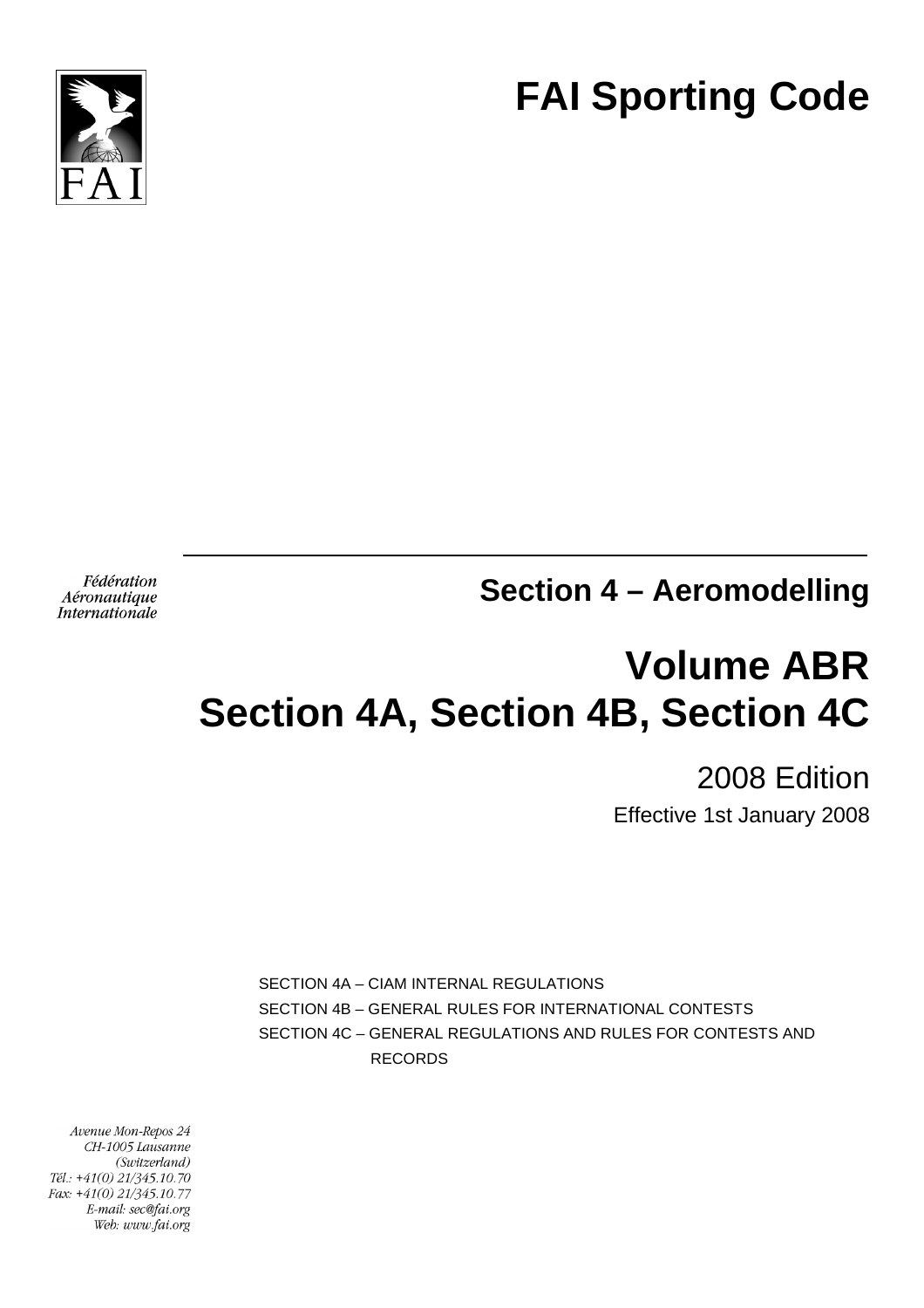# FAI Sporting Code

Fédération Aéronautique Internationale

## Section 4 – Aeromodelling

# Volume ABR
# Section 4A, Section 4B, Section 4C

2008 Edition

Effective 1st January 2008

SECTION 4A – CIAM INTERNAL REGULATIONS

SECTION 4B – GENERAL RULES FOR INTERNATIONAL CONTESTS

SECTION 4C – GENERAL REGULATIONS AND RULES FOR CONTESTS AND RECORDS

*Avenue Mon-Repos 24*
*CH-1005 Lausanne*
*(Switzerland)*
*Tél.: +41(0) 21/345.10.70*
*Fax: +41(0) 21/345.10.77*
*E-mail: sec@fai.org*
*Web: www.fai.org*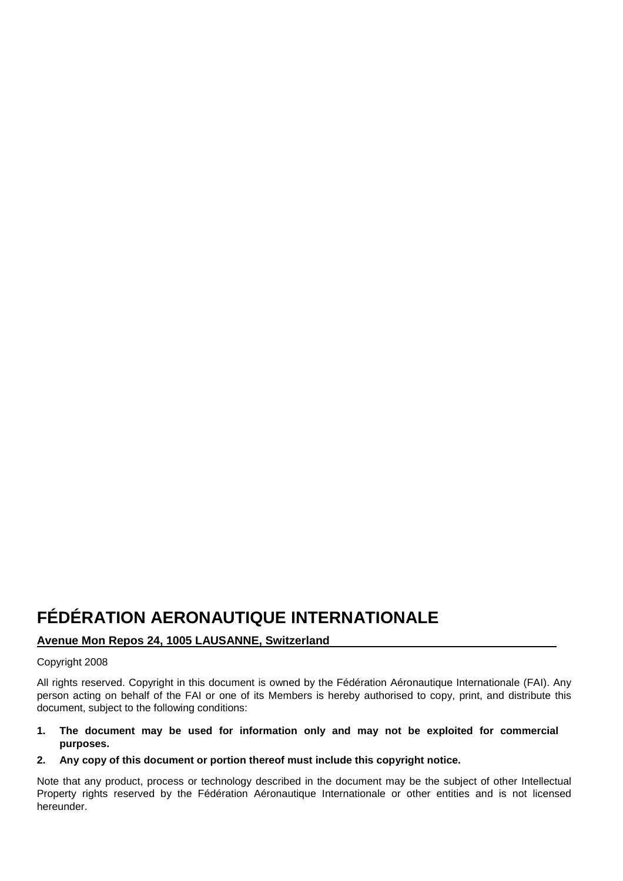# FÉDÉRATION AERONAUTIQUE INTERNATIONALE

**Avenue Mon Repos 24, 1005 LAUSANNE, Switzerland**

Copyright 2008

All rights reserved. Copyright in this document is owned by the Fédération Aéronautique Internationale (FAI). Any person acting on behalf of the FAI or one of its Members is hereby authorised to copy, print, and distribute this document, subject to the following conditions:

1. **The document may be used for information only and may not be exploited for commercial purposes.**
2. **Any copy of this document or portion thereof must include this copyright notice.**

Note that any product, process or technology described in the document may be the subject of other Intellectual Property rights reserved by the Fédération Aéronautique Internationale or other entities and is not licensed hereunder.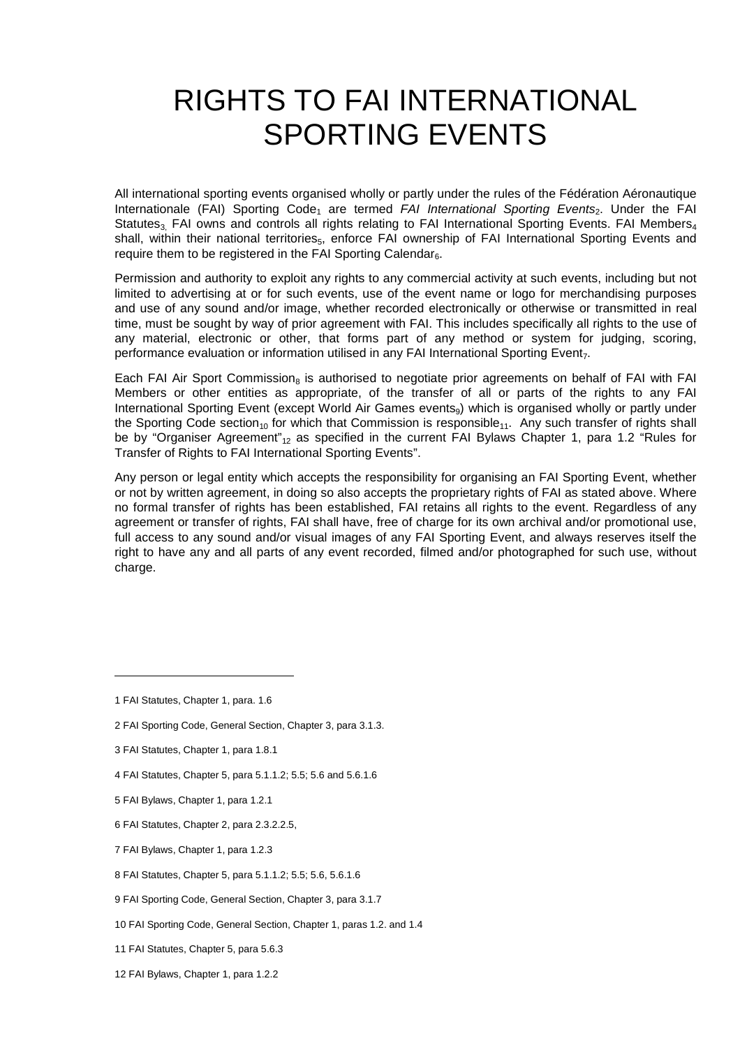# RIGHTS TO FAI INTERNATIONAL SPORTING EVENTS

All international sporting events organised wholly or partly under the rules of the Fédération Aéronautique Internationale (FAI) Sporting Code[1] are termed *FAI International Sporting Events*[2]. Under the FAI Statutes[3], FAI owns and controls all rights relating to FAI International Sporting Events. FAI Members[4] shall, within their national territories[5], enforce FAI ownership of FAI International Sporting Events and require them to be registered in the FAI Sporting Calendar[6].

Permission and authority to exploit any rights to any commercial activity at such events, including but not limited to advertising at or for such events, use of the event name or logo for merchandising purposes and use of any sound and/or image, whether recorded electronically or otherwise or transmitted in real time, must be sought by way of prior agreement with FAI. This includes specifically all rights to the use of any material, electronic or other, that forms part of any method or system for judging, scoring, performance evaluation or information utilised in any FAI International Sporting Event[7].

Each FAI Air Sport Commission[8] is authorised to negotiate prior agreements on behalf of FAI with FAI Members or other entities as appropriate, of the transfer of all or parts of the rights to any FAI International Sporting Event (except World Air Games events[9]) which is organised wholly or partly under the Sporting Code section[10] for which that Commission is responsible[11]. Any such transfer of rights shall be by "Organiser Agreement"[12] as specified in the current FAI Bylaws Chapter 1, para 1.2 "Rules for Transfer of Rights to FAI International Sporting Events".

Any person or legal entity which accepts the responsibility for organising an FAI Sporting Event, whether or not by written agreement, in doing so also accepts the proprietary rights of FAI as stated above. Where no formal transfer of rights has been established, FAI retains all rights to the event. Regardless of any agreement or transfer of rights, FAI shall have, free of charge for its own archival and/or promotional use, full access to any sound and/or visual images of any FAI Sporting Event, and always reserves itself the right to have any and all parts of any event recorded, filmed and/or photographed for such use, without charge.

---

1 FAI Statutes, Chapter 1, para. 1.6

2 FAI Sporting Code, General Section, Chapter 3, para 3.1.3.

3 FAI Statutes, Chapter 1, para 1.8.1

4 FAI Statutes, Chapter 5, para 5.1.1.2; 5.5; 5.6 and 5.6.1.6

5 FAI Bylaws, Chapter 1, para 1.2.1

6 FAI Statutes, Chapter 2, para 2.3.2.2.5,

7 FAI Bylaws, Chapter 1, para 1.2.3

8 FAI Statutes, Chapter 5, para 5.1.1.2; 5.5; 5.6, 5.6.1.6

9 FAI Sporting Code, General Section, Chapter 3, para 3.1.7

10 FAI Sporting Code, General Section, Chapter 1, paras 1.2. and 1.4

11 FAI Statutes, Chapter 5, para 5.6.3

12 FAI Bylaws, Chapter 1, para 1.2.2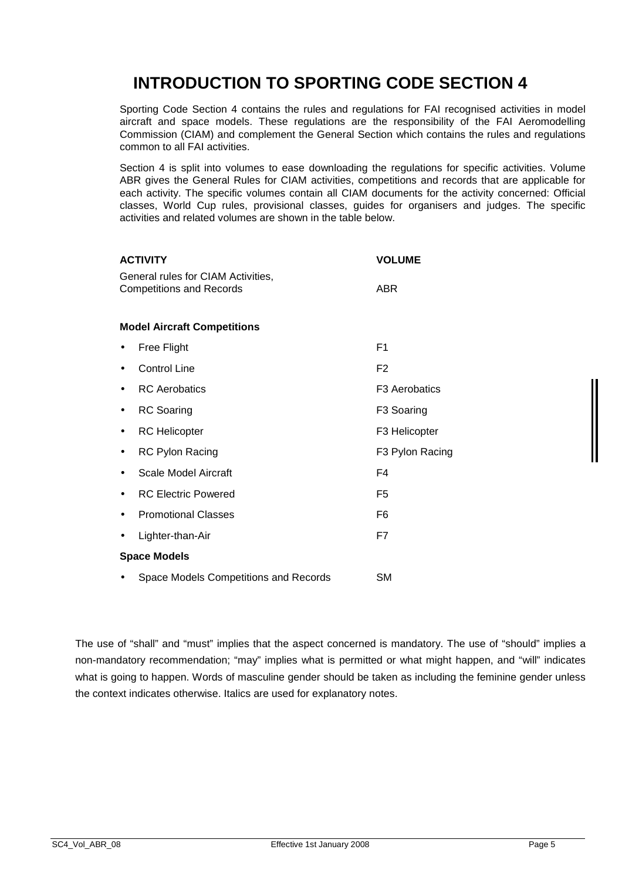# INTRODUCTION TO SPORTING CODE SECTION 4

Sporting Code Section 4 contains the rules and regulations for FAI recognised activities in model aircraft and space models. These regulations are the responsibility of the FAI Aeromodelling Commission (CIAM) and complement the General Section which contains the rules and regulations common to all FAI activities.

Section 4 is split into volumes to ease downloading the regulations for specific activities. Volume ABR gives the General Rules for CIAM activities, competitions and records that are applicable for each activity. The specific volumes contain all CIAM documents for the activity concerned: Official classes, World Cup rules, provisional classes, guides for organisers and judges. The specific activities and related volumes are shown in the table below.

| ACTIVITY | VOLUME |
|---|---|
| General rules for CIAM Activities, Competitions and Records | ABR |
| **Model Aircraft Competitions** | |
| • Free Flight | F1 |
| • Control Line | F2 |
| • RC Aerobatics | F3 Aerobatics |
| • RC Soaring | F3 Soaring |
| • RC Helicopter | F3 Helicopter |
| • RC Pylon Racing | F3 Pylon Racing |
| • Scale Model Aircraft | F4 |
| • RC Electric Powered | F5 |
| • Promotional Classes | F6 |
| • Lighter-than-Air | F7 |
| **Space Models** | |
| • Space Models Competitions and Records | SM |

The use of "shall" and "must" implies that the aspect concerned is mandatory. The use of "should" implies a non-mandatory recommendation; "may" implies what is permitted or what might happen, and "will" indicates what is going to happen. Words of masculine gender should be taken as including the feminine gender unless the context indicates otherwise. Italics are used for explanatory notes.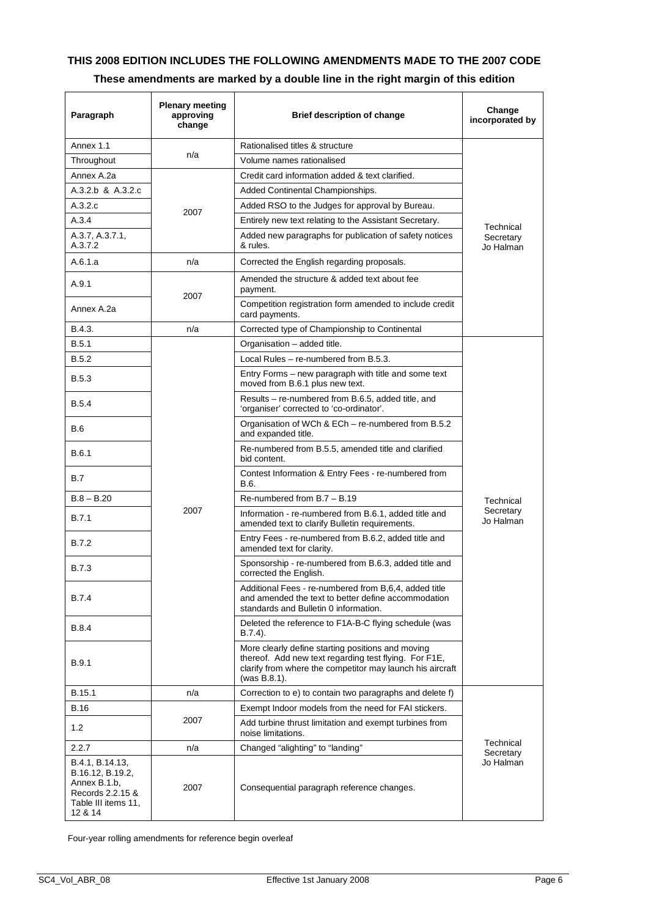**THIS 2008 EDITION INCLUDES THE FOLLOWING AMENDMENTS MADE TO THE 2007 CODE**

**These amendments are marked by a double line in the right margin of this edition**

| Paragraph | Plenary meeting approving change | Brief description of change | Change incorporated by |
|---|---|---|---|
| Annex 1.1 | n/a | Rationalised titles & structure | Technical Secretary Jo Halman |
| Throughout | | Volume names rationalised | |
| Annex A.2a | 2007 | Credit card information added & text clarified. | |
| A.3.2.b & A.3.2.c | | Added Continental Championships. | |
| A.3.2.c | | Added RSO to the Judges for approval by Bureau. | |
| A.3.4 | | Entirely new text relating to the Assistant Secretary. | |
| A.3.7, A.3.7.1, A.3.7.2 | | Added new paragraphs for publication of safety notices & rules. | |
| A.6.1.a | n/a | Corrected the English regarding proposals. | |
| A.9.1 | 2007 | Amended the structure & added text about fee payment. | |
| Annex A.2a | | Competition registration form amended to include credit card payments. | |
| B.4.3. | n/a | Corrected type of Championship to Continental | |
| B.5.1 | 2007 | Organisation – added title. | Technical Secretary Jo Halman |
| B.5.2 | | Local Rules – re-numbered from B.5.3. | |
| B.5.3 | | Entry Forms – new paragraph with title and some text moved from B.6.1 plus new text. | |
| B.5.4 | | Results – re-numbered from B.6.5, added title, and 'organiser' corrected to 'co-ordinator'. | |
| B.6 | | Organisation of WCh & ECh – re-numbered from B.5.2 and expanded title. | |
| B.6.1 | | Re-numbered from B.5.5, amended title and clarified bid content. | |
| B.7 | | Contest Information & Entry Fees - re-numbered from B.6. | |
| B.8 – B.20 | | Re-numbered from B.7 – B.19 | |
| B.7.1 | | Information - re-numbered from B.6.1, added title and amended text to clarify Bulletin requirements. | |
| B.7.2 | | Entry Fees - re-numbered from B.6.2, added title and amended text for clarity. | |
| B.7.3 | | Sponsorship - re-numbered from B.6.3, added title and corrected the English. | |
| B.7.4 | | Additional Fees - re-numbered from B,6,4, added title and amended the text to better define accommodation standards and Bulletin 0 information. | |
| B.8.4 | | Deleted the reference to F1A-B-C flying schedule (was B.7.4). | |
| B.9.1 | | More clearly define starting positions and moving thereof. Add new text regarding test flying. For F1E, clarify from where the competitor may launch his aircraft (was B.8.1). | |
| B.15.1 | n/a | Correction to e) to contain two paragraphs and delete f) | Technical Secretary Jo Halman |
| B.16 | 2007 | Exempt Indoor models from the need for FAI stickers. | |
| 1.2 | | Add turbine thrust limitation and exempt turbines from noise limitations. | |
| 2.2.7 | n/a | Changed "alighting" to "landing" | |
| B.4.1, B.14.13, B.16.12, B.19.2, Annex B.1.b, Records 2.2.15 & Table III items 11, 12 & 14 | 2007 | Consequential paragraph reference changes. | |

Four-year rolling amendments for reference begin overleaf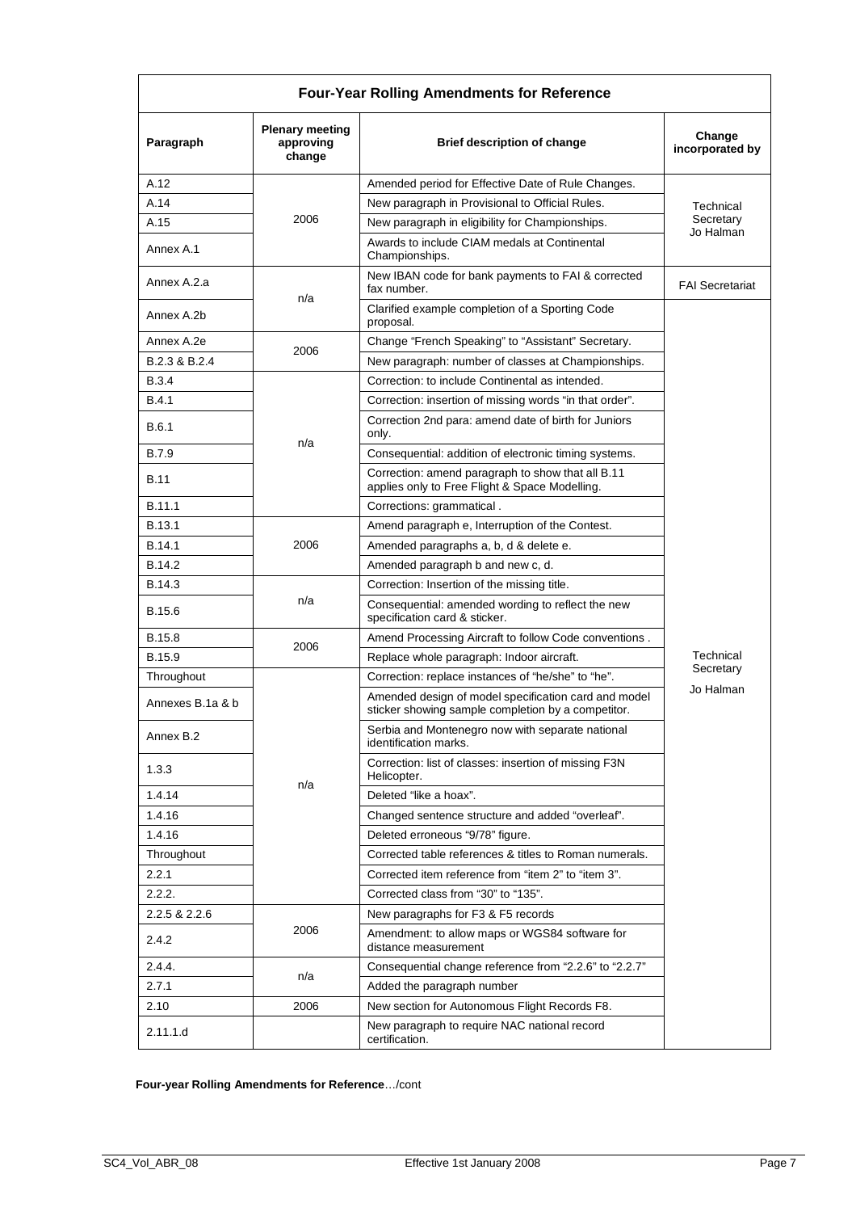| Four-Year Rolling Amendments for Reference | | | |
|---|---|---|---|
| **Paragraph** | **Plenary meeting approving change** | **Brief description of change** | **Change incorporated by** |
| A.12 | 2006 | Amended period for Effective Date of Rule Changes. | Technical Secretary Jo Halman |
| A.14 | | New paragraph in Provisional to Official Rules. | |
| A.15 | | New paragraph in eligibility for Championships. | |
| Annex A.1 | | Awards to include CIAM medals at Continental Championships. | |
| Annex A.2.a | n/a | New IBAN code for bank payments to FAI & corrected fax number. | FAI Secretariat |
| Annex A.2b | | Clarified example completion of a Sporting Code proposal. | Technical Secretary Jo Halman |
| Annex A.2e | 2006 | Change “French Speaking” to “Assistant” Secretary. | |
| B.2.3 & B.2.4 | | New paragraph: number of classes at Championships. | |
| B.3.4 | n/a | Correction: to include Continental as intended. | |
| B.4.1 | | Correction: insertion of missing words “in that order”. | |
| B.6.1 | | Correction 2nd para: amend date of birth for Juniors only. | |
| B.7.9 | | Consequential: addition of electronic timing systems. | |
| B.11 | | Correction: amend paragraph to show that all B.11 applies only to Free Flight & Space Modelling. | |
| B.11.1 | | Corrections: grammatical . | |
| B.13.1 | 2006 | Amend paragraph e, Interruption of the Contest. | |
| B.14.1 | | Amended paragraphs a, b, d & delete e. | |
| B.14.2 | | Amended paragraph b and new c, d. | |
| B.14.3 | n/a | Correction: Insertion of the missing title. | |
| B.15.6 | | Consequential: amended wording to reflect the new specification card & sticker. | |
| B.15.8 | 2006 | Amend Processing Aircraft to follow Code conventions . | |
| B.15.9 | | Replace whole paragraph: Indoor aircraft. | |
| Throughout | n/a | Correction: replace instances of “he/she” to “he”. | |
| Annexes B.1a & b | | Amended design of model specification card and model sticker showing sample completion by a competitor. | |
| Annex B.2 | | Serbia and Montenegro now with separate national identification marks. | |
| 1.3.3 | | Correction: list of classes: insertion of missing F3N Helicopter. | |
| 1.4.14 | | Deleted “like a hoax”. | |
| 1.4.16 | | Changed sentence structure and added “overleaf”. | |
| 1.4.16 | | Deleted erroneous “9/78” figure. | |
| Throughout | | Corrected table references & titles to Roman numerals. | |
| 2.2.1 | | Corrected item reference from “item 2” to “item 3”. | |
| 2.2.2. | | Corrected class from “30” to “135”. | |
| 2.2.5 & 2.2.6 | 2006 | New paragraphs for F3 & F5 records | |
| 2.4.2 | | Amendment: to allow maps or WGS84 software for distance measurement | |
| 2.4.4. | n/a | Consequential change reference from “2.2.6” to “2.2.7” | |
| 2.7.1 | | Added the paragraph number | |
| 2.10 | 2006 | New section for Autonomous Flight Records F8. | |
| 2.11.1.d | | New paragraph to require NAC national record certification. | |

**Four-year Rolling Amendments for Reference**…/cont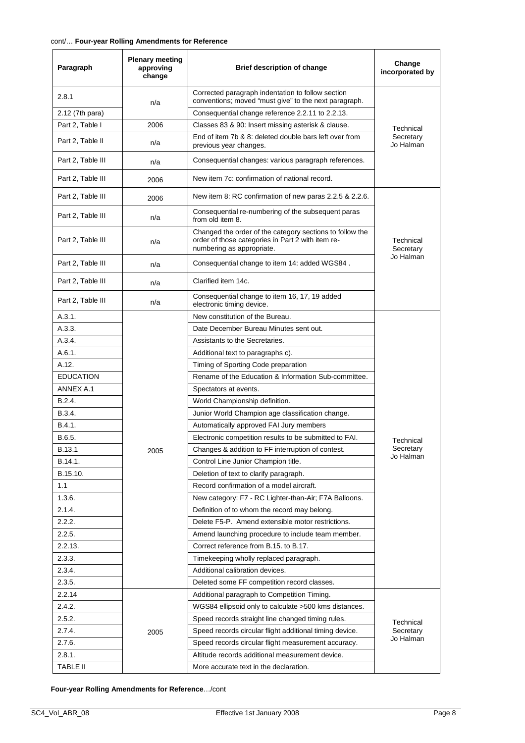cont/… **Four-year Rolling Amendments for Reference**

| Paragraph | Plenary meeting approving change | Brief description of change | Change incorporated by |
|---|---|---|---|
| 2.8.1 | n/a | Corrected paragraph indentation to follow section conventions; moved "must give" to the next paragraph. | Technical Secretary Jo Halman |
| 2.12 (7th para) | | Consequential change reference 2.2.11 to 2.2.13. | |
| Part 2, Table I | 2006 | Classes 83 & 90: Insert missing asterisk & clause. | |
| Part 2, Table II | n/a | End of item 7b & 8: deleted double bars left over from previous year changes. | |
| Part 2, Table III | n/a | Consequential changes: various paragraph references. | |
| Part 2, Table III | 2006 | New item 7c: confirmation of national record. | |
| Part 2, Table III | 2006 | New item 8: RC confirmation of new paras 2.2.5 & 2.2.6. | Technical Secretary Jo Halman |
| Part 2, Table III | n/a | Consequential re-numbering of the subsequent paras from old item 8. | |
| Part 2, Table III | n/a | Changed the order of the category sections to follow the order of those categories in Part 2 with item re-numbering as appropriate. | |
| Part 2, Table III | n/a | Consequential change to item 14: added WGS84 . | |
| Part 2, Table III | n/a | Clarified item 14c. | |
| Part 2, Table III | n/a | Consequential change to item 16, 17, 19 added electronic timing device. | |
| A.3.1. | 2005 | New constitution of the Bureau. | Technical Secretary Jo Halman |
| A.3.3. | | Date December Bureau Minutes sent out. | |
| A.3.4. | | Assistants to the Secretaries. | |
| A.6.1. | | Additional text to paragraphs c). | |
| A.12. | | Timing of Sporting Code preparation | |
| EDUCATION | | Rename of the Education & Information Sub-committee. | |
| ANNEX A.1 | | Spectators at events. | |
| B.2.4. | | World Championship definition. | |
| B.3.4. | | Junior World Champion age classification change. | |
| B.4.1. | | Automatically approved FAI Jury members | |
| B.6.5. | | Electronic competition results to be submitted to FAI. | |
| B.13.1 | | Changes & addition to FF interruption of contest. | |
| B.14.1. | | Control Line Junior Champion title. | |
| B.15.10. | | Deletion of text to clarify paragraph. | |
| 1.1 | | Record confirmation of a model aircraft. | |
| 1.3.6. | | New category: F7 - RC Lighter-than-Air; F7A Balloons. | |
| 2.1.4. | | Definition of to whom the record may belong. | |
| 2.2.2. | | Delete F5-P. Amend extensible motor restrictions. | |
| 2.2.5. | | Amend launching procedure to include team member. | |
| 2.2.13. | | Correct reference from B.15. to B.17. | |
| 2.3.3. | | Timekeeping wholly replaced paragraph. | |
| 2.3.4. | | Additional calibration devices. | |
| 2.3.5. | | Deleted some FF competition record classes. | |
| 2.2.14 | 2005 | Additional paragraph to Competition Timing. | Technical Secretary Jo Halman |
| 2.4.2. | | WGS84 ellipsoid only to calculate >500 kms distances. | |
| 2.5.2. | | Speed records straight line changed timing rules. | |
| 2.7.4. | | Speed records circular flight additional timing device. | |
| 2.7.6. | | Speed records circular flight measurement accuracy. | |
| 2.8.1. | | Altitude records additional measurement device. | |
| TABLE II | | More accurate text in the declaration. | |

**Four-year Rolling Amendments for Reference**…/cont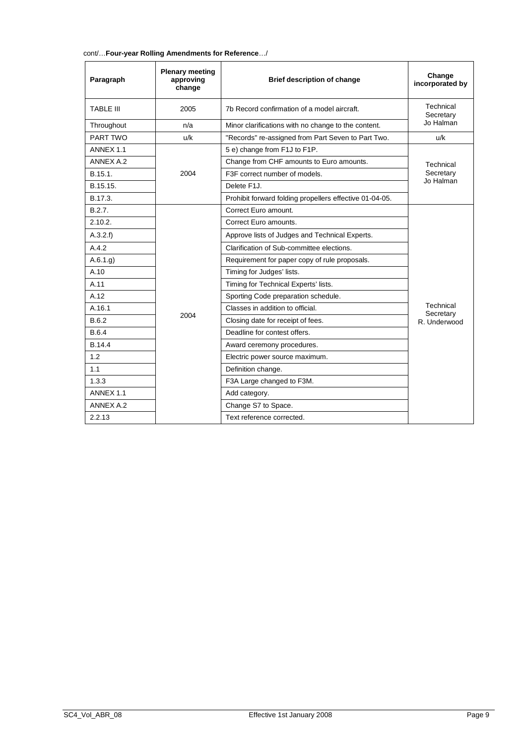cont/…**Four-year Rolling Amendments for Reference**…/

| Paragraph | Plenary meeting approving change | Brief description of change | Change incorporated by |
|---|---|---|---|
| TABLE III | 2005 | 7b Record confirmation of a model aircraft. | Technical Secretary Jo Halman |
| Throughout | n/a | Minor clarifications with no change to the content. | |
| PART TWO | u/k | "Records" re-assigned from Part Seven to Part Two. | u/k |
| ANNEX 1.1 | 2004 | 5 e) change from F1J to F1P. | Technical Secretary Jo Halman |
| ANNEX A.2 | | Change from CHF amounts to Euro amounts. | |
| B.15.1. | | F3F correct number of models. | |
| B.15.15. | | Delete F1J. | |
| B.17.3. | | Prohibit forward folding propellers effective 01-04-05. | |
| B.2.7. | 2004 | Correct Euro amount. | Technical Secretary R. Underwood |
| 2.10.2. | | Correct Euro amounts. | |
| A.3.2.f) | | Approve lists of Judges and Technical Experts. | |
| A.4.2 | | Clarification of Sub-committee elections. | |
| A.6.1.g) | | Requirement for paper copy of rule proposals. | |
| A.10 | | Timing for Judges' lists. | |
| A.11 | | Timing for Technical Experts' lists. | |
| A.12 | | Sporting Code preparation schedule. | |
| A.16.1 | | Classes in addition to official. | |
| B.6.2 | | Closing date for receipt of fees. | |
| B.6.4 | | Deadline for contest offers. | |
| B.14.4 | | Award ceremony procedures. | |
| 1.2 | | Electric power source maximum. | |
| 1.1 | | Definition change. | |
| 1.3.3 | | F3A Large changed to F3M. | |
| ANNEX 1.1 | | Add category. | |
| ANNEX A.2 | | Change S7 to Space. | |
| 2.2.13 | | Text reference corrected. | |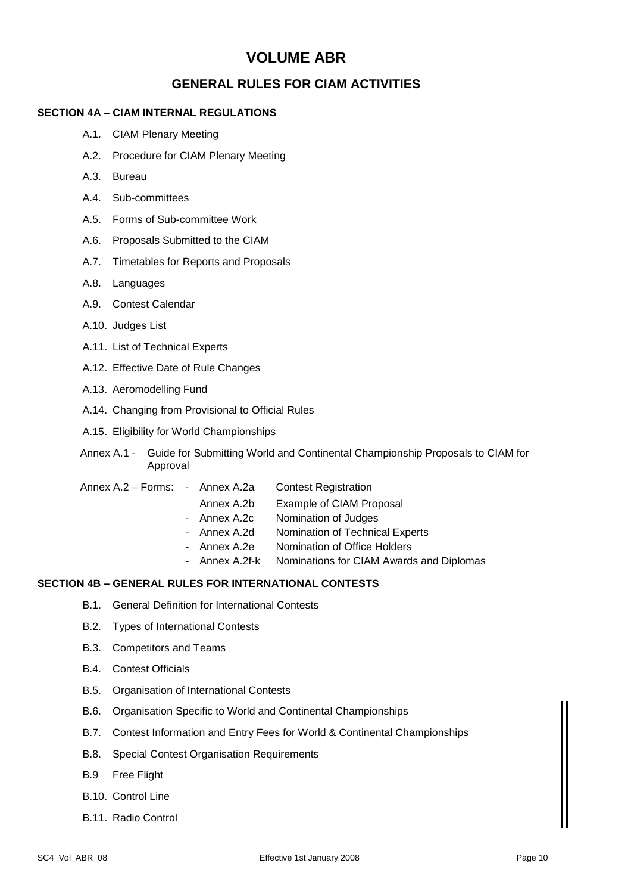# VOLUME ABR

## GENERAL RULES FOR CIAM ACTIVITIES

### SECTION 4A – CIAM INTERNAL REGULATIONS

- A.1. CIAM Plenary Meeting
- A.2. Procedure for CIAM Plenary Meeting
- A.3. Bureau
- A.4. Sub-committees
- A.5. Forms of Sub-committee Work
- A.6. Proposals Submitted to the CIAM
- A.7. Timetables for Reports and Proposals
- A.8. Languages
- A.9. Contest Calendar
- A.10. Judges List
- A.11. List of Technical Experts
- A.12. Effective Date of Rule Changes
- A.13. Aeromodelling Fund
- A.14. Changing from Provisional to Official Rules
- A.15. Eligibility for World Championships

Annex A.1 - Guide for Submitting World and Continental Championship Proposals to CIAM for Approval

Annex A.2 – Forms:
- Annex A.2a Contest Registration
- Annex A.2b Example of CIAM Proposal
- Annex A.2c Nomination of Judges
- Annex A.2d Nomination of Technical Experts
- Annex A.2e Nomination of Office Holders
- Annex A.2f-k Nominations for CIAM Awards and Diplomas

### SECTION 4B – GENERAL RULES FOR INTERNATIONAL CONTESTS

- B.1. General Definition for International Contests
- B.2. Types of International Contests
- B.3. Competitors and Teams
- B.4. Contest Officials
- B.5. Organisation of International Contests
- B.6. Organisation Specific to World and Continental Championships
- B.7. Contest Information and Entry Fees for World & Continental Championships
- B.8. Special Contest Organisation Requirements
- B.9 Free Flight
- B.10. Control Line
- B.11. Radio Control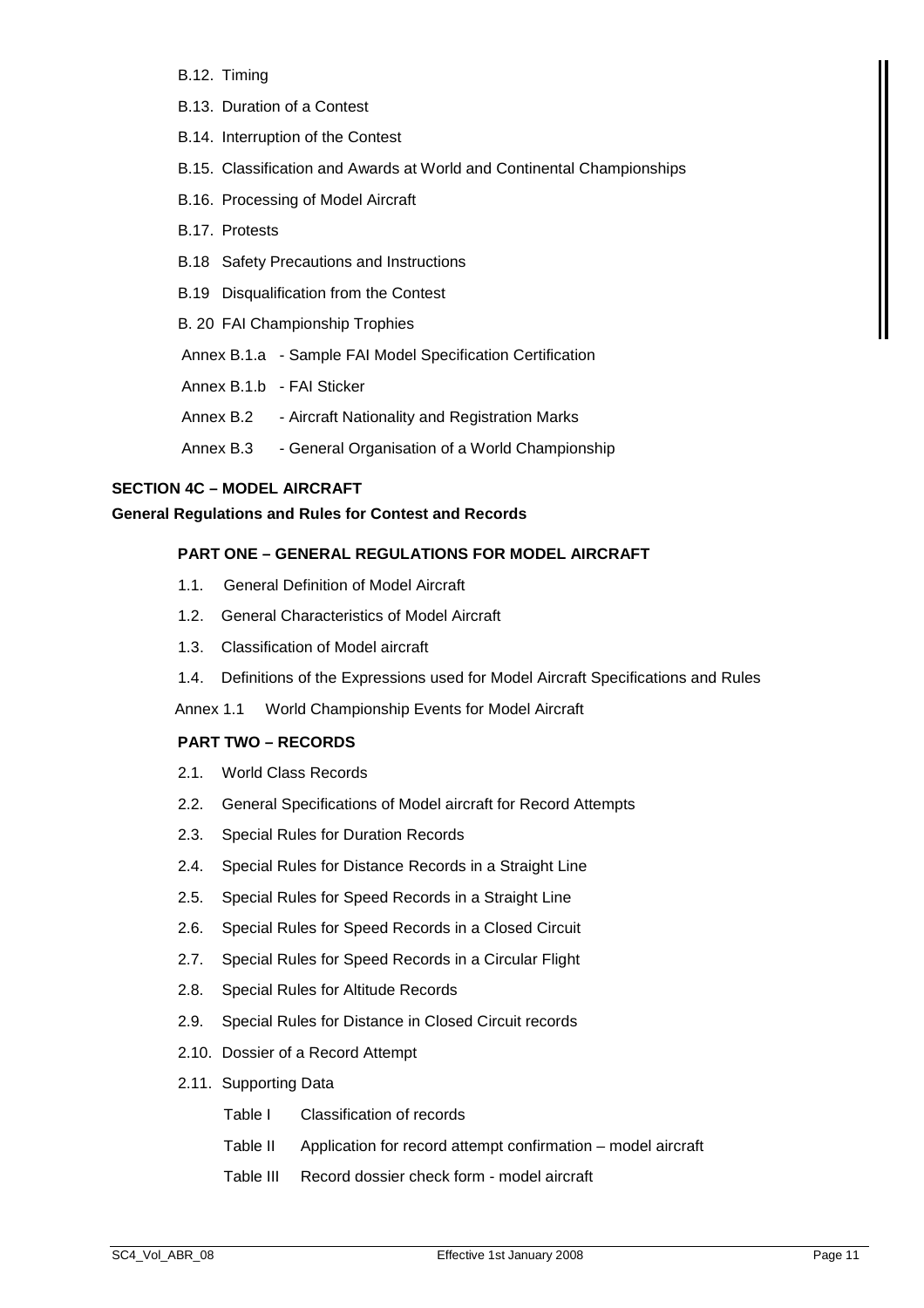B.12. Timing

B.13. Duration of a Contest

B.14. Interruption of the Contest

B.15. Classification and Awards at World and Continental Championships

B.16. Processing of Model Aircraft

B.17. Protests

B.18 Safety Precautions and Instructions

B.19 Disqualification from the Contest

B. 20 FAI Championship Trophies

Annex B.1.a - Sample FAI Model Specification Certification

Annex B.1.b - FAI Sticker

Annex B.2 - Aircraft Nationality and Registration Marks

Annex B.3 - General Organisation of a World Championship

**SECTION 4C – MODEL AIRCRAFT**

**General Regulations and Rules for Contest and Records**

**PART ONE – GENERAL REGULATIONS FOR MODEL AIRCRAFT**

1.1. General Definition of Model Aircraft

1.2. General Characteristics of Model Aircraft

1.3. Classification of Model aircraft

1.4. Definitions of the Expressions used for Model Aircraft Specifications and Rules

Annex 1.1 World Championship Events for Model Aircraft

**PART TWO – RECORDS**

2.1. World Class Records

2.2. General Specifications of Model aircraft for Record Attempts

2.3. Special Rules for Duration Records

2.4. Special Rules for Distance Records in a Straight Line

2.5. Special Rules for Speed Records in a Straight Line

2.6. Special Rules for Speed Records in a Closed Circuit

2.7. Special Rules for Speed Records in a Circular Flight

2.8. Special Rules for Altitude Records

2.9. Special Rules for Distance in Closed Circuit records

2.10. Dossier of a Record Attempt

2.11. Supporting Data

Table I Classification of records

Table II Application for record attempt confirmation – model aircraft

Table III Record dossier check form - model aircraft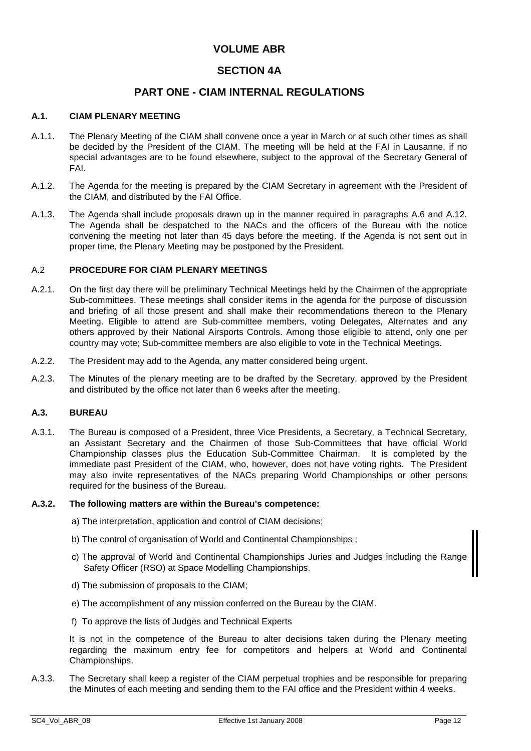# VOLUME ABR

## SECTION 4A

## PART ONE - CIAM INTERNAL REGULATIONS

### A.1. CIAM PLENARY MEETING

A.1.1. The Plenary Meeting of the CIAM shall convene once a year in March or at such other times as shall be decided by the President of the CIAM. The meeting will be held at the FAI in Lausanne, if no special advantages are to be found elsewhere, subject to the approval of the Secretary General of FAI.

A.1.2. The Agenda for the meeting is prepared by the CIAM Secretary in agreement with the President of the CIAM, and distributed by the FAI Office.

A.1.3. The Agenda shall include proposals drawn up in the manner required in paragraphs A.6 and A.12. The Agenda shall be despatched to the NACs and the officers of the Bureau with the notice convening the meeting not later than 45 days before the meeting. If the Agenda is not sent out in proper time, the Plenary Meeting may be postponed by the President.

### A.2 PROCEDURE FOR CIAM PLENARY MEETINGS

A.2.1. On the first day there will be preliminary Technical Meetings held by the Chairmen of the appropriate Sub-committees. These meetings shall consider items in the agenda for the purpose of discussion and briefing of all those present and shall make their recommendations thereon to the Plenary Meeting. Eligible to attend are Sub-committee members, voting Delegates, Alternates and any others approved by their National Airsports Controls. Among those eligible to attend, only one per country may vote; Sub-committee members are also eligible to vote in the Technical Meetings.

A.2.2. The President may add to the Agenda, any matter considered being urgent.

A.2.3. The Minutes of the plenary meeting are to be drafted by the Secretary, approved by the President and distributed by the office not later than 6 weeks after the meeting.

### A.3. BUREAU

A.3.1. The Bureau is composed of a President, three Vice Presidents, a Secretary, a Technical Secretary, an Assistant Secretary and the Chairmen of those Sub-Committees that have official World Championship classes plus the Education Sub-Committee Chairman. It is completed by the immediate past President of the CIAM, who, however, does not have voting rights. The President may also invite representatives of the NACs preparing World Championships or other persons required for the business of the Bureau.

**A.3.2. The following matters are within the Bureau's competence:**

a) The interpretation, application and control of CIAM decisions;

b) The control of organisation of World and Continental Championships ;

c) The approval of World and Continental Championships Juries and Judges including the Range Safety Officer (RSO) at Space Modelling Championships.

d) The submission of proposals to the CIAM;

e) The accomplishment of any mission conferred on the Bureau by the CIAM.

f) To approve the lists of Judges and Technical Experts

It is not in the competence of the Bureau to alter decisions taken during the Plenary meeting regarding the maximum entry fee for competitors and helpers at World and Continental Championships.

A.3.3. The Secretary shall keep a register of the CIAM perpetual trophies and be responsible for preparing the Minutes of each meeting and sending them to the FAI office and the President within 4 weeks.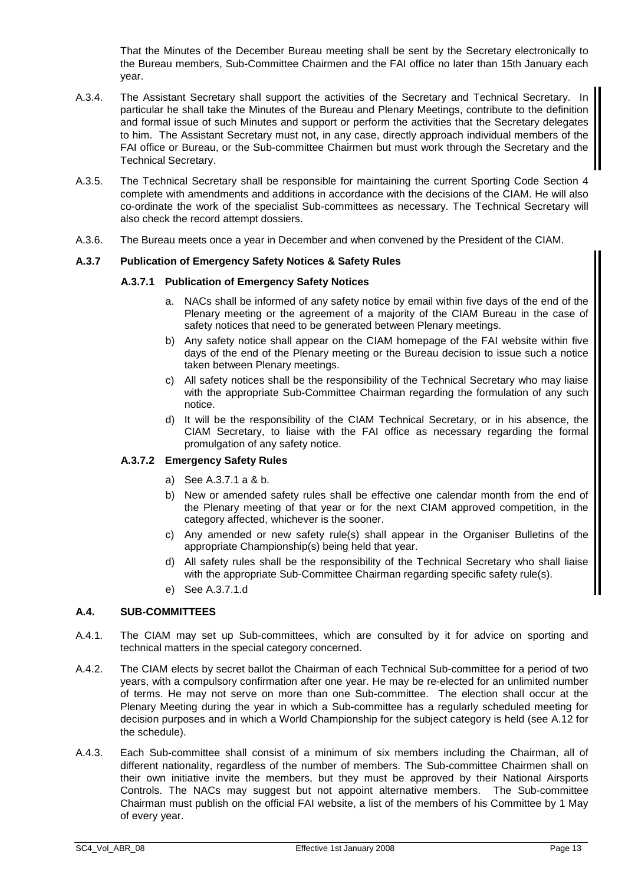That the Minutes of the December Bureau meeting shall be sent by the Secretary electronically to the Bureau members, Sub-Committee Chairmen and the FAI office no later than 15th January each year.

A.3.4. The Assistant Secretary shall support the activities of the Secretary and Technical Secretary. In particular he shall take the Minutes of the Bureau and Plenary Meetings, contribute to the definition and formal issue of such Minutes and support or perform the activities that the Secretary delegates to him. The Assistant Secretary must not, in any case, directly approach individual members of the FAI office or Bureau, or the Sub-committee Chairmen but must work through the Secretary and the Technical Secretary.

A.3.5. The Technical Secretary shall be responsible for maintaining the current Sporting Code Section 4 complete with amendments and additions in accordance with the decisions of the CIAM. He will also co-ordinate the work of the specialist Sub-committees as necessary. The Technical Secretary will also check the record attempt dossiers.

A.3.6. The Bureau meets once a year in December and when convened by the President of the CIAM.

### A.3.7 Publication of Emergency Safety Notices & Safety Rules

#### A.3.7.1 Publication of Emergency Safety Notices

a. NACs shall be informed of any safety notice by email within five days of the end of the Plenary meeting or the agreement of a majority of the CIAM Bureau in the case of safety notices that need to be generated between Plenary meetings.

b) Any safety notice shall appear on the CIAM homepage of the FAI website within five days of the end of the Plenary meeting or the Bureau decision to issue such a notice taken between Plenary meetings.

c) All safety notices shall be the responsibility of the Technical Secretary who may liaise with the appropriate Sub-Committee Chairman regarding the formulation of any such notice.

d) It will be the responsibility of the CIAM Technical Secretary, or in his absence, the CIAM Secretary, to liaise with the FAI office as necessary regarding the formal promulgation of any safety notice.

#### A.3.7.2 Emergency Safety Rules

a) See A.3.7.1 a & b.

b) New or amended safety rules shall be effective one calendar month from the end of the Plenary meeting of that year or for the next CIAM approved competition, in the category affected, whichever is the sooner.

c) Any amended or new safety rule(s) shall appear in the Organiser Bulletins of the appropriate Championship(s) being held that year.

d) All safety rules shall be the responsibility of the Technical Secretary who shall liaise with the appropriate Sub-Committee Chairman regarding specific safety rule(s).

e) See A.3.7.1.d

## A.4. SUB-COMMITTEES

A.4.1. The CIAM may set up Sub-committees, which are consulted by it for advice on sporting and technical matters in the special category concerned.

A.4.2. The CIAM elects by secret ballot the Chairman of each Technical Sub-committee for a period of two years, with a compulsory confirmation after one year. He may be re-elected for an unlimited number of terms. He may not serve on more than one Sub-committee. The election shall occur at the Plenary Meeting during the year in which a Sub-committee has a regularly scheduled meeting for decision purposes and in which a World Championship for the subject category is held (see A.12 for the schedule).

A.4.3. Each Sub-committee shall consist of a minimum of six members including the Chairman, all of different nationality, regardless of the number of members. The Sub-committee Chairmen shall on their own initiative invite the members, but they must be approved by their National Airsports Controls. The NACs may suggest but not appoint alternative members. The Sub-committee Chairman must publish on the official FAI website, a list of the members of his Committee by 1 May of every year.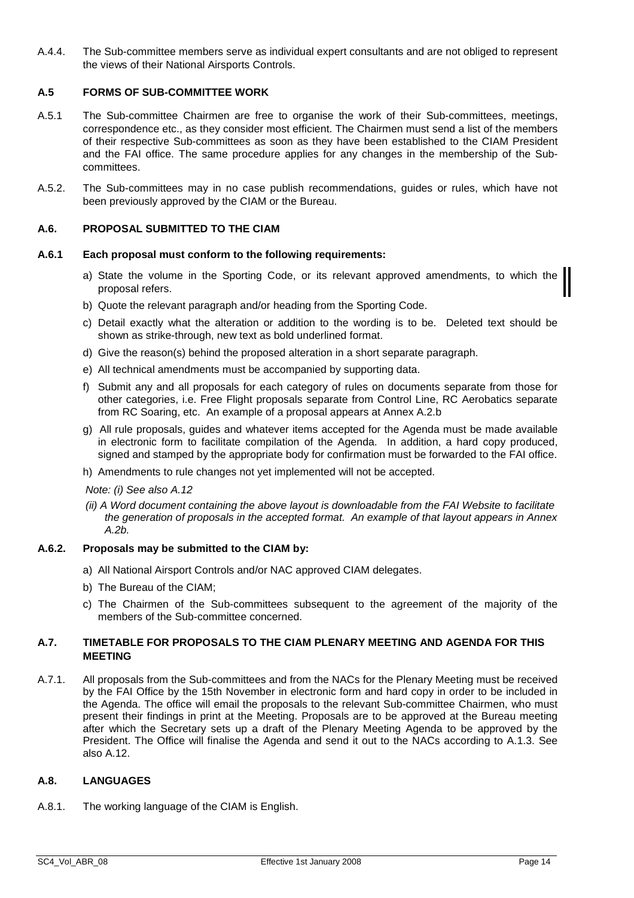A.4.4. The Sub-committee members serve as individual expert consultants and are not obliged to represent the views of their National Airsports Controls.

### A.5 FORMS OF SUB-COMMITTEE WORK

A.5.1 The Sub-committee Chairmen are free to organise the work of their Sub-committees, meetings, correspondence etc., as they consider most efficient. The Chairmen must send a list of the members of their respective Sub-committees as soon as they have been established to the CIAM President and the FAI office. The same procedure applies for any changes in the membership of the Sub-committees.

A.5.2. The Sub-committees may in no case publish recommendations, guides or rules, which have not been previously approved by the CIAM or the Bureau.

### A.6. PROPOSAL SUBMITTED TO THE CIAM

**A.6.1 Each proposal must conform to the following requirements:**

a) State the volume in the Sporting Code, or its relevant approved amendments, to which the proposal refers.

b) Quote the relevant paragraph and/or heading from the Sporting Code.

c) Detail exactly what the alteration or addition to the wording is to be. Deleted text should be shown as strike-through, new text as bold underlined format.

d) Give the reason(s) behind the proposed alteration in a short separate paragraph.

e) All technical amendments must be accompanied by supporting data.

f) Submit any and all proposals for each category of rules on documents separate from those for other categories, i.e. Free Flight proposals separate from Control Line, RC Aerobatics separate from RC Soaring, etc. An example of a proposal appears at Annex A.2.b

g) All rule proposals, guides and whatever items accepted for the Agenda must be made available in electronic form to facilitate compilation of the Agenda. In addition, a hard copy produced, signed and stamped by the appropriate body for confirmation must be forwarded to the FAI office.

h) Amendments to rule changes not yet implemented will not be accepted.

*Note: (i) See also A.12*

*(ii) A Word document containing the above layout is downloadable from the FAI Website to facilitate the generation of proposals in the accepted format. An example of that layout appears in Annex A.2b.*

**A.6.2. Proposals may be submitted to the CIAM by:**

a) All National Airsport Controls and/or NAC approved CIAM delegates.

b) The Bureau of the CIAM;

c) The Chairmen of the Sub-committees subsequent to the agreement of the majority of the members of the Sub-committee concerned.

### A.7. TIMETABLE FOR PROPOSALS TO THE CIAM PLENARY MEETING AND AGENDA FOR THIS MEETING

A.7.1. All proposals from the Sub-committees and from the NACs for the Plenary Meeting must be received by the FAI Office by the 15th November in electronic form and hard copy in order to be included in the Agenda. The office will email the proposals to the relevant Sub-committee Chairmen, who must present their findings in print at the Meeting. Proposals are to be approved at the Bureau meeting after which the Secretary sets up a draft of the Plenary Meeting Agenda to be approved by the President. The Office will finalise the Agenda and send it out to the NACs according to A.1.3. See also A.12.

### A.8. LANGUAGES

A.8.1. The working language of the CIAM is English.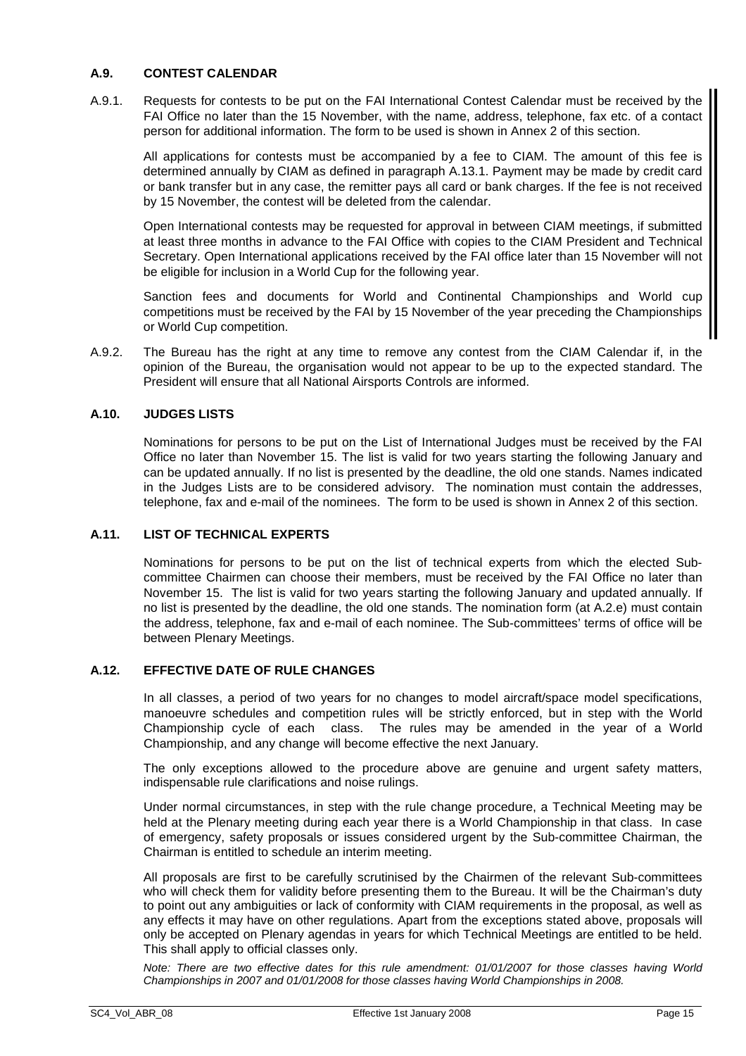### A.9. CONTEST CALENDAR

A.9.1. Requests for contests to be put on the FAI International Contest Calendar must be received by the FAI Office no later than the 15 November, with the name, address, telephone, fax etc. of a contact person for additional information. The form to be used is shown in Annex 2 of this section.

All applications for contests must be accompanied by a fee to CIAM. The amount of this fee is determined annually by CIAM as defined in paragraph A.13.1. Payment may be made by credit card or bank transfer but in any case, the remitter pays all card or bank charges. If the fee is not received by 15 November, the contest will be deleted from the calendar.

Open International contests may be requested for approval in between CIAM meetings, if submitted at least three months in advance to the FAI Office with copies to the CIAM President and Technical Secretary. Open International applications received by the FAI office later than 15 November will not be eligible for inclusion in a World Cup for the following year.

Sanction fees and documents for World and Continental Championships and World cup competitions must be received by the FAI by 15 November of the year preceding the Championships or World Cup competition.

A.9.2. The Bureau has the right at any time to remove any contest from the CIAM Calendar if, in the opinion of the Bureau, the organisation would not appear to be up to the expected standard. The President will ensure that all National Airsports Controls are informed.

### A.10. JUDGES LISTS

Nominations for persons to be put on the List of International Judges must be received by the FAI Office no later than November 15. The list is valid for two years starting the following January and can be updated annually. If no list is presented by the deadline, the old one stands. Names indicated in the Judges Lists are to be considered advisory. The nomination must contain the addresses, telephone, fax and e-mail of the nominees. The form to be used is shown in Annex 2 of this section.

### A.11. LIST OF TECHNICAL EXPERTS

Nominations for persons to be put on the list of technical experts from which the elected Sub-committee Chairmen can choose their members, must be received by the FAI Office no later than November 15. The list is valid for two years starting the following January and updated annually. If no list is presented by the deadline, the old one stands. The nomination form (at A.2.e) must contain the address, telephone, fax and e-mail of each nominee. The Sub-committees' terms of office will be between Plenary Meetings.

### A.12. EFFECTIVE DATE OF RULE CHANGES

In all classes, a period of two years for no changes to model aircraft/space model specifications, manoeuvre schedules and competition rules will be strictly enforced, but in step with the World Championship cycle of each class. The rules may be amended in the year of a World Championship, and any change will become effective the next January.

The only exceptions allowed to the procedure above are genuine and urgent safety matters, indispensable rule clarifications and noise rulings.

Under normal circumstances, in step with the rule change procedure, a Technical Meeting may be held at the Plenary meeting during each year there is a World Championship in that class. In case of emergency, safety proposals or issues considered urgent by the Sub-committee Chairman, the Chairman is entitled to schedule an interim meeting.

All proposals are first to be carefully scrutinised by the Chairmen of the relevant Sub-committees who will check them for validity before presenting them to the Bureau. It will be the Chairman's duty to point out any ambiguities or lack of conformity with CIAM requirements in the proposal, as well as any effects it may have on other regulations. Apart from the exceptions stated above, proposals will only be accepted on Plenary agendas in years for which Technical Meetings are entitled to be held. This shall apply to official classes only.

*Note: There are two effective dates for this rule amendment: 01/01/2007 for those classes having World Championships in 2007 and 01/01/2008 for those classes having World Championships in 2008.*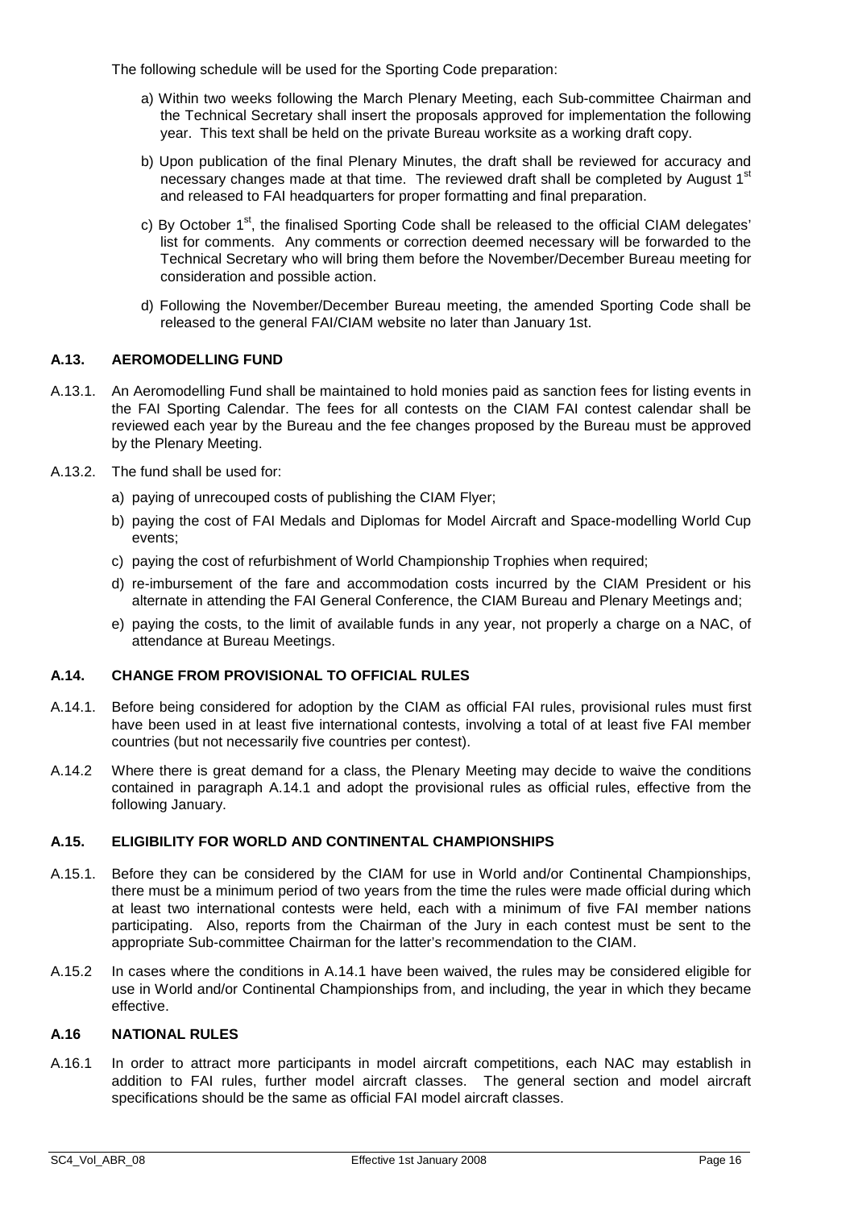The following schedule will be used for the Sporting Code preparation:

a) Within two weeks following the March Plenary Meeting, each Sub-committee Chairman and the Technical Secretary shall insert the proposals approved for implementation the following year. This text shall be held on the private Bureau worksite as a working draft copy.

b) Upon publication of the final Plenary Minutes, the draft shall be reviewed for accuracy and necessary changes made at that time. The reviewed draft shall be completed by August 1st and released to FAI headquarters for proper formatting and final preparation.

c) By October 1st, the finalised Sporting Code shall be released to the official CIAM delegates' list for comments. Any comments or correction deemed necessary will be forwarded to the Technical Secretary who will bring them before the November/December Bureau meeting for consideration and possible action.

d) Following the November/December Bureau meeting, the amended Sporting Code shall be released to the general FAI/CIAM website no later than January 1st.

### A.13. AEROMODELLING FUND

A.13.1. An Aeromodelling Fund shall be maintained to hold monies paid as sanction fees for listing events in the FAI Sporting Calendar. The fees for all contests on the CIAM FAI contest calendar shall be reviewed each year by the Bureau and the fee changes proposed by the Bureau must be approved by the Plenary Meeting.

A.13.2. The fund shall be used for:

a) paying of unrecouped costs of publishing the CIAM Flyer;

b) paying the cost of FAI Medals and Diplomas for Model Aircraft and Space-modelling World Cup events;

c) paying the cost of refurbishment of World Championship Trophies when required;

d) re-imbursement of the fare and accommodation costs incurred by the CIAM President or his alternate in attending the FAI General Conference, the CIAM Bureau and Plenary Meetings and;

e) paying the costs, to the limit of available funds in any year, not properly a charge on a NAC, of attendance at Bureau Meetings.

### A.14. CHANGE FROM PROVISIONAL TO OFFICIAL RULES

A.14.1. Before being considered for adoption by the CIAM as official FAI rules, provisional rules must first have been used in at least five international contests, involving a total of at least five FAI member countries (but not necessarily five countries per contest).

A.14.2 Where there is great demand for a class, the Plenary Meeting may decide to waive the conditions contained in paragraph A.14.1 and adopt the provisional rules as official rules, effective from the following January.

### A.15. ELIGIBILITY FOR WORLD AND CONTINENTAL CHAMPIONSHIPS

A.15.1. Before they can be considered by the CIAM for use in World and/or Continental Championships, there must be a minimum period of two years from the time the rules were made official during which at least two international contests were held, each with a minimum of five FAI member nations participating. Also, reports from the Chairman of the Jury in each contest must be sent to the appropriate Sub-committee Chairman for the latter's recommendation to the CIAM.

A.15.2 In cases where the conditions in A.14.1 have been waived, the rules may be considered eligible for use in World and/or Continental Championships from, and including, the year in which they became effective.

### A.16 NATIONAL RULES

A.16.1 In order to attract more participants in model aircraft competitions, each NAC may establish in addition to FAI rules, further model aircraft classes. The general section and model aircraft specifications should be the same as official FAI model aircraft classes.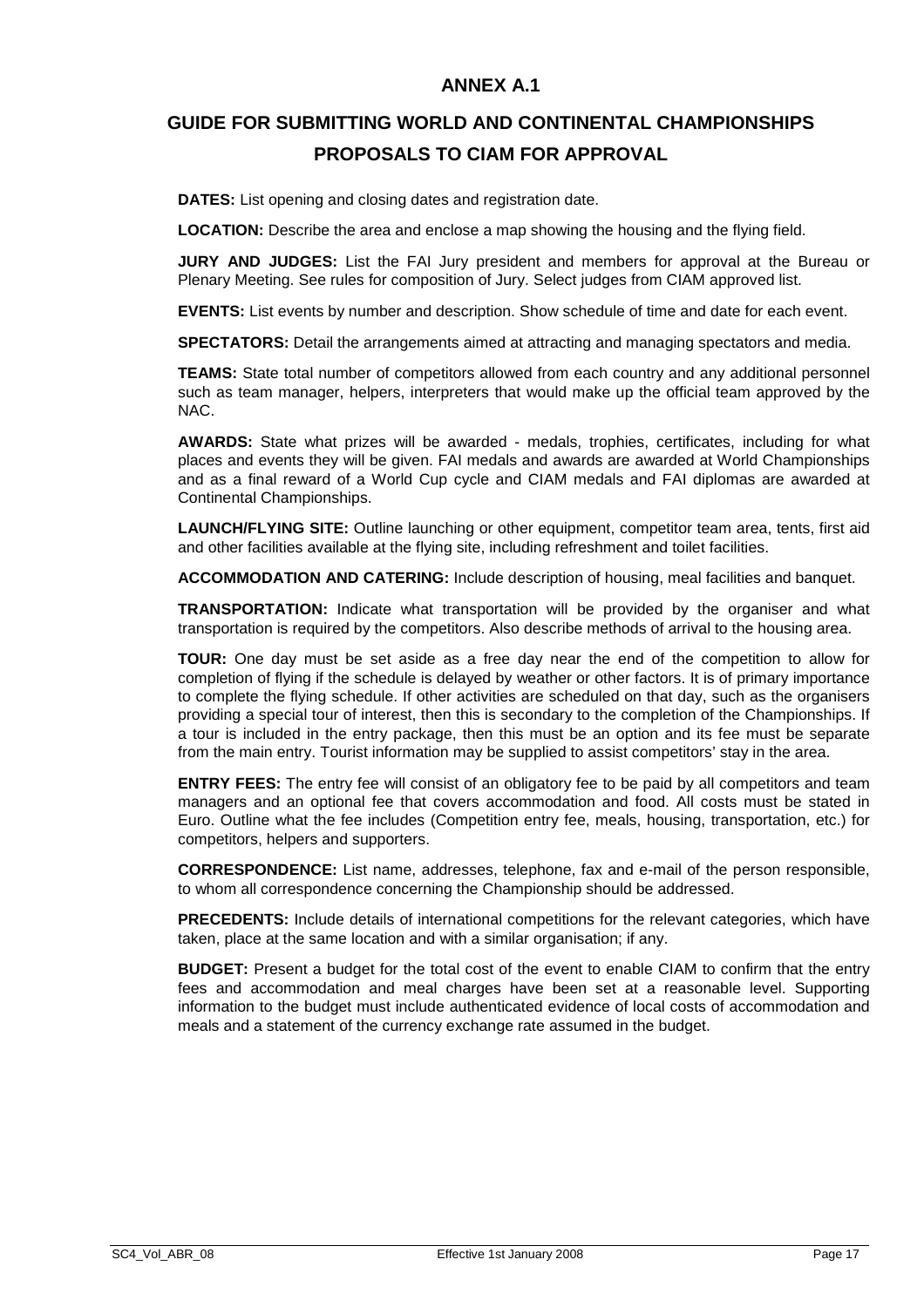# ANNEX A.1

## GUIDE FOR SUBMITTING WORLD AND CONTINENTAL CHAMPIONSHIPS PROPOSALS TO CIAM FOR APPROVAL

**DATES:** List opening and closing dates and registration date.

**LOCATION:** Describe the area and enclose a map showing the housing and the flying field.

**JURY AND JUDGES:** List the FAI Jury president and members for approval at the Bureau or Plenary Meeting. See rules for composition of Jury. Select judges from CIAM approved list.

**EVENTS:** List events by number and description. Show schedule of time and date for each event.

**SPECTATORS:** Detail the arrangements aimed at attracting and managing spectators and media.

**TEAMS:** State total number of competitors allowed from each country and any additional personnel such as team manager, helpers, interpreters that would make up the official team approved by the NAC.

**AWARDS:** State what prizes will be awarded - medals, trophies, certificates, including for what places and events they will be given. FAI medals and awards are awarded at World Championships and as a final reward of a World Cup cycle and CIAM medals and FAI diplomas are awarded at Continental Championships.

**LAUNCH/FLYING SITE:** Outline launching or other equipment, competitor team area, tents, first aid and other facilities available at the flying site, including refreshment and toilet facilities.

**ACCOMMODATION AND CATERING:** Include description of housing, meal facilities and banquet.

**TRANSPORTATION:** Indicate what transportation will be provided by the organiser and what transportation is required by the competitors. Also describe methods of arrival to the housing area.

**TOUR:** One day must be set aside as a free day near the end of the competition to allow for completion of flying if the schedule is delayed by weather or other factors. It is of primary importance to complete the flying schedule. If other activities are scheduled on that day, such as the organisers providing a special tour of interest, then this is secondary to the completion of the Championships. If a tour is included in the entry package, then this must be an option and its fee must be separate from the main entry. Tourist information may be supplied to assist competitors' stay in the area.

**ENTRY FEES:** The entry fee will consist of an obligatory fee to be paid by all competitors and team managers and an optional fee that covers accommodation and food. All costs must be stated in Euro. Outline what the fee includes (Competition entry fee, meals, housing, transportation, etc.) for competitors, helpers and supporters.

**CORRESPONDENCE:** List name, addresses, telephone, fax and e-mail of the person responsible, to whom all correspondence concerning the Championship should be addressed.

**PRECEDENTS:** Include details of international competitions for the relevant categories, which have taken, place at the same location and with a similar organisation; if any.

**BUDGET:** Present a budget for the total cost of the event to enable CIAM to confirm that the entry fees and accommodation and meal charges have been set at a reasonable level. Supporting information to the budget must include authenticated evidence of local costs of accommodation and meals and a statement of the currency exchange rate assumed in the budget.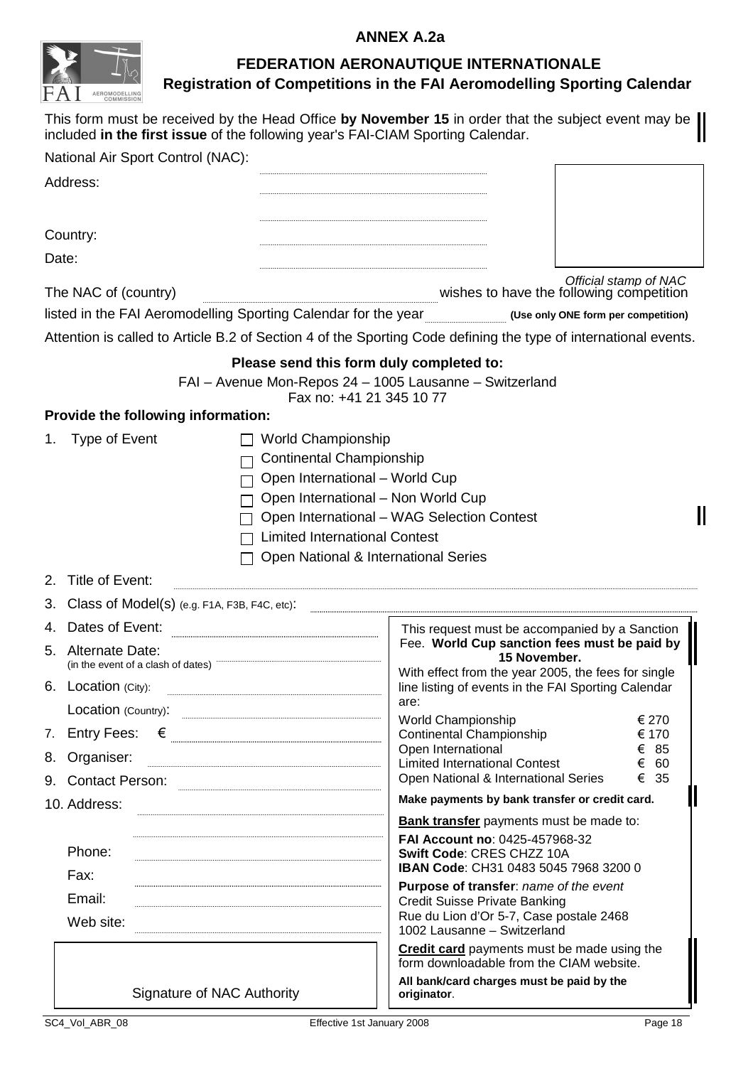**ANNEX A.2a**

## FEDERATION AERONAUTIQUE INTERNATIONALE

### Registration of Competitions in the FAI Aeromodelling Sporting Calendar

This form must be received by the Head Office **by November 15** in order that the subject event may be included **in the first issue** of the following year's FAI-CIAM Sporting Calendar.

National Air Sport Control (NAC): ..............................

Address: ..............................

..............................

Country: ..............................

Date: ..............................

*Official stamp of NAC*

The NAC of (country) .............................. wishes to have the following competition listed in the FAI Aeromodelling Sporting Calendar for the year .............. **(Use only ONE form per competition)**

Attention is called to Article B.2 of Section 4 of the Sporting Code defining the type of international events.

**Please send this form duly completed to:**

FAI – Avenue Mon-Repos 24 – 1005 Lausanne – Switzerland
Fax no: +41 21 345 10 77

**Provide the following information:**

1. Type of Event
   - ☐ World Championship
   - ☐ Continental Championship
   - ☐ Open International – World Cup
   - ☐ Open International – Non World Cup
   - ☐ Open International – WAG Selection Contest
   - ☐ Limited International Contest
   - ☐ Open National & International Series
2. Title of Event: ..............................
3. Class of Model(s) (e.g. F1A, F3B, F4C, etc): ..............................
4. Dates of Event: ..............................
5. Alternate Date: (in the event of a clash of dates) ..............................
6. Location (City): ..............................
   Location (Country): ..............................
7. Entry Fees: € ..............................
8. Organiser: ..............................
9. Contact Person: ..............................
10. Address: ..............................

    ..............................

    Phone: ..............................

    Fax: ..............................

    Email: ..............................

    Web site: ..............................

Signature of NAC Authority

This request must be accompanied by a Sanction Fee. **World Cup sanction fees must be paid by 15 November.**

With effect from the year 2005, the fees for single line listing of events in the FAI Sporting Calendar are:

| | |
|---|---|
| World Championship | € 270 |
| Continental Championship | € 170 |
| Open International | € 85 |
| Limited International Contest | € 60 |
| Open National & International Series | € 35 |

**Make payments by bank transfer or credit card.**

**Bank transfer** payments must be made to:

**FAI Account no**: 0425-457968-32
**Swift Code**: CRES CHZZ 10A
**IBAN Code**: CH31 0483 5045 7968 3200 0
**Purpose of transfer**: *name of the event*
Credit Suisse Private Banking
Rue du Lion d'Or 5-7, Case postale 2468
1002 Lausanne – Switzerland

**Credit card** payments must be made using the form downloadable from the CIAM website.

**All bank/card charges must be paid by the originator**.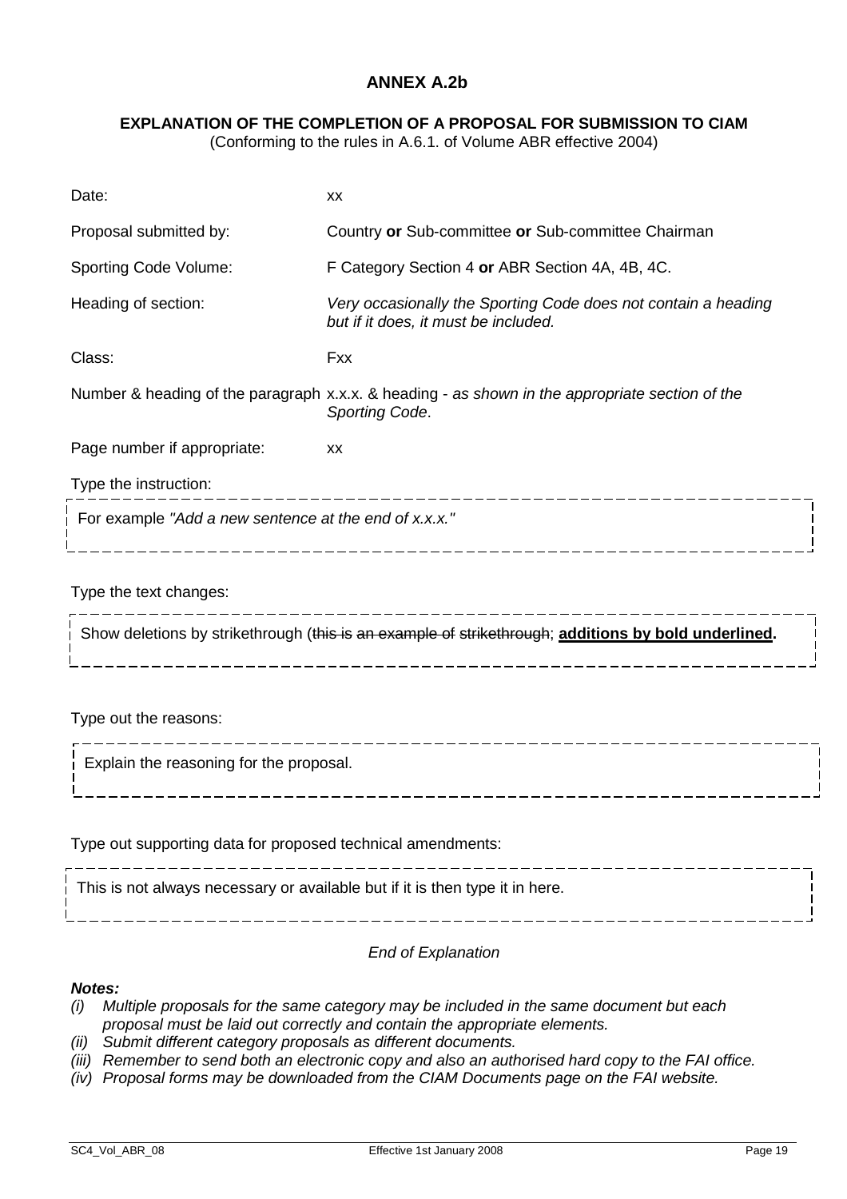# ANNEX A.2b

**EXPLANATION OF THE COMPLETION OF A PROPOSAL FOR SUBMISSION TO CIAM**
(Conforming to the rules in A.6.1. of Volume ABR effective 2004)

| | |
|---|---|
| Date: | xx |
| Proposal submitted by: | Country **or** Sub-committee **or** Sub-committee Chairman |
| Sporting Code Volume: | F Category Section 4 **or** ABR Section 4A, 4B, 4C. |
| Heading of section: | *Very occasionally the Sporting Code does not contain a heading but if it does, it must be included.* |
| Class: | Fxx |
| Number & heading of the paragraph | x.x.x. & heading - *as shown in the appropriate section of the Sporting Code*. |
| Page number if appropriate: | xx |

Type the instruction:

> For example *"Add a new sentence at the end of x.x.x."*

Type the text changes:

> Show deletions by strikethrough (~~this is an example of~~ ~~strikethrough~~; <u>**additions by bold underlined**</u>.

Type out the reasons:

> Explain the reasoning for the proposal.

Type out supporting data for proposed technical amendments:

> This is not always necessary or available but if it is then type it in here.

*End of Explanation*

***Notes:***

*(i) Multiple proposals for the same category may be included in the same document but each proposal must be laid out correctly and contain the appropriate elements.*
*(ii) Submit different category proposals as different documents.*
*(iii) Remember to send both an electronic copy and also an authorised hard copy to the FAI office.*
*(iv) Proposal forms may be downloaded from the CIAM Documents page on the FAI website.*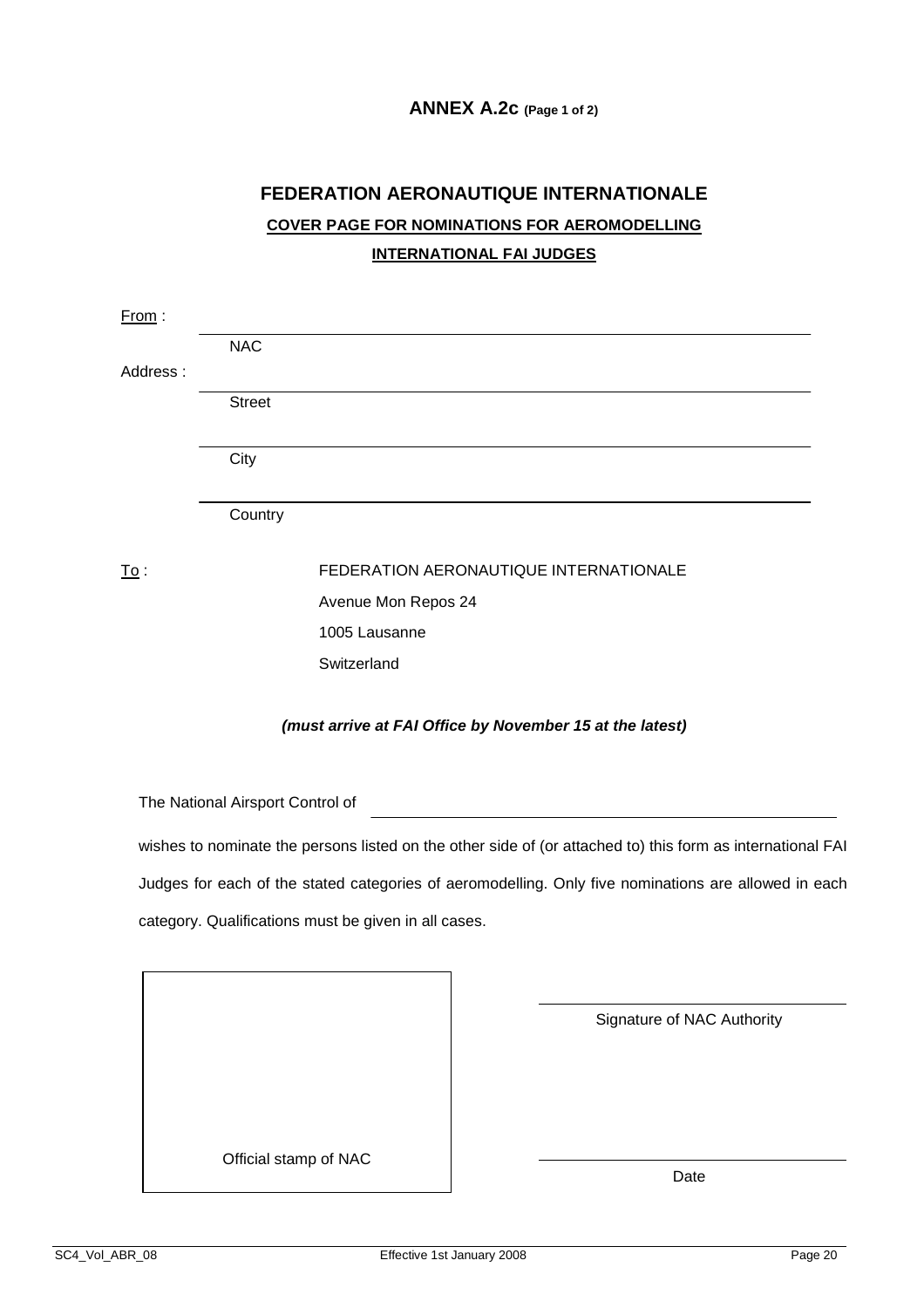**ANNEX A.2c (Page 1 of 2)**

## FEDERATION AERONAUTIQUE INTERNATIONALE

**COVER PAGE FOR NOMINATIONS FOR AEROMODELLING**

**INTERNATIONAL FAI JUDGES**

From :

_______________________________________
NAC

Address :

_______________________________________
Street

_______________________________________
City

_______________________________________
Country

To :

FEDERATION AERONAUTIQUE INTERNATIONALE
Avenue Mon Repos 24
1005 Lausanne
Switzerland

***(must arrive at FAI Office by November 15 at the latest)***

The National Airsport Control of _______________________________________

wishes to nominate the persons listed on the other side of (or attached to) this form as international FAI Judges for each of the stated categories of aeromodelling. Only five nominations are allowed in each category. Qualifications must be given in all cases.

Official stamp of NAC

_______________________________________
Signature of NAC Authority

_______________________________________
Date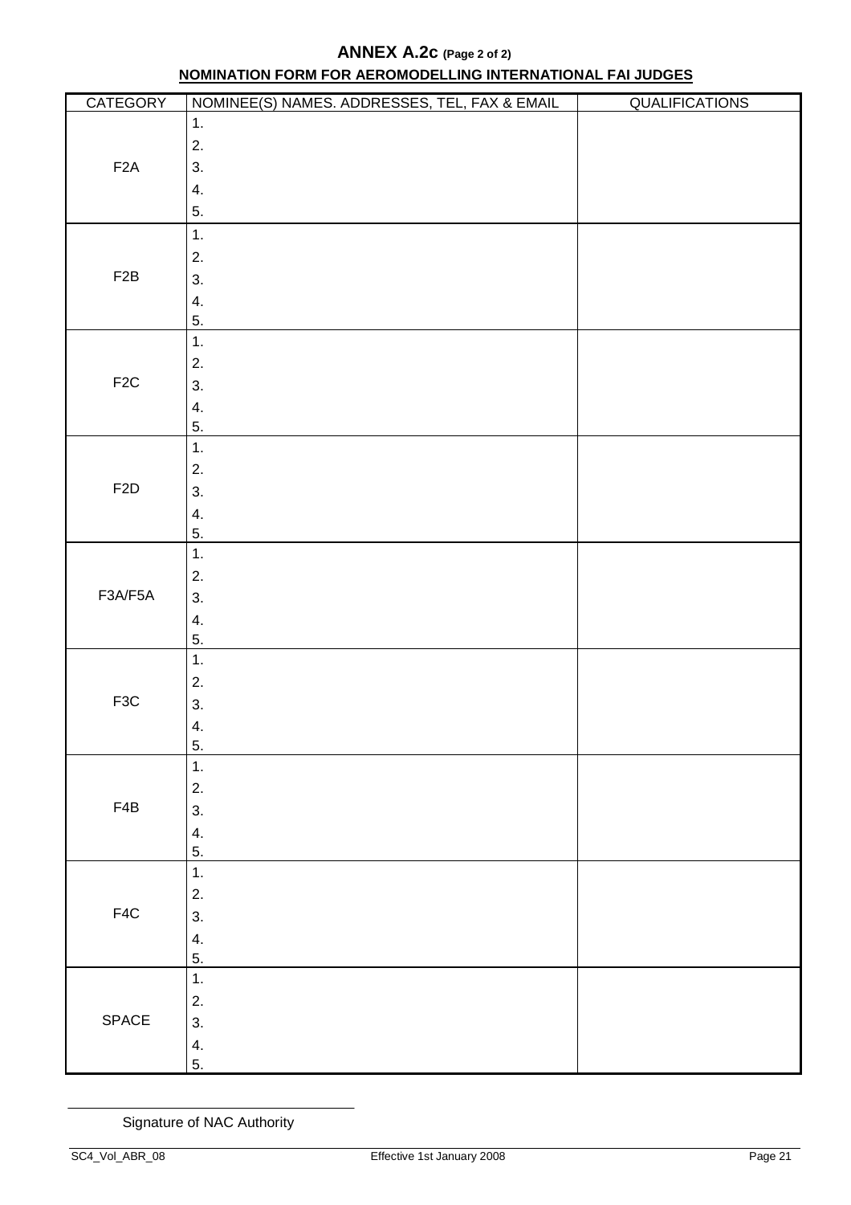## ANNEX A.2c (Page 2 of 2)

**NOMINATION FORM FOR AEROMODELLING INTERNATIONAL FAI JUDGES**

| CATEGORY | NOMINEE(S) NAMES. ADDRESSES, TEL, FAX & EMAIL | QUALIFICATIONS |
|---|---|---|
| F2A | 1.<br>2.<br>3.<br>4.<br>5. | |
| F2B | 1.<br>2.<br>3.<br>4.<br>5. | |
| F2C | 1.<br>2.<br>3.<br>4.<br>5. | |
| F2D | 1.<br>2.<br>3.<br>4.<br>5. | |
| F3A/F5A | 1.<br>2.<br>3.<br>4.<br>5. | |
| F3C | 1.<br>2.<br>3.<br>4.<br>5. | |
| F4B | 1.<br>2.<br>3.<br>4.<br>5. | |
| F4C | 1.<br>2.<br>3.<br>4.<br>5. | |
| SPACE | 1.<br>2.<br>3.<br>4.<br>5. | |

Signature of NAC Authority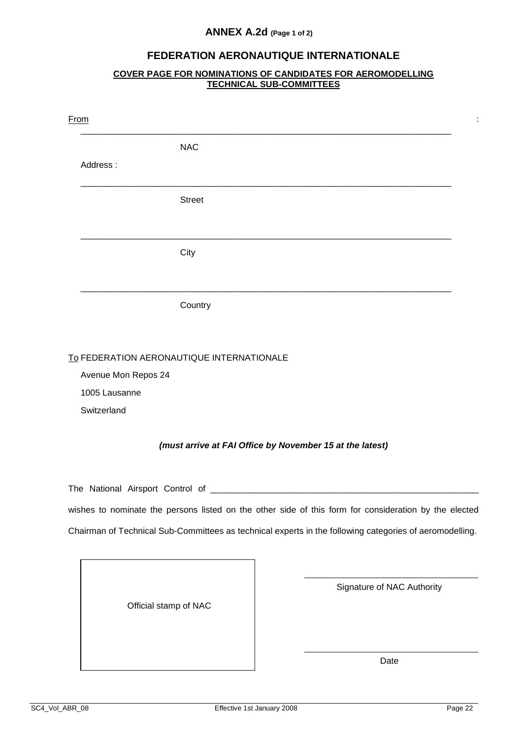# ANNEX A.2d (Page 1 of 2)

## FEDERATION AERONAUTIQUE INTERNATIONALE

### COVER PAGE FOR NOMINATIONS OF CANDIDATES FOR AEROMODELLING TECHNICAL SUB-COMMITTEES

From :

______________________________________________________________________

NAC

Address :

______________________________________________________________________

Street

______________________________________________________________________

City

______________________________________________________________________

Country

To FEDERATION AERONAUTIQUE INTERNATIONALE

Avenue Mon Repos 24

1005 Lausanne

Switzerland

***(must arrive at FAI Office by November 15 at the latest)***

The National Airsport Control of ______________________________________________________

wishes to nominate the persons listed on the other side of this form for consideration by the elected Chairman of Technical Sub-Committees as technical experts in the following categories of aeromodelling.

Official stamp of NAC

______________________________
Signature of NAC Authority

______________________________
Date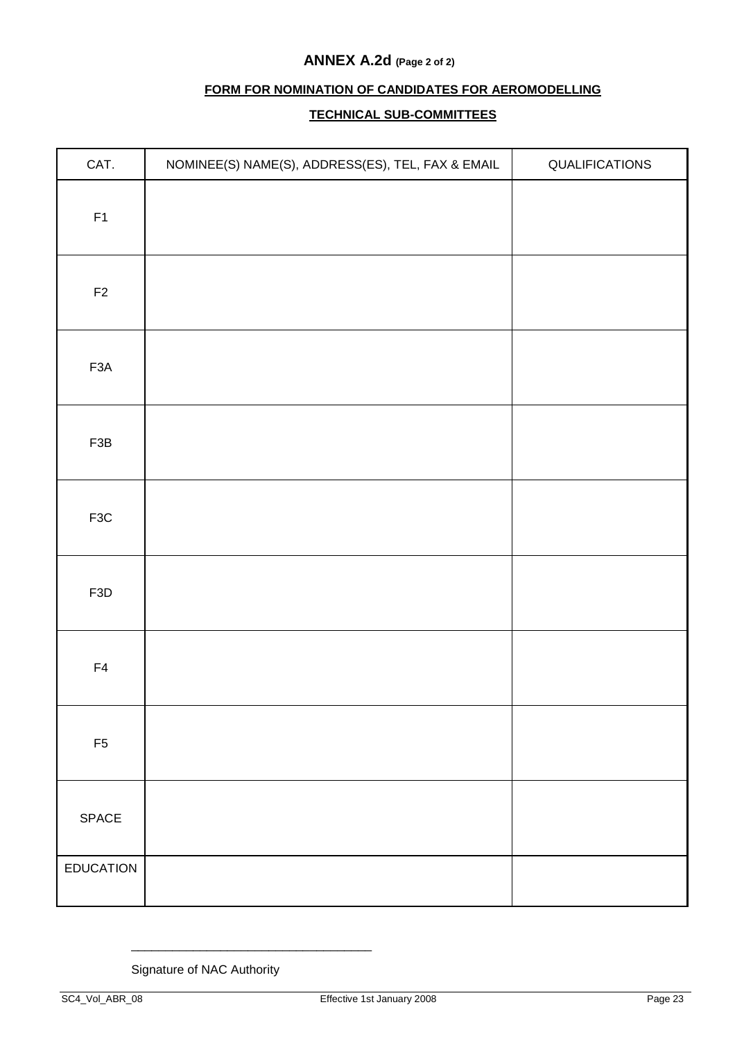# ANNEX A.2d (Page 2 of 2)

**FORM FOR NOMINATION OF CANDIDATES FOR AEROMODELLING**

**TECHNICAL SUB-COMMITTEES**

| CAT. | NOMINEE(S) NAME(S), ADDRESS(ES), TEL, FAX & EMAIL | QUALIFICATIONS |
|---|---|---|
| F1 | | |
| F2 | | |
| F3A | | |
| F3B | | |
| F3C | | |
| F3D | | |
| F4 | | |
| F5 | | |
| SPACE | | |
| EDUCATION | | |

___________________________________

Signature of NAC Authority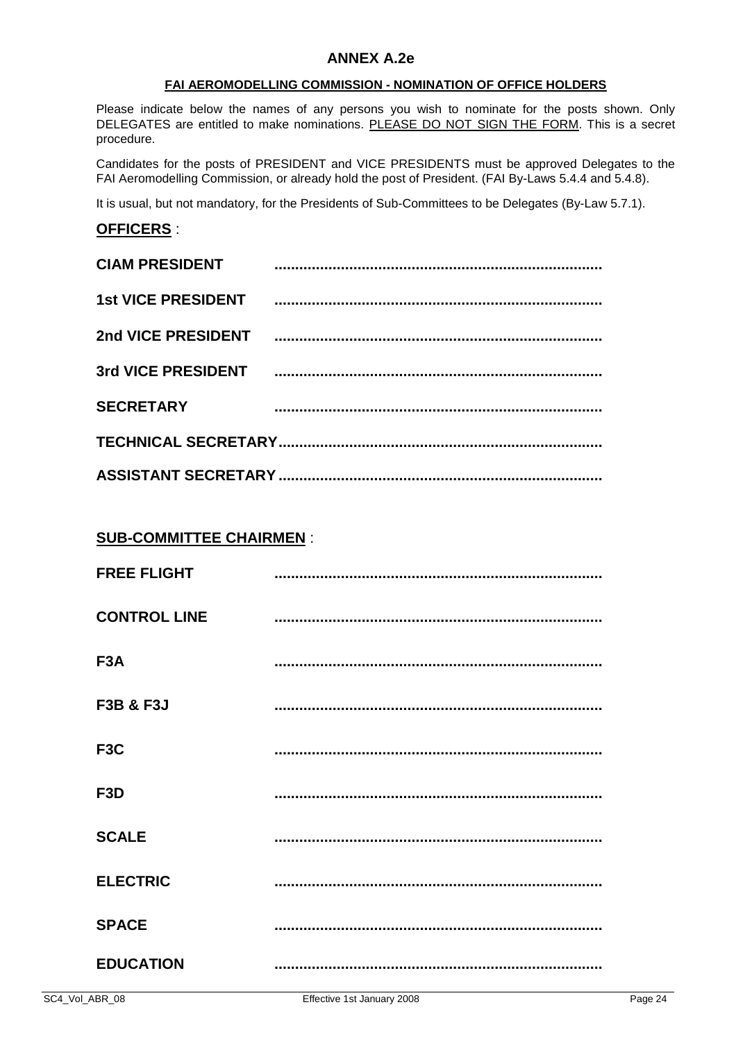# ANNEX A.2e

**FAI AEROMODELLING COMMISSION - NOMINATION OF OFFICE HOLDERS**

Please indicate below the names of any persons you wish to nominate for the posts shown. Only DELEGATES are entitled to make nominations. PLEASE DO NOT SIGN THE FORM. This is a secret procedure.

Candidates for the posts of PRESIDENT and VICE PRESIDENTS must be approved Delegates to the FAI Aeromodelling Commission, or already hold the post of President. (FAI By-Laws 5.4.4 and 5.4.8).

It is usual, but not mandatory, for the Presidents of Sub-Committees to be Delegates (By-Law 5.7.1).

## OFFICERS :

**CIAM PRESIDENT** ..............................................................................

**1st VICE PRESIDENT** ..............................................................................

**2nd VICE PRESIDENT** ..............................................................................

**3rd VICE PRESIDENT** ..............................................................................

**SECRETARY** ..............................................................................

**TECHNICAL SECRETARY**..............................................................................

**ASSISTANT SECRETARY**..............................................................................

## SUB-COMMITTEE CHAIRMEN :

**FREE FLIGHT** ..............................................................................

**CONTROL LINE** ..............................................................................

**F3A** ..............................................................................

**F3B & F3J** ..............................................................................

**F3C** ..............................................................................

**F3D** ..............................................................................

**SCALE** ..............................................................................

**ELECTRIC** ..............................................................................

**SPACE** ..............................................................................

**EDUCATION** ..............................................................................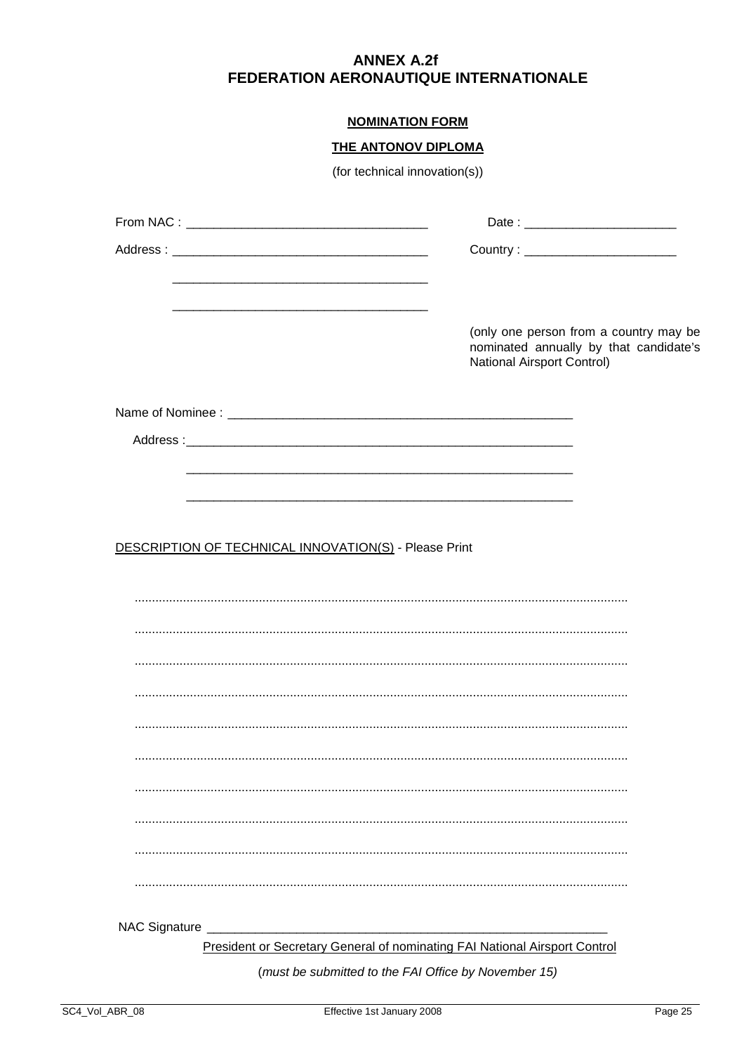# ANNEX A.2f
# FEDERATION AERONAUTIQUE INTERNATIONALE

**NOMINATION FORM**

**THE ANTONOV DIPLOMA**

(for technical innovation(s))

From NAC : ___________________________________ Date : _____________________

Address : ____________________________________ Country : _____________________

___________________________________

___________________________________

(only one person from a country may be nominated annually by that candidate's National Airsport Control)

Name of Nominee : __________________________________________________

Address :________________________________________________________

________________________________________________________

________________________________________________________

DESCRIPTION OF TECHNICAL INNOVATION(S) - Please Print

..............................................................................................................................................

..............................................................................................................................................

..............................................................................................................................................

..............................................................................................................................................

..............................................................................................................................................

..............................................................................................................................................

..............................................................................................................................................

..............................................................................................................................................

..............................................................................................................................................

..............................................................................................................................................

NAC Signature ____________________________________________________________

President or Secretary General of nominating FAI National Airsport Control

(*must be submitted to the FAI Office by November 15)*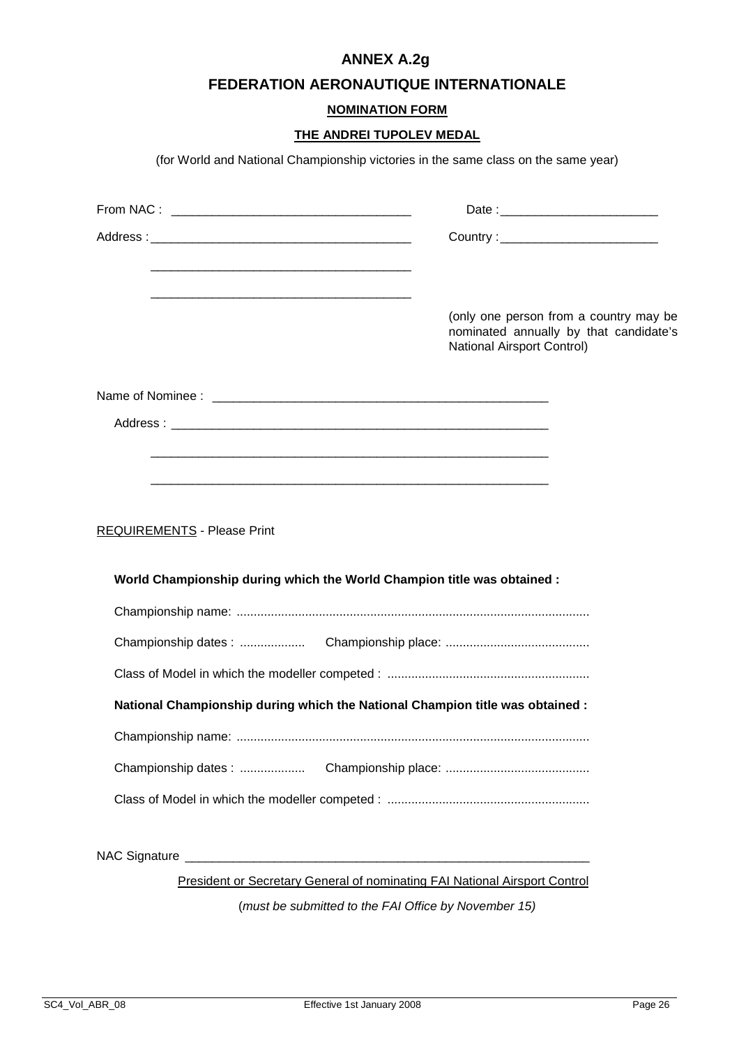# ANNEX A.2g

## FEDERATION AERONAUTIQUE INTERNATIONALE

### NOMINATION FORM

### THE ANDREI TUPOLEV MEDAL

(for World and National Championship victories in the same class on the same year)

From NAC : ___________________________________ Date : _______________________

Address : _____________________________________ Country : _______________________

_____________________________________

_____________________________________

(only one person from a country may be nominated annually by that candidate's National Airsport Control)

Name of Nominee : ___________________________________________________

Address : _________________________________________________________

_________________________________________________________

_________________________________________________________

REQUIREMENTS - Please Print

**World Championship during which the World Champion title was obtained :**

Championship name: ......................................................................................................

Championship dates : ................... Championship place: ..........................................

Class of Model in which the modeller competed : ..........................................................

**National Championship during which the National Champion title was obtained :**

Championship name: ......................................................................................................

Championship dates : ................... Championship place: ..........................................

Class of Model in which the modeller competed : ..........................................................

NAC Signature _____________________________________________________________

President or Secretary General of nominating FAI National Airsport Control

(*must be submitted to the FAI Office by November 15)*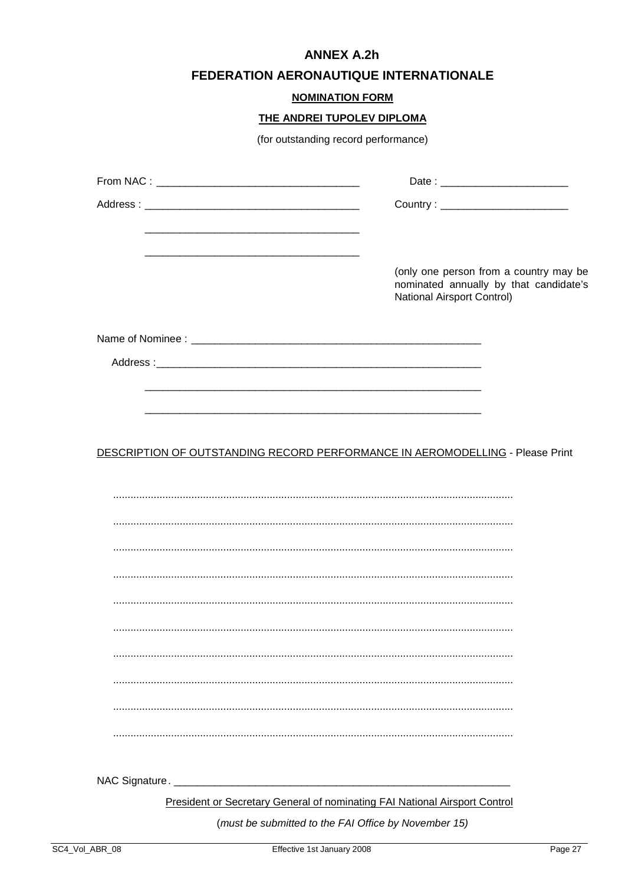# ANNEX A.2h

# FEDERATION AERONAUTIQUE INTERNATIONALE

**NOMINATION FORM**

**THE ANDREI TUPOLEV DIPLOMA**

(for outstanding record performance)

From NAC : ___________________________________ Date : ______________________

Address : _____________________________________ Country : ______________________

_____________________________________

_____________________________________

(only one person from a country may be nominated annually by that candidate's National Airsport Control)

Name of Nominee : ___________________________________________________

Address :__________________________________________________________

__________________________________________________________

__________________________________________________________

DESCRIPTION OF OUTSTANDING RECORD PERFORMANCE IN AEROMODELLING - Please Print

.......................................................................................................................................

.......................................................................................................................................

.......................................................................................................................................

.......................................................................................................................................

.......................................................................................................................................

.......................................................................................................................................

.......................................................................................................................................

.......................................................................................................................................

.......................................................................................................................................

.......................................................................................................................................

NAC Signature. ____________________________________________________________

President or Secretary General of nominating FAI National Airsport Control

(*must be submitted to the FAI Office by November 15*)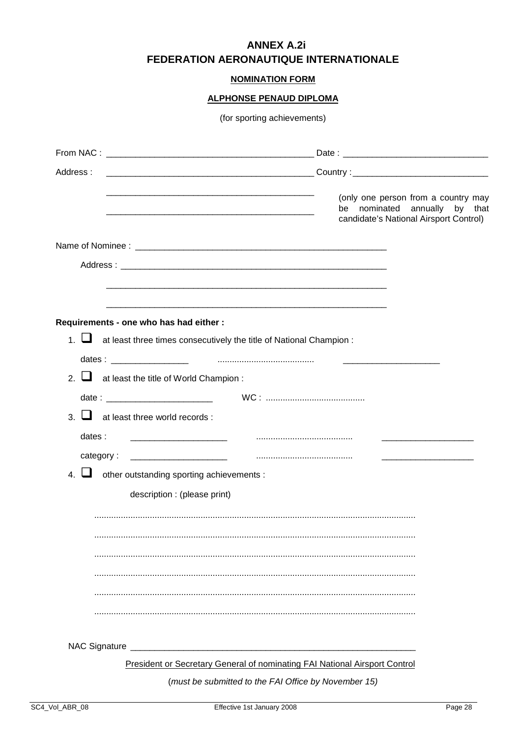# ANNEX A.2i
# FEDERATION AERONAUTIQUE INTERNATIONALE

**NOMINATION FORM**

**ALPHONSE PENAUD DIPLOMA**

(for sporting achievements)

From NAC : ____________________________________________ Date : ______________________________

Address : ____________________________________________ Country : ____________________________

____________________________________________

____________________________________________

(only one person from a country may be nominated annually by that candidate's National Airsport Control)

Name of Nominee : ______________________________________________________

Address : ______________________________________________________

______________________________________________________

______________________________________________________

**Requirements - one who has had either :**

1. ☐ at least three times consecutively the title of National Champion :

   dates : ________________ ........................................ ____________________

2. ☐ at least the title of World Champion :

   date : ______________________ WC : .........................................

3. ☐ at least three world records :

   dates : ____________________ ........................................ ____________________

   category : ____________________ ........................................ ____________________

4. ☐ other outstanding sporting achievements :

   description : (please print)

   ..................................................................................................................................

   ..................................................................................................................................

   ..................................................................................................................................

   ..................................................................................................................................

   ..................................................................................................................................

   ..................................................................................................................................

NAC Signature ____________________________________________________________

President or Secretary General of nominating FAI National Airsport Control

(*must be submitted to the FAI Office by November 15*)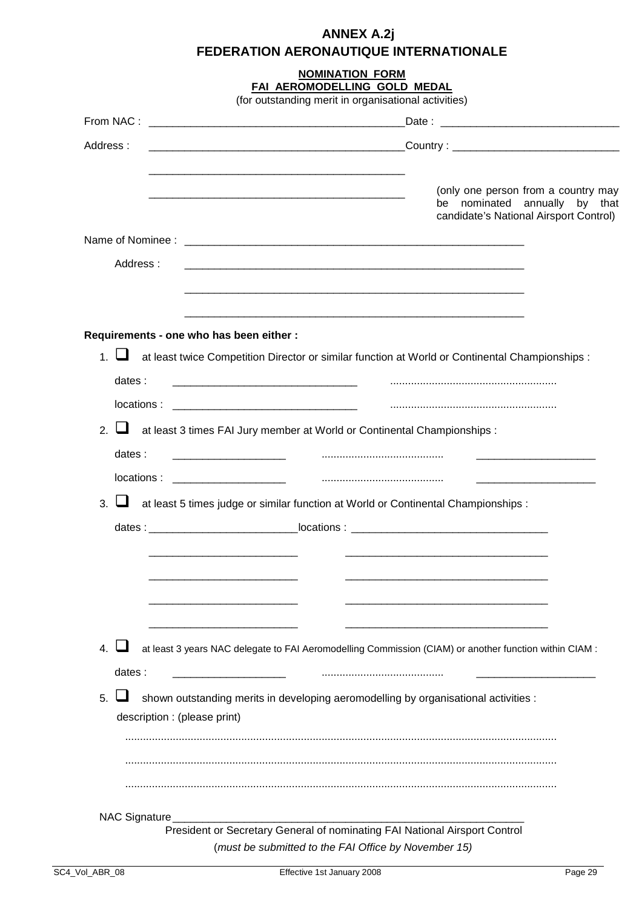# ANNEX A.2j

# FEDERATION AERONAUTIQUE INTERNATIONALE

## NOMINATION FORM

## FAI AEROMODELLING GOLD MEDAL

(for outstanding merit in organisational activities)

From NAC : ____________________________________________ Date : ______________________________

Address : ____________________________________________ Country : ____________________________

____________________________________________

____________________________________________

(only one person from a country may be nominated annually by that candidate's National Airsport Control)

Name of Nominee : ____________________________________________________________

Address : ____________________________________________________________

____________________________________________________________

____________________________________________________________

**Requirements - one who has been either :**

1. ☐ at least twice Competition Director or similar function at World or Continental Championships :

   dates : _______________________________ .......................................................

   locations : _______________________________ .......................................................

2. ☐ at least 3 times FAI Jury member at World or Continental Championships :

   dates : ____________________ ......................................... ____________________

   locations : ____________________ ......................................... ____________________

3. ☐ at least 5 times judge or similar function at World or Continental Championships :

   dates : _________________________ locations : __________________________________

   _________________________ __________________________________

   _________________________ __________________________________

   _________________________ __________________________________

   _________________________ __________________________________

4. ☐ at least 3 years NAC delegate to FAI Aeromodelling Commission (CIAM) or another function within CIAM :

   dates : ____________________ ......................................... ____________________

5. ☐ shown outstanding merits in developing aeromodelling by organisational activities :

   description : (please print)

   ..............................................................................................................................................

   ..............................................................................................................................................

   ..............................................................................................................................................

NAC Signature ____________________________________________________________

President or Secretary General of nominating FAI National Airsport Control

(*must be submitted to the FAI Office by November 15*)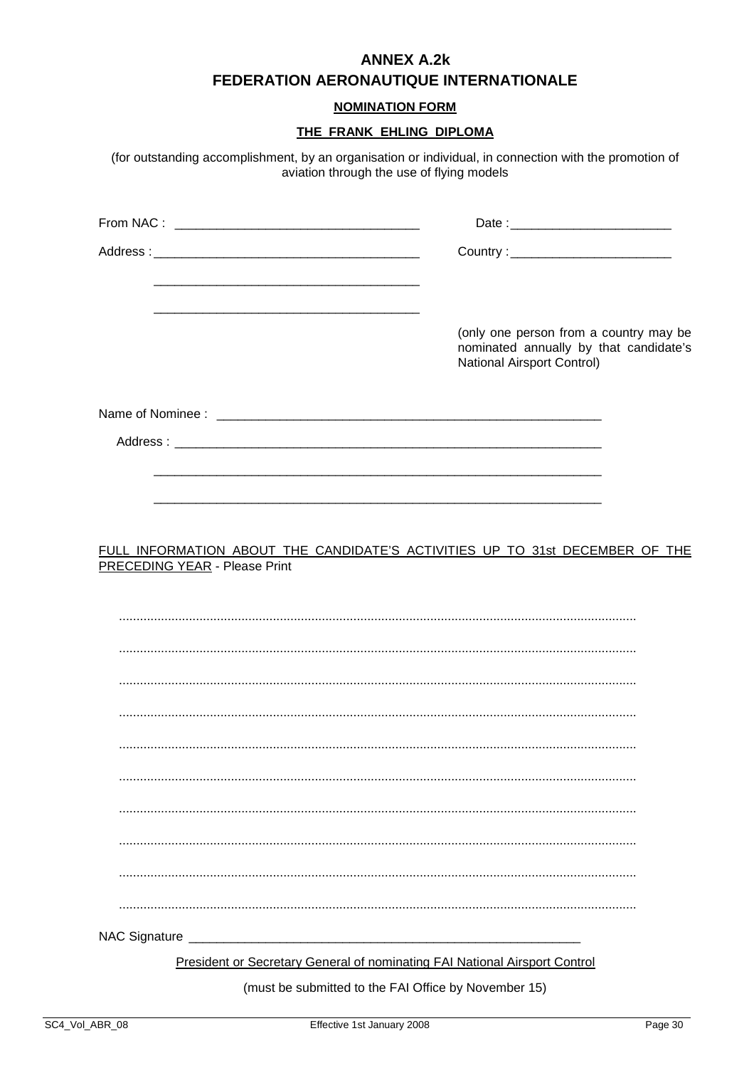# ANNEX A.2k

# FEDERATION AERONAUTIQUE INTERNATIONALE

**NOMINATION FORM**

**THE FRANK EHLING DIPLOMA**

(for outstanding accomplishment, by an organisation or individual, in connection with the promotion of aviation through the use of flying models

From NAC : ___________________________________ Date :_______________________

Address :______________________________________ Country :_______________________

______________________________________

______________________________________

(only one person from a country may be nominated annually by that candidate's National Airsport Control)

Name of Nominee : ________________________________________________________

Address : ________________________________________________________________

_________________________________________________________________

_________________________________________________________________

FULL INFORMATION ABOUT THE CANDIDATE'S ACTIVITIES UP TO 31st DECEMBER OF THE PRECEDING YEAR - Please Print

..................................................................................................................................................

..................................................................................................................................................

..................................................................................................................................................

..................................................................................................................................................

..................................................................................................................................................

..................................................................................................................................................

..................................................................................................................................................

..................................................................................................................................................

..................................................................................................................................................

..................................................................................................................................................

NAC Signature __________________________________________________________

President or Secretary General of nominating FAI National Airsport Control

(must be submitted to the FAI Office by November 15)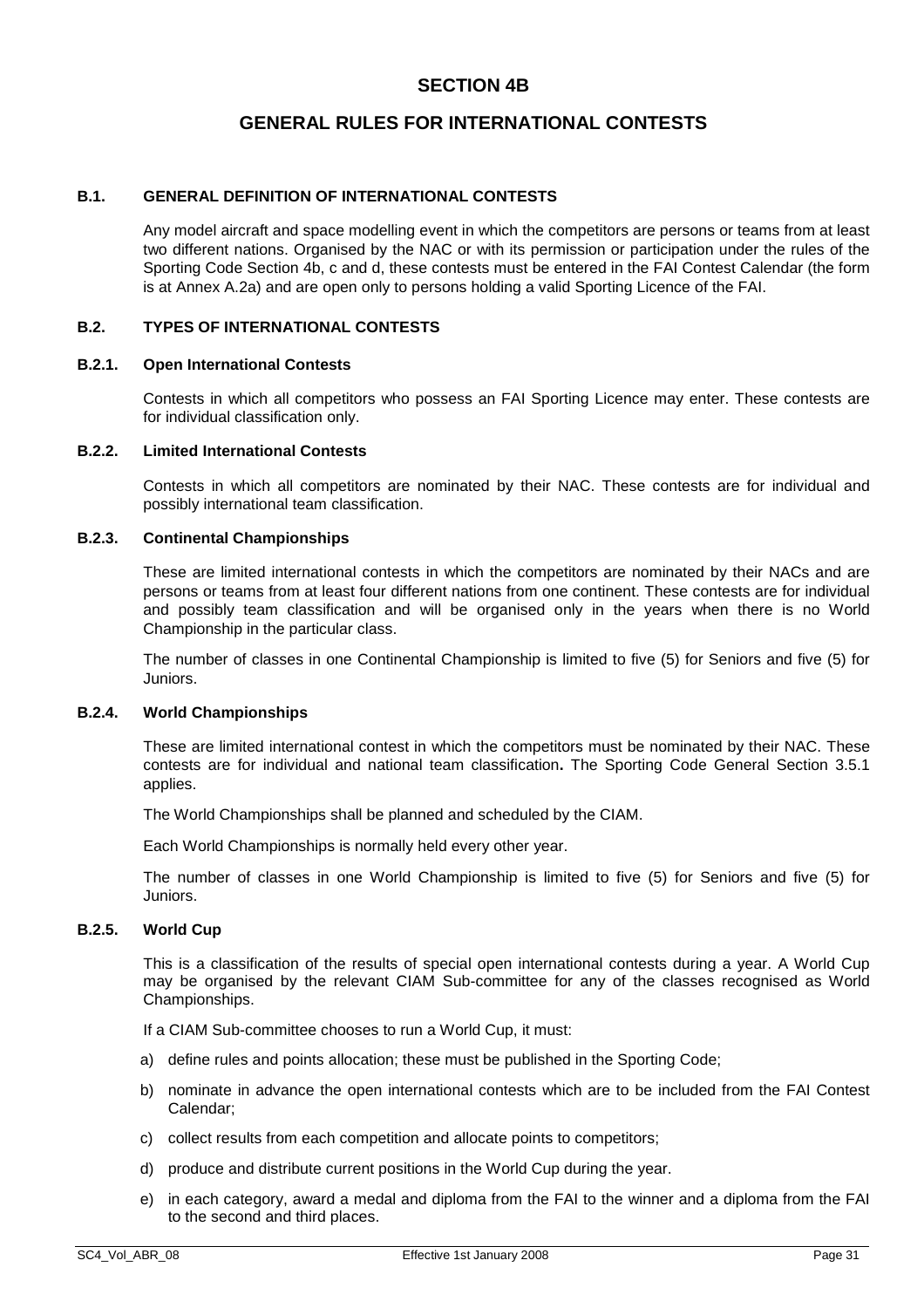# SECTION 4B

## GENERAL RULES FOR INTERNATIONAL CONTESTS

### B.1. GENERAL DEFINITION OF INTERNATIONAL CONTESTS

Any model aircraft and space modelling event in which the competitors are persons or teams from at least two different nations. Organised by the NAC or with its permission or participation under the rules of the Sporting Code Section 4b, c and d, these contests must be entered in the FAI Contest Calendar (the form is at Annex A.2a) and are open only to persons holding a valid Sporting Licence of the FAI.

### B.2. TYPES OF INTERNATIONAL CONTESTS

#### B.2.1. Open International Contests

Contests in which all competitors who possess an FAI Sporting Licence may enter. These contests are for individual classification only.

#### B.2.2. Limited International Contests

Contests in which all competitors are nominated by their NAC. These contests are for individual and possibly international team classification.

#### B.2.3. Continental Championships

These are limited international contests in which the competitors are nominated by their NACs and are persons or teams from at least four different nations from one continent. These contests are for individual and possibly team classification and will be organised only in the years when there is no World Championship in the particular class.

The number of classes in one Continental Championship is limited to five (5) for Seniors and five (5) for Juniors.

#### B.2.4. World Championships

These are limited international contest in which the competitors must be nominated by their NAC. These contests are for individual and national team classification**.** The Sporting Code General Section 3.5.1 applies.

The World Championships shall be planned and scheduled by the CIAM.

Each World Championships is normally held every other year.

The number of classes in one World Championship is limited to five (5) for Seniors and five (5) for Juniors.

#### B.2.5. World Cup

This is a classification of the results of special open international contests during a year. A World Cup may be organised by the relevant CIAM Sub-committee for any of the classes recognised as World Championships.

If a CIAM Sub-committee chooses to run a World Cup, it must:

a) define rules and points allocation; these must be published in the Sporting Code;

b) nominate in advance the open international contests which are to be included from the FAI Contest Calendar;

c) collect results from each competition and allocate points to competitors;

d) produce and distribute current positions in the World Cup during the year.

e) in each category, award a medal and diploma from the FAI to the winner and a diploma from the FAI to the second and third places.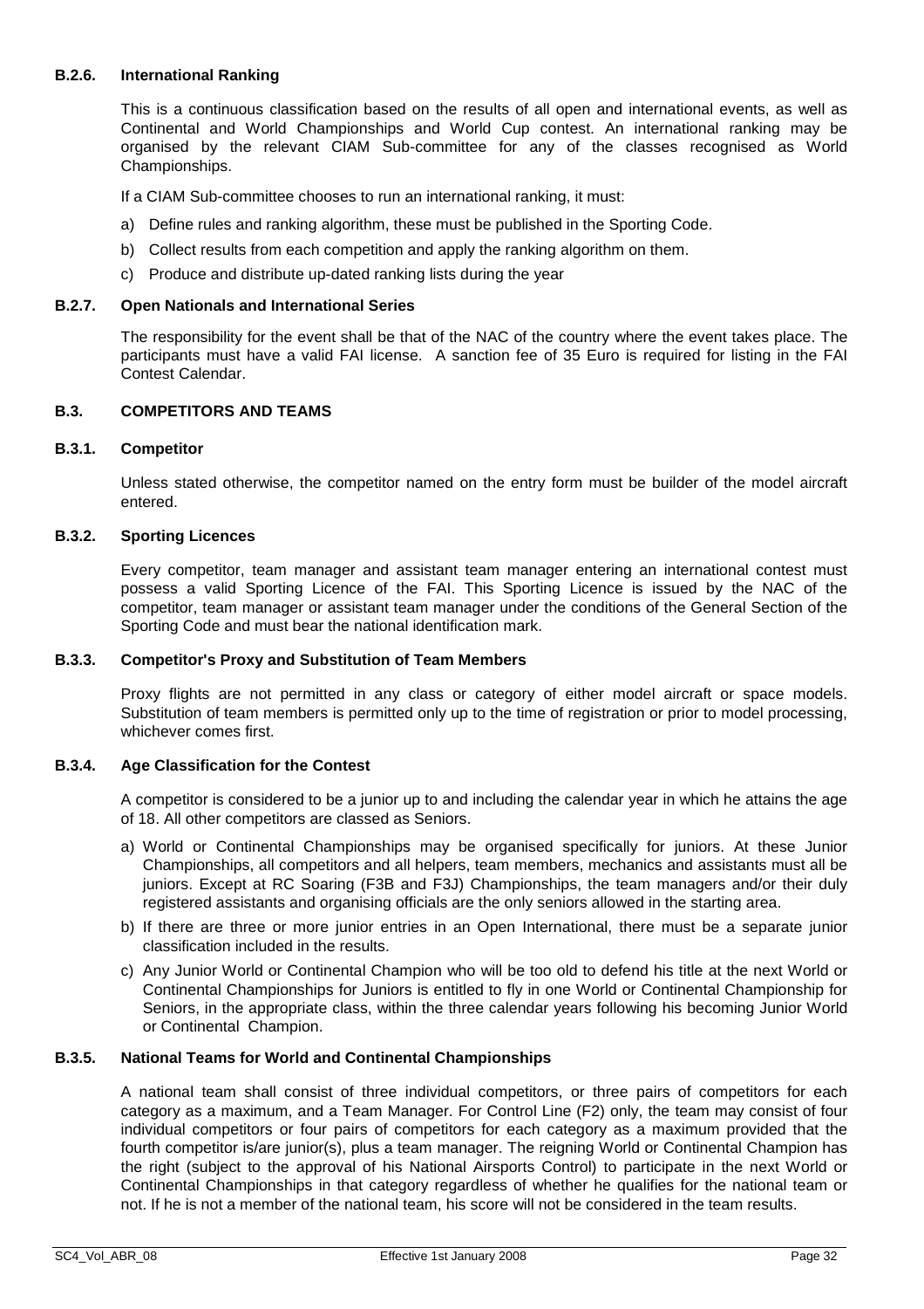### B.2.6. International Ranking

This is a continuous classification based on the results of all open and international events, as well as Continental and World Championships and World Cup contest. An international ranking may be organised by the relevant CIAM Sub-committee for any of the classes recognised as World Championships.

If a CIAM Sub-committee chooses to run an international ranking, it must:

a) Define rules and ranking algorithm, these must be published in the Sporting Code.
b) Collect results from each competition and apply the ranking algorithm on them.
c) Produce and distribute up-dated ranking lists during the year

### B.2.7. Open Nationals and International Series

The responsibility for the event shall be that of the NAC of the country where the event takes place. The participants must have a valid FAI license. A sanction fee of 35 Euro is required for listing in the FAI Contest Calendar.

## B.3. COMPETITORS AND TEAMS

### B.3.1. Competitor

Unless stated otherwise, the competitor named on the entry form must be builder of the model aircraft entered.

### B.3.2. Sporting Licences

Every competitor, team manager and assistant team manager entering an international contest must possess a valid Sporting Licence of the FAI. This Sporting Licence is issued by the NAC of the competitor, team manager or assistant team manager under the conditions of the General Section of the Sporting Code and must bear the national identification mark.

### B.3.3. Competitor's Proxy and Substitution of Team Members

Proxy flights are not permitted in any class or category of either model aircraft or space models. Substitution of team members is permitted only up to the time of registration or prior to model processing, whichever comes first.

### B.3.4. Age Classification for the Contest

A competitor is considered to be a junior up to and including the calendar year in which he attains the age of 18. All other competitors are classed as Seniors.

a) World or Continental Championships may be organised specifically for juniors. At these Junior Championships, all competitors and all helpers, team members, mechanics and assistants must all be juniors. Except at RC Soaring (F3B and F3J) Championships, the team managers and/or their duly registered assistants and organising officials are the only seniors allowed in the starting area.
b) If there are three or more junior entries in an Open International, there must be a separate junior classification included in the results.
c) Any Junior World or Continental Champion who will be too old to defend his title at the next World or Continental Championships for Juniors is entitled to fly in one World or Continental Championship for Seniors, in the appropriate class, within the three calendar years following his becoming Junior World or Continental Champion.

### B.3.5. National Teams for World and Continental Championships

A national team shall consist of three individual competitors, or three pairs of competitors for each category as a maximum, and a Team Manager. For Control Line (F2) only, the team may consist of four individual competitors or four pairs of competitors for each category as a maximum provided that the fourth competitor is/are junior(s), plus a team manager. The reigning World or Continental Champion has the right (subject to the approval of his National Airsports Control) to participate in the next World or Continental Championships in that category regardless of whether he qualifies for the national team or not. If he is not a member of the national team, his score will not be considered in the team results.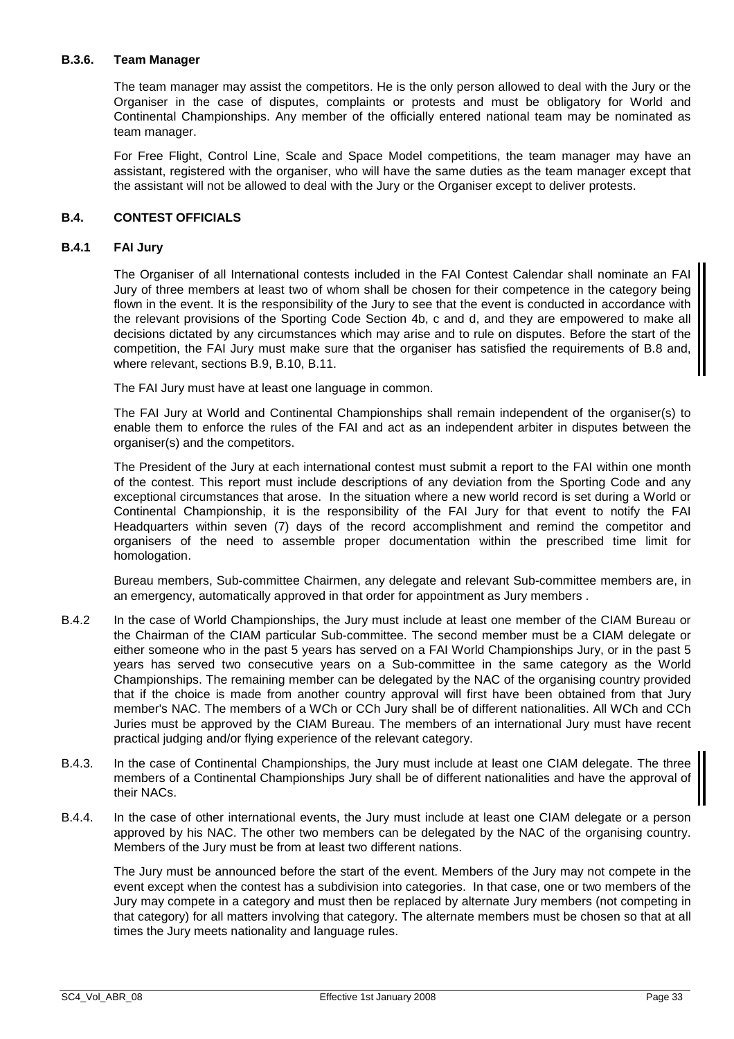### B.3.6. Team Manager

The team manager may assist the competitors. He is the only person allowed to deal with the Jury or the Organiser in the case of disputes, complaints or protests and must be obligatory for World and Continental Championships. Any member of the officially entered national team may be nominated as team manager.

For Free Flight, Control Line, Scale and Space Model competitions, the team manager may have an assistant, registered with the organiser, who will have the same duties as the team manager except that the assistant will not be allowed to deal with the Jury or the Organiser except to deliver protests.

## B.4. CONTEST OFFICIALS

### B.4.1 FAI Jury

The Organiser of all International contests included in the FAI Contest Calendar shall nominate an FAI Jury of three members at least two of whom shall be chosen for their competence in the category being flown in the event. It is the responsibility of the Jury to see that the event is conducted in accordance with the relevant provisions of the Sporting Code Section 4b, c and d, and they are empowered to make all decisions dictated by any circumstances which may arise and to rule on disputes. Before the start of the competition, the FAI Jury must make sure that the organiser has satisfied the requirements of B.8 and, where relevant, sections B.9, B.10, B.11.

The FAI Jury must have at least one language in common.

The FAI Jury at World and Continental Championships shall remain independent of the organiser(s) to enable them to enforce the rules of the FAI and act as an independent arbiter in disputes between the organiser(s) and the competitors.

The President of the Jury at each international contest must submit a report to the FAI within one month of the contest. This report must include descriptions of any deviation from the Sporting Code and any exceptional circumstances that arose. In the situation where a new world record is set during a World or Continental Championship, it is the responsibility of the FAI Jury for that event to notify the FAI Headquarters within seven (7) days of the record accomplishment and remind the competitor and organisers of the need to assemble proper documentation within the prescribed time limit for homologation.

Bureau members, Sub-committee Chairmen, any delegate and relevant Sub-committee members are, in an emergency, automatically approved in that order for appointment as Jury members .

B.4.2 In the case of World Championships, the Jury must include at least one member of the CIAM Bureau or the Chairman of the CIAM particular Sub-committee. The second member must be a CIAM delegate or either someone who in the past 5 years has served on a FAI World Championships Jury, or in the past 5 years has served two consecutive years on a Sub-committee in the same category as the World Championships. The remaining member can be delegated by the NAC of the organising country provided that if the choice is made from another country approval will first have been obtained from that Jury member's NAC. The members of a WCh or CCh Jury shall be of different nationalities. All WCh and CCh Juries must be approved by the CIAM Bureau. The members of an international Jury must have recent practical judging and/or flying experience of the relevant category.

B.4.3. In the case of Continental Championships, the Jury must include at least one CIAM delegate. The three members of a Continental Championships Jury shall be of different nationalities and have the approval of their NACs.

B.4.4. In the case of other international events, the Jury must include at least one CIAM delegate or a person approved by his NAC. The other two members can be delegated by the NAC of the organising country. Members of the Jury must be from at least two different nations.

The Jury must be announced before the start of the event. Members of the Jury may not compete in the event except when the contest has a subdivision into categories. In that case, one or two members of the Jury may compete in a category and must then be replaced by alternate Jury members (not competing in that category) for all matters involving that category. The alternate members must be chosen so that at all times the Jury meets nationality and language rules.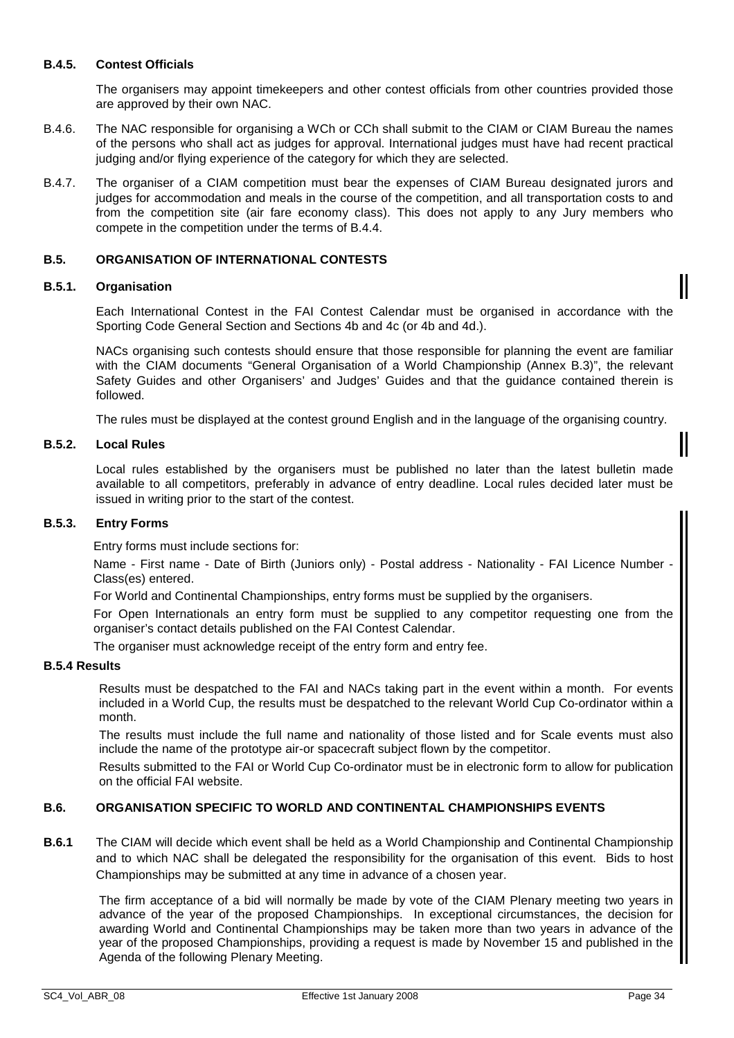#### B.4.5. Contest Officials

The organisers may appoint timekeepers and other contest officials from other countries provided those are approved by their own NAC.

B.4.6. The NAC responsible for organising a WCh or CCh shall submit to the CIAM or CIAM Bureau the names of the persons who shall act as judges for approval. International judges must have had recent practical judging and/or flying experience of the category for which they are selected.

B.4.7. The organiser of a CIAM competition must bear the expenses of CIAM Bureau designated jurors and judges for accommodation and meals in the course of the competition, and all transportation costs to and from the competition site (air fare economy class). This does not apply to any Jury members who compete in the competition under the terms of B.4.4.

### B.5. ORGANISATION OF INTERNATIONAL CONTESTS

#### B.5.1. Organisation

Each International Contest in the FAI Contest Calendar must be organised in accordance with the Sporting Code General Section and Sections 4b and 4c (or 4b and 4d.).

NACs organising such contests should ensure that those responsible for planning the event are familiar with the CIAM documents "General Organisation of a World Championship (Annex B.3)", the relevant Safety Guides and other Organisers' and Judges' Guides and that the guidance contained therein is followed.

The rules must be displayed at the contest ground English and in the language of the organising country.

#### B.5.2. Local Rules

Local rules established by the organisers must be published no later than the latest bulletin made available to all competitors, preferably in advance of entry deadline. Local rules decided later must be issued in writing prior to the start of the contest.

#### B.5.3. Entry Forms

Entry forms must include sections for:

Name - First name - Date of Birth (Juniors only) - Postal address - Nationality - FAI Licence Number - Class(es) entered.

For World and Continental Championships, entry forms must be supplied by the organisers.

For Open Internationals an entry form must be supplied to any competitor requesting one from the organiser's contact details published on the FAI Contest Calendar.

The organiser must acknowledge receipt of the entry form and entry fee.

#### B.5.4 Results

Results must be despatched to the FAI and NACs taking part in the event within a month. For events included in a World Cup, the results must be despatched to the relevant World Cup Co-ordinator within a month.

The results must include the full name and nationality of those listed and for Scale events must also include the name of the prototype air-or spacecraft subject flown by the competitor.

Results submitted to the FAI or World Cup Co-ordinator must be in electronic form to allow for publication on the official FAI website.

### B.6. ORGANISATION SPECIFIC TO WORLD AND CONTINENTAL CHAMPIONSHIPS EVENTS

**B.6.1** The CIAM will decide which event shall be held as a World Championship and Continental Championship and to which NAC shall be delegated the responsibility for the organisation of this event. Bids to host Championships may be submitted at any time in advance of a chosen year.

The firm acceptance of a bid will normally be made by vote of the CIAM Plenary meeting two years in advance of the year of the proposed Championships. In exceptional circumstances, the decision for awarding World and Continental Championships may be taken more than two years in advance of the year of the proposed Championships, providing a request is made by November 15 and published in the Agenda of the following Plenary Meeting.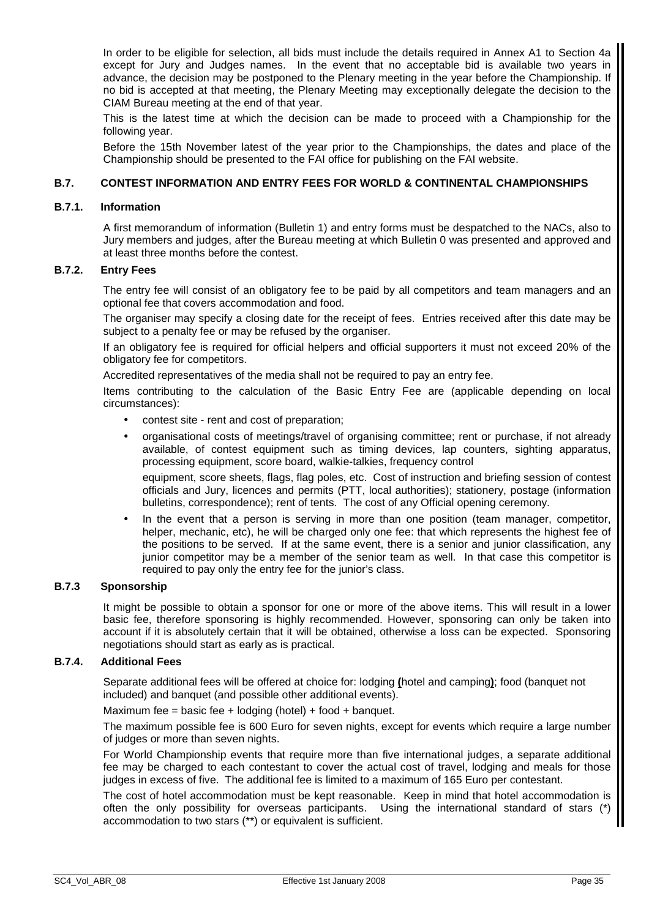In order to be eligible for selection, all bids must include the details required in Annex A1 to Section 4a except for Jury and Judges names. In the event that no acceptable bid is available two years in advance, the decision may be postponed to the Plenary meeting in the year before the Championship. If no bid is accepted at that meeting, the Plenary Meeting may exceptionally delegate the decision to the CIAM Bureau meeting at the end of that year.

This is the latest time at which the decision can be made to proceed with a Championship for the following year.

Before the 15th November latest of the year prior to the Championships, the dates and place of the Championship should be presented to the FAI office for publishing on the FAI website.

### B.7. CONTEST INFORMATION AND ENTRY FEES FOR WORLD & CONTINENTAL CHAMPIONSHIPS

#### B.7.1. Information

A first memorandum of information (Bulletin 1) and entry forms must be despatched to the NACs, also to Jury members and judges, after the Bureau meeting at which Bulletin 0 was presented and approved and at least three months before the contest.

#### B.7.2. Entry Fees

The entry fee will consist of an obligatory fee to be paid by all competitors and team managers and an optional fee that covers accommodation and food.

The organiser may specify a closing date for the receipt of fees. Entries received after this date may be subject to a penalty fee or may be refused by the organiser.

If an obligatory fee is required for official helpers and official supporters it must not exceed 20% of the obligatory fee for competitors.

Accredited representatives of the media shall not be required to pay an entry fee.

Items contributing to the calculation of the Basic Entry Fee are (applicable depending on local circumstances):

- contest site - rent and cost of preparation;
- organisational costs of meetings/travel of organising committee; rent or purchase, if not already available, of contest equipment such as timing devices, lap counters, sighting apparatus, processing equipment, score board, walkie-talkies, frequency control

  equipment, score sheets, flags, flag poles, etc. Cost of instruction and briefing session of contest officials and Jury, licences and permits (PTT, local authorities); stationery, postage (information bulletins, correspondence); rent of tents. The cost of any Official opening ceremony.
- In the event that a person is serving in more than one position (team manager, competitor, helper, mechanic, etc), he will be charged only one fee: that which represents the highest fee of the positions to be served. If at the same event, there is a senior and junior classification, any junior competitor may be a member of the senior team as well. In that case this competitor is required to pay only the entry fee for the junior's class.

#### B.7.3 Sponsorship

It might be possible to obtain a sponsor for one or more of the above items. This will result in a lower basic fee, therefore sponsoring is highly recommended. However, sponsoring can only be taken into account if it is absolutely certain that it will be obtained, otherwise a loss can be expected. Sponsoring negotiations should start as early as is practical.

#### B.7.4. Additional Fees

Separate additional fees will be offered at choice for: lodging **(**hotel and camping**)**; food (banquet not included) and banquet (and possible other additional events).

Maximum fee = basic fee + lodging (hotel) + food + banquet.

The maximum possible fee is 600 Euro for seven nights, except for events which require a large number of judges or more than seven nights.

For World Championship events that require more than five international judges, a separate additional fee may be charged to each contestant to cover the actual cost of travel, lodging and meals for those judges in excess of five. The additional fee is limited to a maximum of 165 Euro per contestant.

The cost of hotel accommodation must be kept reasonable. Keep in mind that hotel accommodation is often the only possibility for overseas participants. Using the international standard of stars (*) accommodation to two stars (**) or equivalent is sufficient.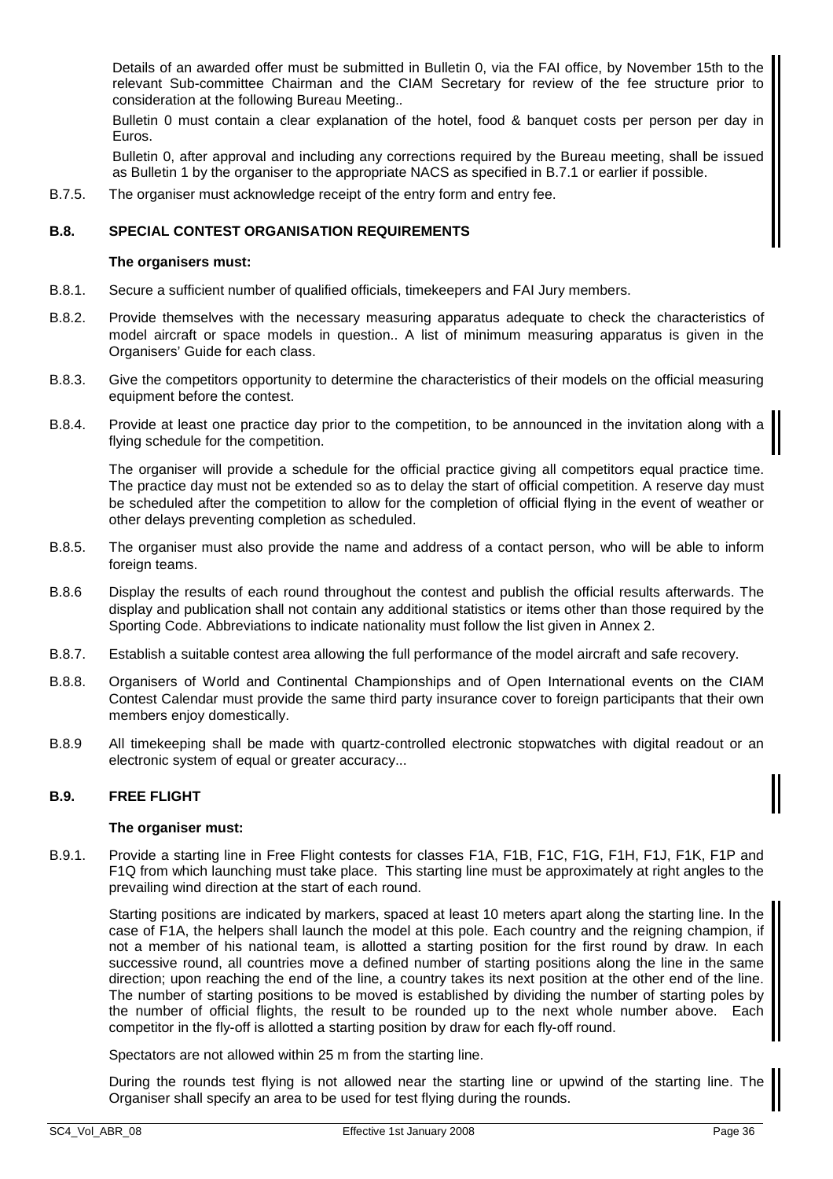Details of an awarded offer must be submitted in Bulletin 0, via the FAI office, by November 15th to the relevant Sub-committee Chairman and the CIAM Secretary for review of the fee structure prior to consideration at the following Bureau Meeting..

Bulletin 0 must contain a clear explanation of the hotel, food & banquet costs per person per day in Euros.

Bulletin 0, after approval and including any corrections required by the Bureau meeting, shall be issued as Bulletin 1 by the organiser to the appropriate NACS as specified in B.7.1 or earlier if possible.

B.7.5. The organiser must acknowledge receipt of the entry form and entry fee.

## B.8. SPECIAL CONTEST ORGANISATION REQUIREMENTS

**The organisers must:**

B.8.1. Secure a sufficient number of qualified officials, timekeepers and FAI Jury members.

B.8.2. Provide themselves with the necessary measuring apparatus adequate to check the characteristics of model aircraft or space models in question.. A list of minimum measuring apparatus is given in the Organisers' Guide for each class.

B.8.3. Give the competitors opportunity to determine the characteristics of their models on the official measuring equipment before the contest.

B.8.4. Provide at least one practice day prior to the competition, to be announced in the invitation along with a flying schedule for the competition.

The organiser will provide a schedule for the official practice giving all competitors equal practice time. The practice day must not be extended so as to delay the start of official competition. A reserve day must be scheduled after the competition to allow for the completion of official flying in the event of weather or other delays preventing completion as scheduled.

B.8.5. The organiser must also provide the name and address of a contact person, who will be able to inform foreign teams.

B.8.6 Display the results of each round throughout the contest and publish the official results afterwards. The display and publication shall not contain any additional statistics or items other than those required by the Sporting Code. Abbreviations to indicate nationality must follow the list given in Annex 2.

B.8.7. Establish a suitable contest area allowing the full performance of the model aircraft and safe recovery.

B.8.8. Organisers of World and Continental Championships and of Open International events on the CIAM Contest Calendar must provide the same third party insurance cover to foreign participants that their own members enjoy domestically.

B.8.9 All timekeeping shall be made with quartz-controlled electronic stopwatches with digital readout or an electronic system of equal or greater accuracy...

## B.9. FREE FLIGHT

**The organiser must:**

B.9.1. Provide a starting line in Free Flight contests for classes F1A, F1B, F1C, F1G, F1H, F1J, F1K, F1P and F1Q from which launching must take place. This starting line must be approximately at right angles to the prevailing wind direction at the start of each round.

Starting positions are indicated by markers, spaced at least 10 meters apart along the starting line. In the case of F1A, the helpers shall launch the model at this pole. Each country and the reigning champion, if not a member of his national team, is allotted a starting position for the first round by draw. In each successive round, all countries move a defined number of starting positions along the line in the same direction; upon reaching the end of the line, a country takes its next position at the other end of the line. The number of starting positions to be moved is established by dividing the number of starting poles by the number of official flights, the result to be rounded up to the next whole number above. Each competitor in the fly-off is allotted a starting position by draw for each fly-off round.

Spectators are not allowed within 25 m from the starting line.

During the rounds test flying is not allowed near the starting line or upwind of the starting line. The Organiser shall specify an area to be used for test flying during the rounds.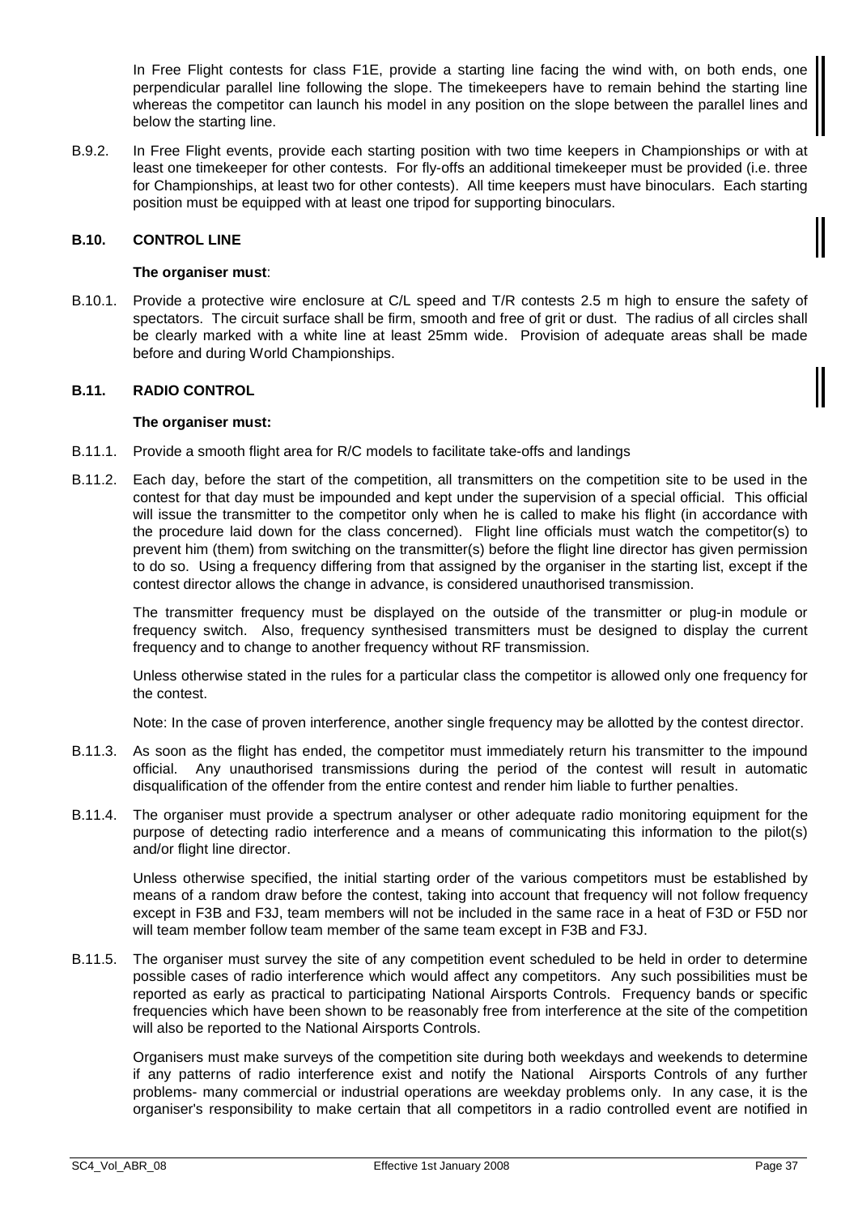In Free Flight contests for class F1E, provide a starting line facing the wind with, on both ends, one perpendicular parallel line following the slope. The timekeepers have to remain behind the starting line whereas the competitor can launch his model in any position on the slope between the parallel lines and below the starting line.

B.9.2. In Free Flight events, provide each starting position with two time keepers in Championships or with at least one timekeeper for other contests. For fly-offs an additional timekeeper must be provided (i.e. three for Championships, at least two for other contests). All time keepers must have binoculars. Each starting position must be equipped with at least one tripod for supporting binoculars.

### B.10. CONTROL LINE

**The organiser must**:

B.10.1. Provide a protective wire enclosure at C/L speed and T/R contests 2.5 m high to ensure the safety of spectators. The circuit surface shall be firm, smooth and free of grit or dust. The radius of all circles shall be clearly marked with a white line at least 25mm wide. Provision of adequate areas shall be made before and during World Championships.

### B.11. RADIO CONTROL

**The organiser must:**

B.11.1. Provide a smooth flight area for R/C models to facilitate take-offs and landings

B.11.2. Each day, before the start of the competition, all transmitters on the competition site to be used in the contest for that day must be impounded and kept under the supervision of a special official. This official will issue the transmitter to the competitor only when he is called to make his flight (in accordance with the procedure laid down for the class concerned). Flight line officials must watch the competitor(s) to prevent him (them) from switching on the transmitter(s) before the flight line director has given permission to do so. Using a frequency differing from that assigned by the organiser in the starting list, except if the contest director allows the change in advance, is considered unauthorised transmission.

The transmitter frequency must be displayed on the outside of the transmitter or plug-in module or frequency switch. Also, frequency synthesised transmitters must be designed to display the current frequency and to change to another frequency without RF transmission.

Unless otherwise stated in the rules for a particular class the competitor is allowed only one frequency for the contest.

Note: In the case of proven interference, another single frequency may be allotted by the contest director.

B.11.3. As soon as the flight has ended, the competitor must immediately return his transmitter to the impound official. Any unauthorised transmissions during the period of the contest will result in automatic disqualification of the offender from the entire contest and render him liable to further penalties.

B.11.4. The organiser must provide a spectrum analyser or other adequate radio monitoring equipment for the purpose of detecting radio interference and a means of communicating this information to the pilot(s) and/or flight line director.

Unless otherwise specified, the initial starting order of the various competitors must be established by means of a random draw before the contest, taking into account that frequency will not follow frequency except in F3B and F3J, team members will not be included in the same race in a heat of F3D or F5D nor will team member follow team member of the same team except in F3B and F3J.

B.11.5. The organiser must survey the site of any competition event scheduled to be held in order to determine possible cases of radio interference which would affect any competitors. Any such possibilities must be reported as early as practical to participating National Airsports Controls. Frequency bands or specific frequencies which have been shown to be reasonably free from interference at the site of the competition will also be reported to the National Airsports Controls.

Organisers must make surveys of the competition site during both weekdays and weekends to determine if any patterns of radio interference exist and notify the National Airsports Controls of any further problems- many commercial or industrial operations are weekday problems only. In any case, it is the organiser's responsibility to make certain that all competitors in a radio controlled event are notified in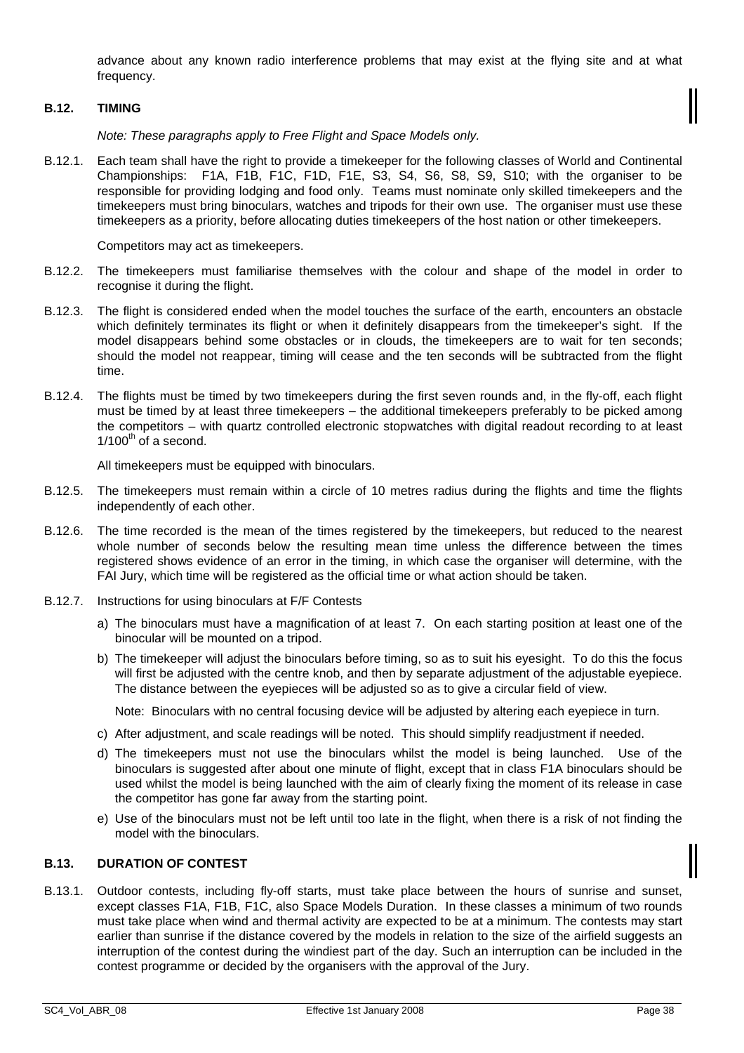advance about any known radio interference problems that may exist at the flying site and at what frequency.

### B.12. TIMING

*Note: These paragraphs apply to Free Flight and Space Models only.*

B.12.1. Each team shall have the right to provide a timekeeper for the following classes of World and Continental Championships: F1A, F1B, F1C, F1D, F1E, S3, S4, S6, S8, S9, S10; with the organiser to be responsible for providing lodging and food only. Teams must nominate only skilled timekeepers and the timekeepers must bring binoculars, watches and tripods for their own use. The organiser must use these timekeepers as a priority, before allocating duties timekeepers of the host nation or other timekeepers.

Competitors may act as timekeepers.

B.12.2. The timekeepers must familiarise themselves with the colour and shape of the model in order to recognise it during the flight.

B.12.3. The flight is considered ended when the model touches the surface of the earth, encounters an obstacle which definitely terminates its flight or when it definitely disappears from the timekeeper's sight. If the model disappears behind some obstacles or in clouds, the timekeepers are to wait for ten seconds; should the model not reappear, timing will cease and the ten seconds will be subtracted from the flight time.

B.12.4. The flights must be timed by two timekeepers during the first seven rounds and, in the fly-off, each flight must be timed by at least three timekeepers – the additional timekeepers preferably to be picked among the competitors – with quartz controlled electronic stopwatches with digital readout recording to at least $1/100^{th}$ of a second.

All timekeepers must be equipped with binoculars.

B.12.5. The timekeepers must remain within a circle of 10 metres radius during the flights and time the flights independently of each other.

B.12.6. The time recorded is the mean of the times registered by the timekeepers, but reduced to the nearest whole number of seconds below the resulting mean time unless the difference between the times registered shows evidence of an error in the timing, in which case the organiser will determine, with the FAI Jury, which time will be registered as the official time or what action should be taken.

B.12.7. Instructions for using binoculars at F/F Contests

a) The binoculars must have a magnification of at least 7. On each starting position at least one of the binocular will be mounted on a tripod.

b) The timekeeper will adjust the binoculars before timing, so as to suit his eyesight. To do this the focus will first be adjusted with the centre knob, and then by separate adjustment of the adjustable eyepiece. The distance between the eyepieces will be adjusted so as to give a circular field of view.

Note: Binoculars with no central focusing device will be adjusted by altering each eyepiece in turn.

c) After adjustment, and scale readings will be noted. This should simplify readjustment if needed.

d) The timekeepers must not use the binoculars whilst the model is being launched. Use of the binoculars is suggested after about one minute of flight, except that in class F1A binoculars should be used whilst the model is being launched with the aim of clearly fixing the moment of its release in case the competitor has gone far away from the starting point.

e) Use of the binoculars must not be left until too late in the flight, when there is a risk of not finding the model with the binoculars.

### B.13. DURATION OF CONTEST

B.13.1. Outdoor contests, including fly-off starts, must take place between the hours of sunrise and sunset, except classes F1A, F1B, F1C, also Space Models Duration. In these classes a minimum of two rounds must take place when wind and thermal activity are expected to be at a minimum. The contests may start earlier than sunrise if the distance covered by the models in relation to the size of the airfield suggests an interruption of the contest during the windiest part of the day. Such an interruption can be included in the contest programme or decided by the organisers with the approval of the Jury.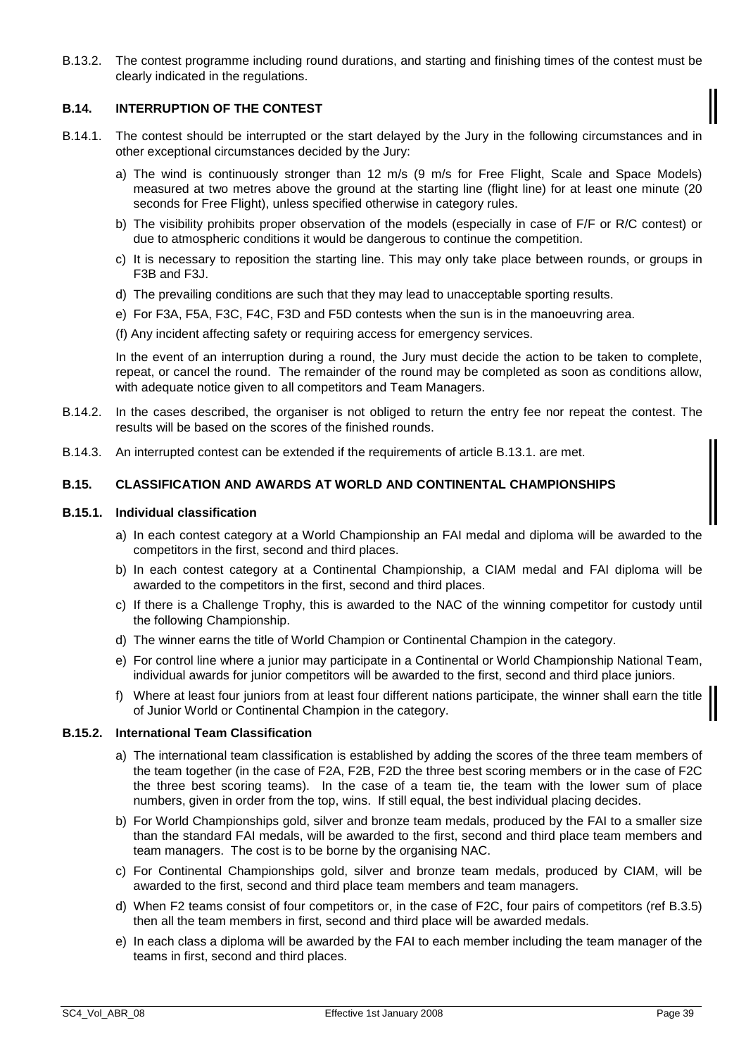B.13.2. The contest programme including round durations, and starting and finishing times of the contest must be clearly indicated in the regulations.

### B.14. INTERRUPTION OF THE CONTEST

B.14.1. The contest should be interrupted or the start delayed by the Jury in the following circumstances and in other exceptional circumstances decided by the Jury:

a) The wind is continuously stronger than 12 m/s (9 m/s for Free Flight, Scale and Space Models) measured at two metres above the ground at the starting line (flight line) for at least one minute (20 seconds for Free Flight), unless specified otherwise in category rules.

b) The visibility prohibits proper observation of the models (especially in case of F/F or R/C contest) or due to atmospheric conditions it would be dangerous to continue the competition.

c) It is necessary to reposition the starting line. This may only take place between rounds, or groups in F3B and F3J.

d) The prevailing conditions are such that they may lead to unacceptable sporting results.

e) For F3A, F5A, F3C, F4C, F3D and F5D contests when the sun is in the manoeuvring area.

(f) Any incident affecting safety or requiring access for emergency services.

In the event of an interruption during a round, the Jury must decide the action to be taken to complete, repeat, or cancel the round. The remainder of the round may be completed as soon as conditions allow, with adequate notice given to all competitors and Team Managers.

B.14.2. In the cases described, the organiser is not obliged to return the entry fee nor repeat the contest. The results will be based on the scores of the finished rounds.

B.14.3. An interrupted contest can be extended if the requirements of article B.13.1. are met.

### B.15. CLASSIFICATION AND AWARDS AT WORLD AND CONTINENTAL CHAMPIONSHIPS

#### B.15.1. Individual classification

a) In each contest category at a World Championship an FAI medal and diploma will be awarded to the competitors in the first, second and third places.

b) In each contest category at a Continental Championship, a CIAM medal and FAI diploma will be awarded to the competitors in the first, second and third places.

c) If there is a Challenge Trophy, this is awarded to the NAC of the winning competitor for custody until the following Championship.

d) The winner earns the title of World Champion or Continental Champion in the category.

e) For control line where a junior may participate in a Continental or World Championship National Team, individual awards for junior competitors will be awarded to the first, second and third place juniors.

f) Where at least four juniors from at least four different nations participate, the winner shall earn the title of Junior World or Continental Champion in the category.

#### B.15.2. International Team Classification

a) The international team classification is established by adding the scores of the three team members of the team together (in the case of F2A, F2B, F2D the three best scoring members or in the case of F2C the three best scoring teams). In the case of a team tie, the team with the lower sum of place numbers, given in order from the top, wins. If still equal, the best individual placing decides.

b) For World Championships gold, silver and bronze team medals, produced by the FAI to a smaller size than the standard FAI medals, will be awarded to the first, second and third place team members and team managers. The cost is to be borne by the organising NAC.

c) For Continental Championships gold, silver and bronze team medals, produced by CIAM, will be awarded to the first, second and third place team members and team managers.

d) When F2 teams consist of four competitors or, in the case of F2C, four pairs of competitors (ref B.3.5) then all the team members in first, second and third place will be awarded medals.

e) In each class a diploma will be awarded by the FAI to each member including the team manager of the teams in first, second and third places.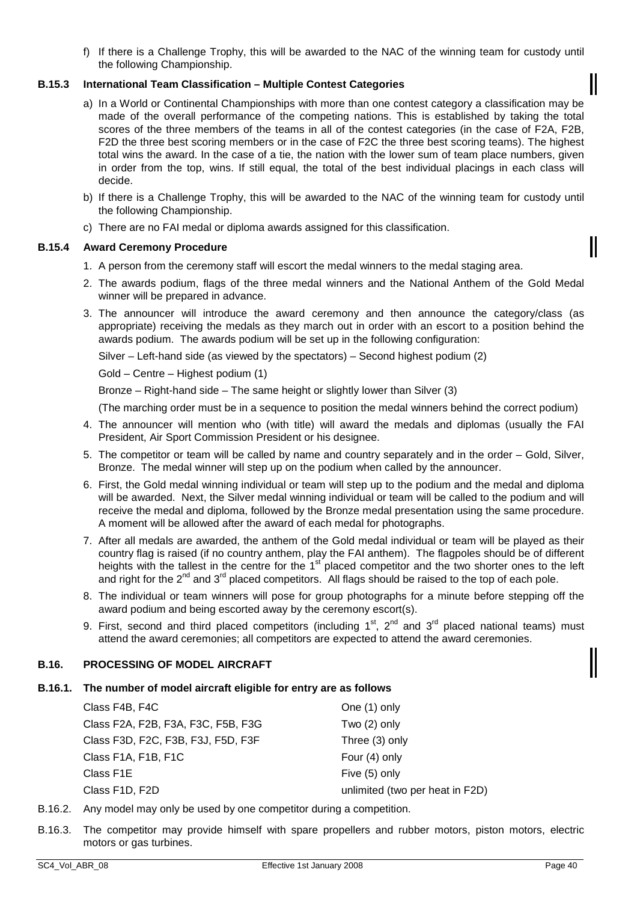f) If there is a Challenge Trophy, this will be awarded to the NAC of the winning team for custody until the following Championship.

### B.15.3 International Team Classification – Multiple Contest Categories

a) In a World or Continental Championships with more than one contest category a classification may be made of the overall performance of the competing nations. This is established by taking the total scores of the three members of the teams in all of the contest categories (in the case of F2A, F2B, F2D the three best scoring members or in the case of F2C the three best scoring teams). The highest total wins the award. In the case of a tie, the nation with the lower sum of team place numbers, given in order from the top, wins. If still equal, the total of the best individual placings in each class will decide.

b) If there is a Challenge Trophy, this will be awarded to the NAC of the winning team for custody until the following Championship.

c) There are no FAI medal or diploma awards assigned for this classification.

### B.15.4 Award Ceremony Procedure

1. A person from the ceremony staff will escort the medal winners to the medal staging area.
2. The awards podium, flags of the three medal winners and the National Anthem of the Gold Medal winner will be prepared in advance.
3. The announcer will introduce the award ceremony and then announce the category/class (as appropriate) receiving the medals as they march out in order with an escort to a position behind the awards podium. The awards podium will be set up in the following configuration:

   Silver – Left-hand side (as viewed by the spectators) – Second highest podium (2)

   Gold – Centre – Highest podium (1)

   Bronze – Right-hand side – The same height or slightly lower than Silver (3)

   (The marching order must be in a sequence to position the medal winners behind the correct podium)
4. The announcer will mention who (with title) will award the medals and diplomas (usually the FAI President, Air Sport Commission President or his designee.
5. The competitor or team will be called by name and country separately and in the order – Gold, Silver, Bronze. The medal winner will step up on the podium when called by the announcer.
6. First, the Gold medal winning individual or team will step up to the podium and the medal and diploma will be awarded. Next, the Silver medal winning individual or team will be called to the podium and will receive the medal and diploma, followed by the Bronze medal presentation using the same procedure. A moment will be allowed after the award of each medal for photographs.
7. After all medals are awarded, the anthem of the Gold medal individual or team will be played as their country flag is raised (if no country anthem, play the FAI anthem). The flagpoles should be of different heights with the tallest in the centre for the 1st placed competitor and the two shorter ones to the left and right for the 2nd and 3rd placed competitors. All flags should be raised to the top of each pole.
8. The individual or team winners will pose for group photographs for a minute before stepping off the award podium and being escorted away by the ceremony escort(s).
9. First, second and third placed competitors (including 1st, 2nd and 3rd placed national teams) must attend the award ceremonies; all competitors are expected to attend the award ceremonies.

## B.16. PROCESSING OF MODEL AIRCRAFT

### B.16.1. The number of model aircraft eligible for entry are as follows

| | |
|---|---|
| Class F4B, F4C | One (1) only |
| Class F2A, F2B, F3A, F3C, F5B, F3G | Two (2) only |
| Class F3D, F2C, F3B, F3J, F5D, F3F | Three (3) only |
| Class F1A, F1B, F1C | Four (4) only |
| Class F1E | Five (5) only |
| Class F1D, F2D | unlimited (two per heat in F2D) |

B.16.2. Any model may only be used by one competitor during a competition.

B.16.3. The competitor may provide himself with spare propellers and rubber motors, piston motors, electric motors or gas turbines.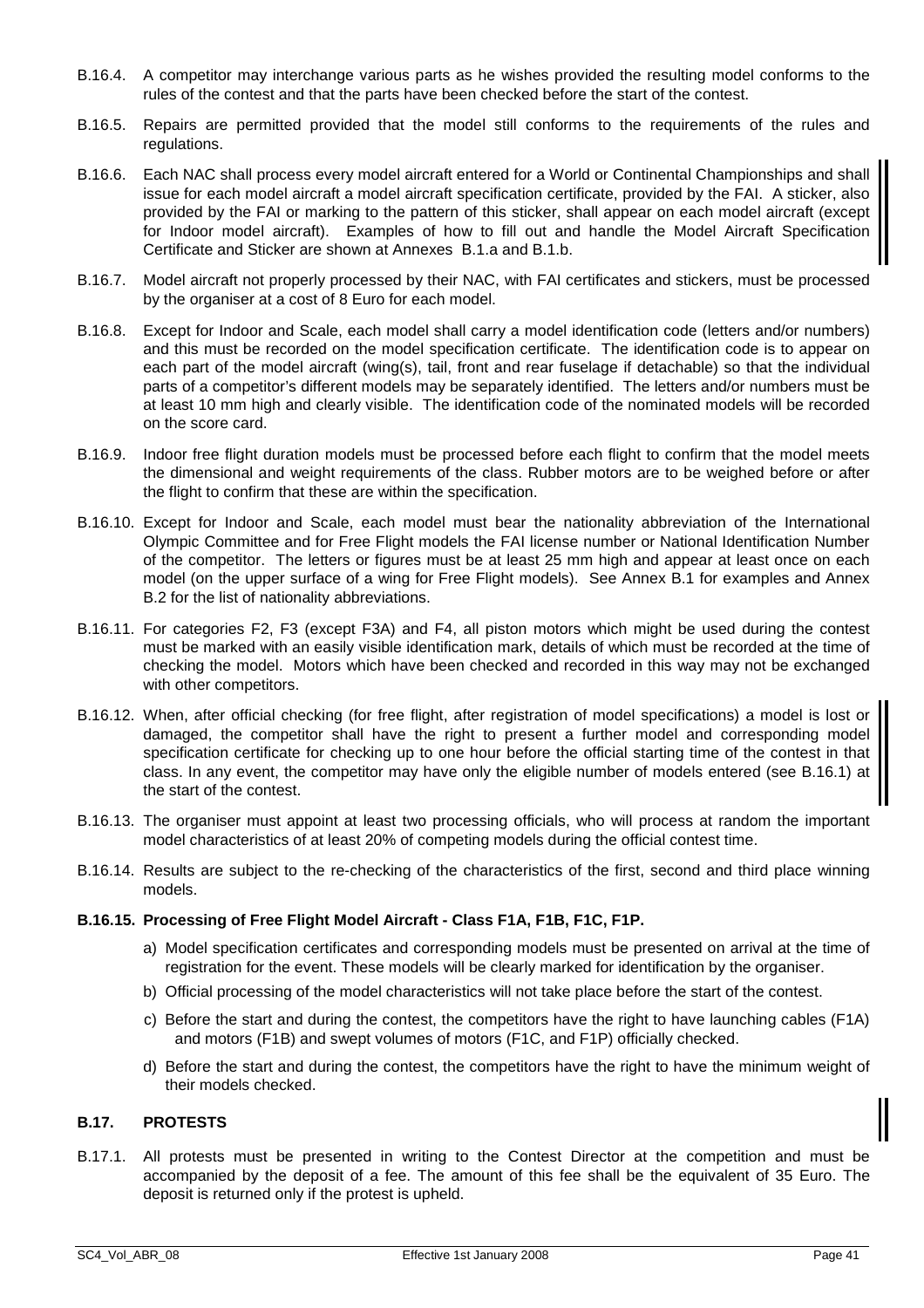B.16.4. A competitor may interchange various parts as he wishes provided the resulting model conforms to the rules of the contest and that the parts have been checked before the start of the contest.

B.16.5. Repairs are permitted provided that the model still conforms to the requirements of the rules and regulations.

B.16.6. Each NAC shall process every model aircraft entered for a World or Continental Championships and shall issue for each model aircraft a model aircraft specification certificate, provided by the FAI. A sticker, also provided by the FAI or marking to the pattern of this sticker, shall appear on each model aircraft (except for Indoor model aircraft). Examples of how to fill out and handle the Model Aircraft Specification Certificate and Sticker are shown at Annexes B.1.a and B.1.b.

B.16.7. Model aircraft not properly processed by their NAC, with FAI certificates and stickers, must be processed by the organiser at a cost of 8 Euro for each model.

B.16.8. Except for Indoor and Scale, each model shall carry a model identification code (letters and/or numbers) and this must be recorded on the model specification certificate. The identification code is to appear on each part of the model aircraft (wing(s), tail, front and rear fuselage if detachable) so that the individual parts of a competitor's different models may be separately identified. The letters and/or numbers must be at least 10 mm high and clearly visible. The identification code of the nominated models will be recorded on the score card.

B.16.9. Indoor free flight duration models must be processed before each flight to confirm that the model meets the dimensional and weight requirements of the class. Rubber motors are to be weighed before or after the flight to confirm that these are within the specification.

B.16.10. Except for Indoor and Scale, each model must bear the nationality abbreviation of the International Olympic Committee and for Free Flight models the FAI license number or National Identification Number of the competitor. The letters or figures must be at least 25 mm high and appear at least once on each model (on the upper surface of a wing for Free Flight models). See Annex B.1 for examples and Annex B.2 for the list of nationality abbreviations.

B.16.11. For categories F2, F3 (except F3A) and F4, all piston motors which might be used during the contest must be marked with an easily visible identification mark, details of which must be recorded at the time of checking the model. Motors which have been checked and recorded in this way may not be exchanged with other competitors.

B.16.12. When, after official checking (for free flight, after registration of model specifications) a model is lost or damaged, the competitor shall have the right to present a further model and corresponding model specification certificate for checking up to one hour before the official starting time of the contest in that class. In any event, the competitor may have only the eligible number of models entered (see B.16.1) at the start of the contest.

B.16.13. The organiser must appoint at least two processing officials, who will process at random the important model characteristics of at least 20% of competing models during the official contest time.

B.16.14. Results are subject to the re-checking of the characteristics of the first, second and third place winning models.

**B.16.15. Processing of Free Flight Model Aircraft - Class F1A, F1B, F1C, F1P.**

a) Model specification certificates and corresponding models must be presented on arrival at the time of registration for the event. These models will be clearly marked for identification by the organiser.

b) Official processing of the model characteristics will not take place before the start of the contest.

c) Before the start and during the contest, the competitors have the right to have launching cables (F1A) and motors (F1B) and swept volumes of motors (F1C, and F1P) officially checked.

d) Before the start and during the contest, the competitors have the right to have the minimum weight of their models checked.

## B.17. PROTESTS

B.17.1. All protests must be presented in writing to the Contest Director at the competition and must be accompanied by the deposit of a fee. The amount of this fee shall be the equivalent of 35 Euro. The deposit is returned only if the protest is upheld.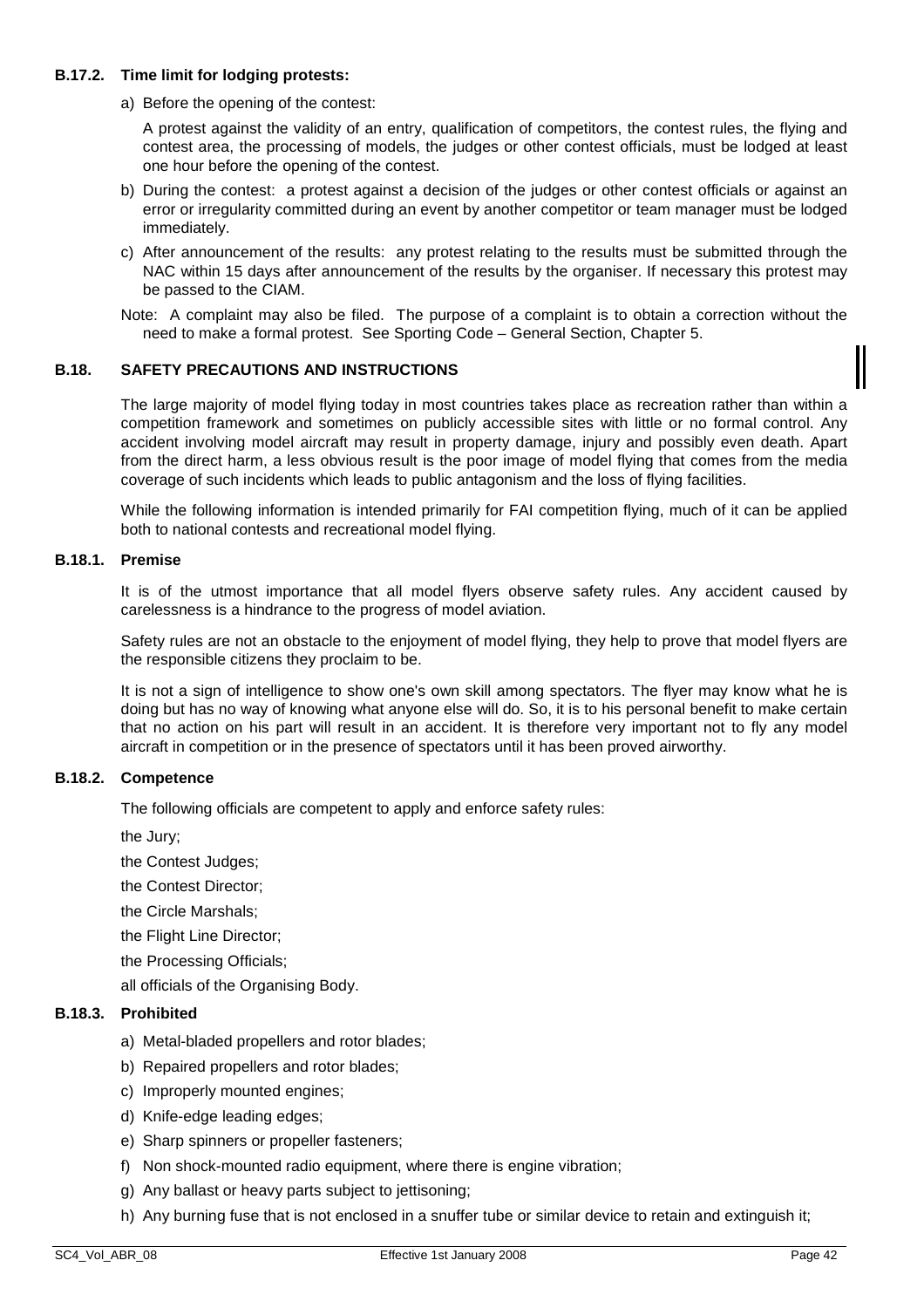### B.17.2. Time limit for lodging protests:

a) Before the opening of the contest:

   A protest against the validity of an entry, qualification of competitors, the contest rules, the flying and contest area, the processing of models, the judges or other contest officials, must be lodged at least one hour before the opening of the contest.

b) During the contest: a protest against a decision of the judges or other contest officials or against an error or irregularity committed during an event by another competitor or team manager must be lodged immediately.

c) After announcement of the results: any protest relating to the results must be submitted through the NAC within 15 days after announcement of the results by the organiser. If necessary this protest may be passed to the CIAM.

Note: A complaint may also be filed. The purpose of a complaint is to obtain a correction without the need to make a formal protest. See Sporting Code – General Section, Chapter 5.

## B.18. SAFETY PRECAUTIONS AND INSTRUCTIONS

The large majority of model flying today in most countries takes place as recreation rather than within a competition framework and sometimes on publicly accessible sites with little or no formal control. Any accident involving model aircraft may result in property damage, injury and possibly even death. Apart from the direct harm, a less obvious result is the poor image of model flying that comes from the media coverage of such incidents which leads to public antagonism and the loss of flying facilities.

While the following information is intended primarily for FAI competition flying, much of it can be applied both to national contests and recreational model flying.

### B.18.1. Premise

It is of the utmost importance that all model flyers observe safety rules. Any accident caused by carelessness is a hindrance to the progress of model aviation.

Safety rules are not an obstacle to the enjoyment of model flying, they help to prove that model flyers are the responsible citizens they proclaim to be.

It is not a sign of intelligence to show one's own skill among spectators. The flyer may know what he is doing but has no way of knowing what anyone else will do. So, it is to his personal benefit to make certain that no action on his part will result in an accident. It is therefore very important not to fly any model aircraft in competition or in the presence of spectators until it has been proved airworthy.

### B.18.2. Competence

The following officials are competent to apply and enforce safety rules:

the Jury;

the Contest Judges;

the Contest Director;

the Circle Marshals;

the Flight Line Director;

the Processing Officials;

all officials of the Organising Body.

### B.18.3. Prohibited

a) Metal-bladed propellers and rotor blades;
b) Repaired propellers and rotor blades;
c) Improperly mounted engines;
d) Knife-edge leading edges;
e) Sharp spinners or propeller fasteners;
f) Non shock-mounted radio equipment, where there is engine vibration;
g) Any ballast or heavy parts subject to jettisoning;
h) Any burning fuse that is not enclosed in a snuffer tube or similar device to retain and extinguish it;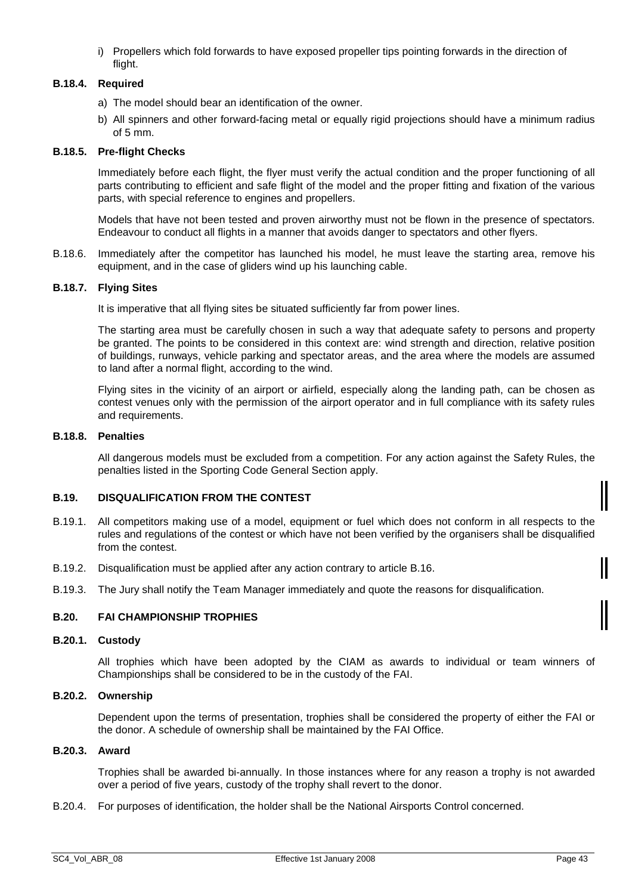i) Propellers which fold forwards to have exposed propeller tips pointing forwards in the direction of flight.

#### B.18.4. Required

a) The model should bear an identification of the owner.

b) All spinners and other forward-facing metal or equally rigid projections should have a minimum radius of 5 mm.

#### B.18.5. Pre-flight Checks

Immediately before each flight, the flyer must verify the actual condition and the proper functioning of all parts contributing to efficient and safe flight of the model and the proper fitting and fixation of the various parts, with special reference to engines and propellers.

Models that have not been tested and proven airworthy must not be flown in the presence of spectators. Endeavour to conduct all flights in a manner that avoids danger to spectators and other flyers.

B.18.6. Immediately after the competitor has launched his model, he must leave the starting area, remove his equipment, and in the case of gliders wind up his launching cable.

#### B.18.7. Flying Sites

It is imperative that all flying sites be situated sufficiently far from power lines.

The starting area must be carefully chosen in such a way that adequate safety to persons and property be granted. The points to be considered in this context are: wind strength and direction, relative position of buildings, runways, vehicle parking and spectator areas, and the area where the models are assumed to land after a normal flight, according to the wind.

Flying sites in the vicinity of an airport or airfield, especially along the landing path, can be chosen as contest venues only with the permission of the airport operator and in full compliance with its safety rules and requirements.

#### B.18.8. Penalties

All dangerous models must be excluded from a competition. For any action against the Safety Rules, the penalties listed in the Sporting Code General Section apply.

### B.19. DISQUALIFICATION FROM THE CONTEST

B.19.1. All competitors making use of a model, equipment or fuel which does not conform in all respects to the rules and regulations of the contest or which have not been verified by the organisers shall be disqualified from the contest.

B.19.2. Disqualification must be applied after any action contrary to article B.16.

B.19.3. The Jury shall notify the Team Manager immediately and quote the reasons for disqualification.

### B.20. FAI CHAMPIONSHIP TROPHIES

#### B.20.1. Custody

All trophies which have been adopted by the CIAM as awards to individual or team winners of Championships shall be considered to be in the custody of the FAI.

#### B.20.2. Ownership

Dependent upon the terms of presentation, trophies shall be considered the property of either the FAI or the donor. A schedule of ownership shall be maintained by the FAI Office.

#### B.20.3. Award

Trophies shall be awarded bi-annually. In those instances where for any reason a trophy is not awarded over a period of five years, custody of the trophy shall revert to the donor.

B.20.4. For purposes of identification, the holder shall be the National Airsports Control concerned.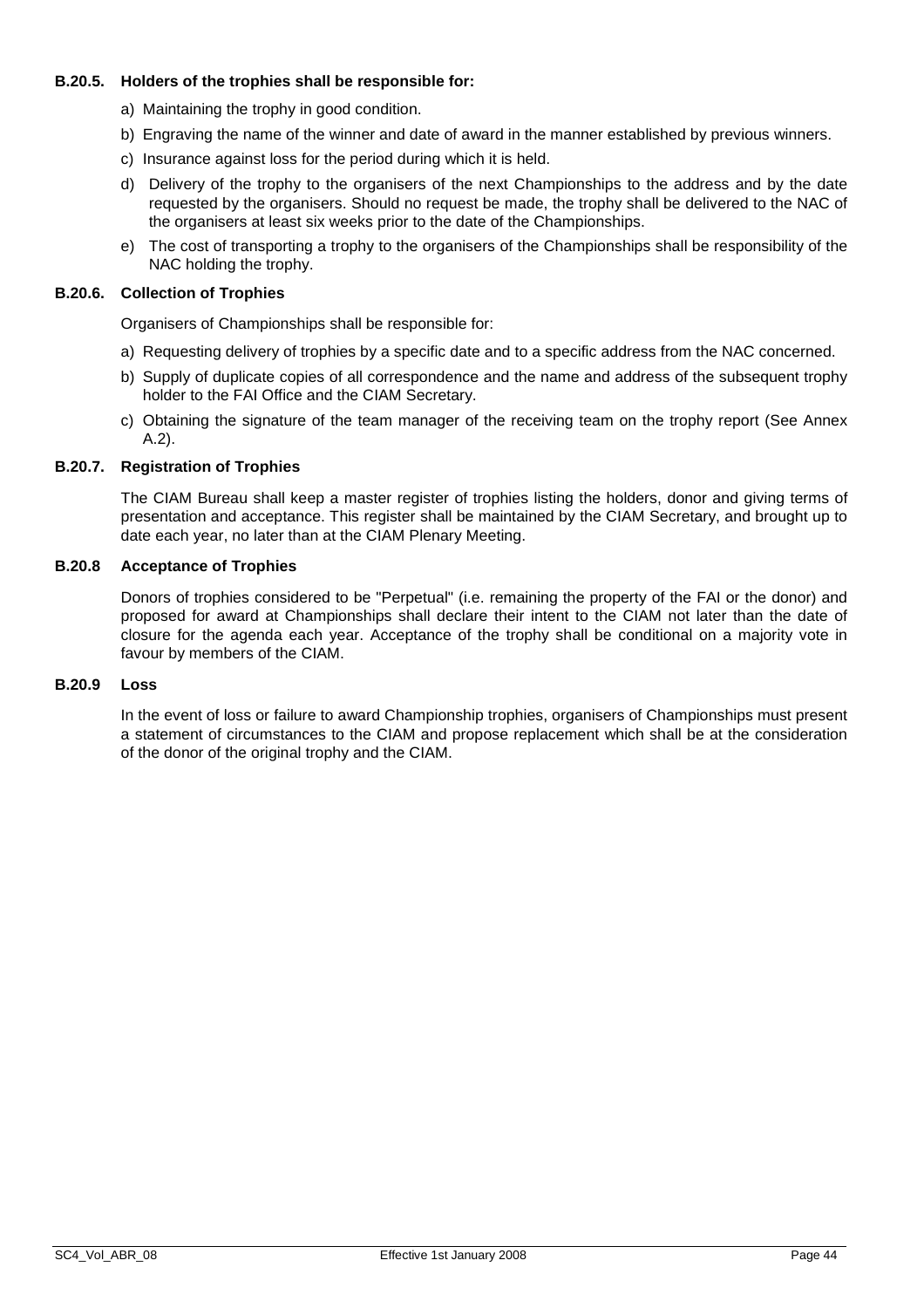#### B.20.5. Holders of the trophies shall be responsible for:

a) Maintaining the trophy in good condition.

b) Engraving the name of the winner and date of award in the manner established by previous winners.

c) Insurance against loss for the period during which it is held.

d) Delivery of the trophy to the organisers of the next Championships to the address and by the date requested by the organisers. Should no request be made, the trophy shall be delivered to the NAC of the organisers at least six weeks prior to the date of the Championships.

e) The cost of transporting a trophy to the organisers of the Championships shall be responsibility of the NAC holding the trophy.

#### B.20.6. Collection of Trophies

Organisers of Championships shall be responsible for:

a) Requesting delivery of trophies by a specific date and to a specific address from the NAC concerned.

b) Supply of duplicate copies of all correspondence and the name and address of the subsequent trophy holder to the FAI Office and the CIAM Secretary.

c) Obtaining the signature of the team manager of the receiving team on the trophy report (See Annex A.2).

#### B.20.7. Registration of Trophies

The CIAM Bureau shall keep a master register of trophies listing the holders, donor and giving terms of presentation and acceptance. This register shall be maintained by the CIAM Secretary, and brought up to date each year, no later than at the CIAM Plenary Meeting.

#### B.20.8 Acceptance of Trophies

Donors of trophies considered to be "Perpetual" (i.e. remaining the property of the FAI or the donor) and proposed for award at Championships shall declare their intent to the CIAM not later than the date of closure for the agenda each year. Acceptance of the trophy shall be conditional on a majority vote in favour by members of the CIAM.

#### B.20.9 Loss

In the event of loss or failure to award Championship trophies, organisers of Championships must present a statement of circumstances to the CIAM and propose replacement which shall be at the consideration of the donor of the original trophy and the CIAM.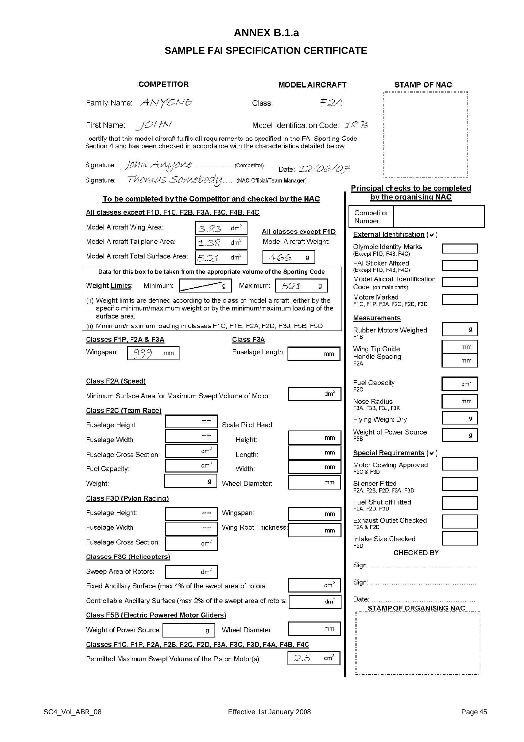# ANNEX B.1.a

## SAMPLE FAI SPECIFICATION CERTIFICATE

**COMPETITOR**

Family Name: ANYONE

First Name: JOHN

**MODEL AIRCRAFT**

Class: F2A

Model Identification Code: 18 B

**STAMP OF NAC**

I certify that this model aircraft fulfils all requirements as specified in the FAI Sporting Code Section 4 and has been checked in accordance with the characteristics detailed below.

Signature: John Anyone .................... (Competitor) Date: 12/06/07

Signature: Thomas Somebody.... (NAC Official/Team Manager)

### To be completed by the Competitor and checked by the NAC

**All classes except F1D, F1C, F2B, F3A, F3C, F4B, F4C**

| | |
|---|---|
| Model Aircraft Wing Area: | 3.83 $dm^2$ |
| Model Aircraft Tailplane Area: | 1.38 $dm^2$ |
| Model Aircraft Total Surface Area: | 5.21 $dm^2$ |

**All classes except F1D**

Model Aircraft Weight: 466 g

Data for this box to be taken from the appropriate volume of the Sporting Code

**Weight Limits**: Minimum: ——— g Maximum: 521 g

(i) Weight limits are defined according to the class of model aircraft, either by the specific minimum/maximum weight or by the minimum/maximum loading of the surface area.

(ii) Minimum/maximum loading in classes F1C, F1E, F2A, F2D, F3J, F5B, F5D

**Classes F1P, F2A & F3A**

Wingspan: 999 mm

**Class F3A**

Fuselage Length: ______ mm

**Class F2A (Speed)**

Minimum Surface Area for Maximum Swept Volume of Motor: ______ $dm^2$

**Class F2C (Team Race)**

| | | Scale Pilot Head: | |
|---|---|---|---|
| Fuselage Height: | mm | | |
| Fuselage Width: | mm | Height: | mm |
| Fuselage Cross Section: | $cm^2$ | Length: | mm |
| Fuel Capacity: | $cm^3$ | Width: | mm |
| Weight: | g | Wheel Diameter: | mm |

**Class F3D (Pylon Racing)**

| | | | |
|---|---|---|---|
| Fuselage Height: | mm | Wingspan: | mm |
| Fuselage Width: | mm | Wing Root Thickness: | mm |
| Fuselage Cross Section: | $cm^2$ | | |

**Classes F3C (Helicopters)**

Sweep Area of Rotors: ______ $dm^2$

Fixed Ancillary Surface (max 4% of the swept area of rotors: ______ $dm^2$

Controllable Ancillary Surface (max 2% of the swept area of rotors: ______ $dm^2$

**Class F5B (Electric Powered Motor Gliders)**

Weight of Power Source: ______ g Wheel Diameter: ______ mm

**Classes F1C, F1P, F2A, F2B, F2C, F2D, F3A, F3C, F3D, F4A, F4B, F4C**

Permitted Maximum Swept Volume of the Piston Motor(s): 2.5 $cm^3$

### Principal checks to be completed by the organising NAC

Competitor Number: ______

**External Identification (✔)**

| | |
|---|---|
| Olympic Identity Marks (Except F1D, F4B, F4C) | |
| FAI Sticker Affixed (Except F1D, F4B, F4C) | |
| Model Aircraft Identification Code (on main parts) | |
| Motors Marked F1C, F1P, F2A, F2C, F2D, F3D | |

**Measurements**

| | |
|---|---|
| Rubber Motors Weighed F1B | g |
| Wing Tip Guide Handle Spacing F2A | mm / mm |
| Fuel Capacity F2C | $cm^3$ |
| Nose Radius F3A, F3B, F3J, F3K | mm |
| Flying Weight Dry | g |
| Weight of Power Source F5B | g |

**Special Requirements (✔)**

| | |
|---|---|
| Motor Cowling Approved F2C & F3D | |
| Silencer Fitted F2A, F2B, F2D, F3A, F3D | |
| Fuel Shut-off Fitted F2A, F2D, F3D | |
| Exhaust Outlet Checked F2A & F2D | |
| Intake Size Checked F2D | |

**CHECKED BY**

Sign: ..............................................

Sign: ..............................................

Date: ..............................................

**STAMP OF ORGANISING NAC**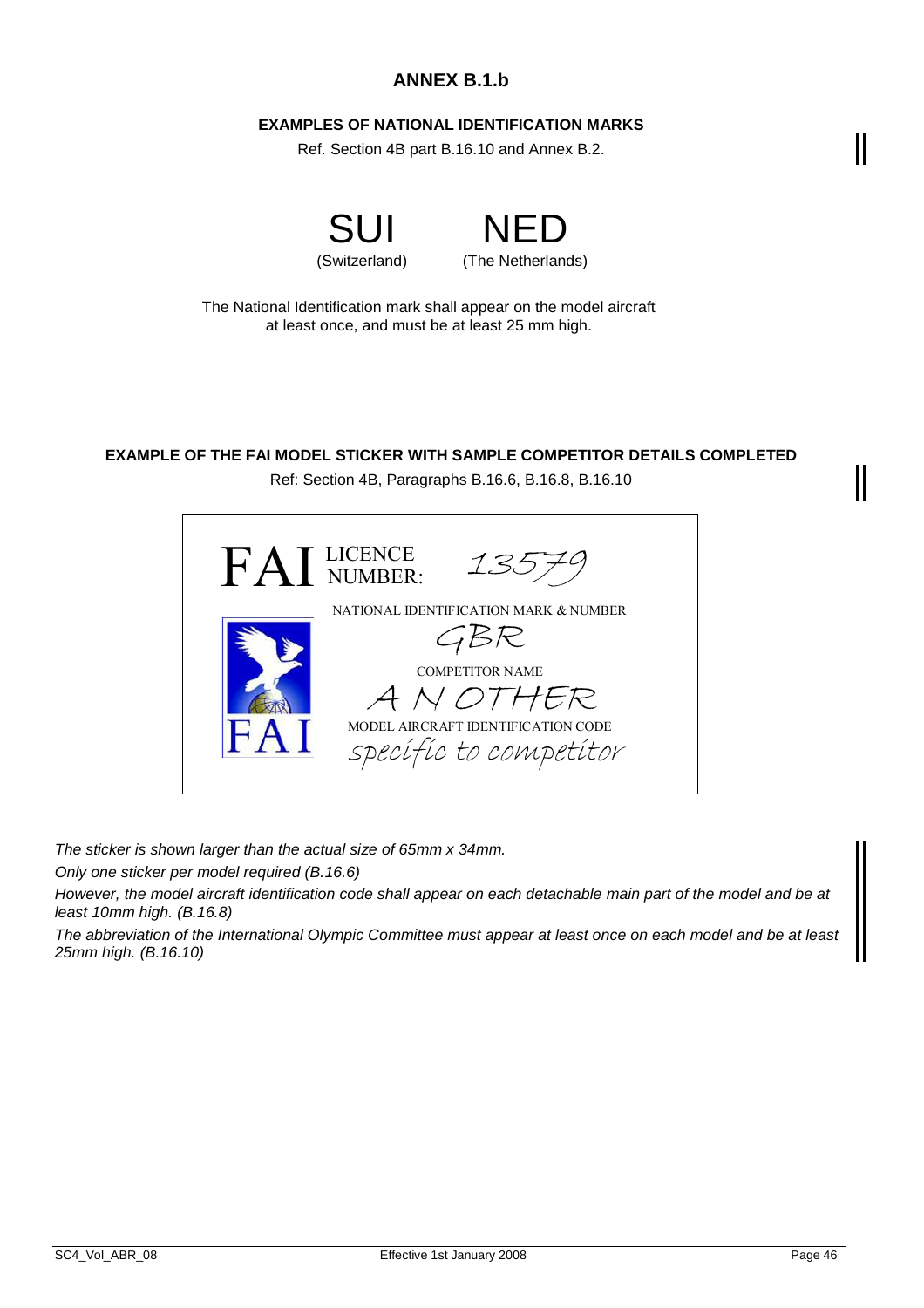## ANNEX B.1.b

### EXAMPLES OF NATIONAL IDENTIFICATION MARKS

Ref. Section 4B part B.16.10 and Annex B.2.

| SUI | NED |
| --- | --- |
| (Switzerland) | (The Netherlands) |

The National Identification mark shall appear on the model aircraft at least once, and must be at least 25 mm high.

### EXAMPLE OF THE FAI MODEL STICKER WITH SAMPLE COMPETITOR DETAILS COMPLETED

Ref: Section 4B, Paragraphs B.16.6, B.16.8, B.16.10

FAI LICENCE NUMBER: 13579

NATIONAL IDENTIFICATION MARK & NUMBER

GBR

COMPETITOR NAME

A N OTHER

MODEL AIRCRAFT IDENTIFICATION CODE

specific to competitor

FAI

*The sticker is shown larger than the actual size of 65mm x 34mm.*

*Only one sticker per model required (B.16.6)*

*However, the model aircraft identification code shall appear on each detachable main part of the model and be at least 10mm high. (B.16.8)*

*The abbreviation of the International Olympic Committee must appear at least once on each model and be at least 25mm high. (B.16.10)*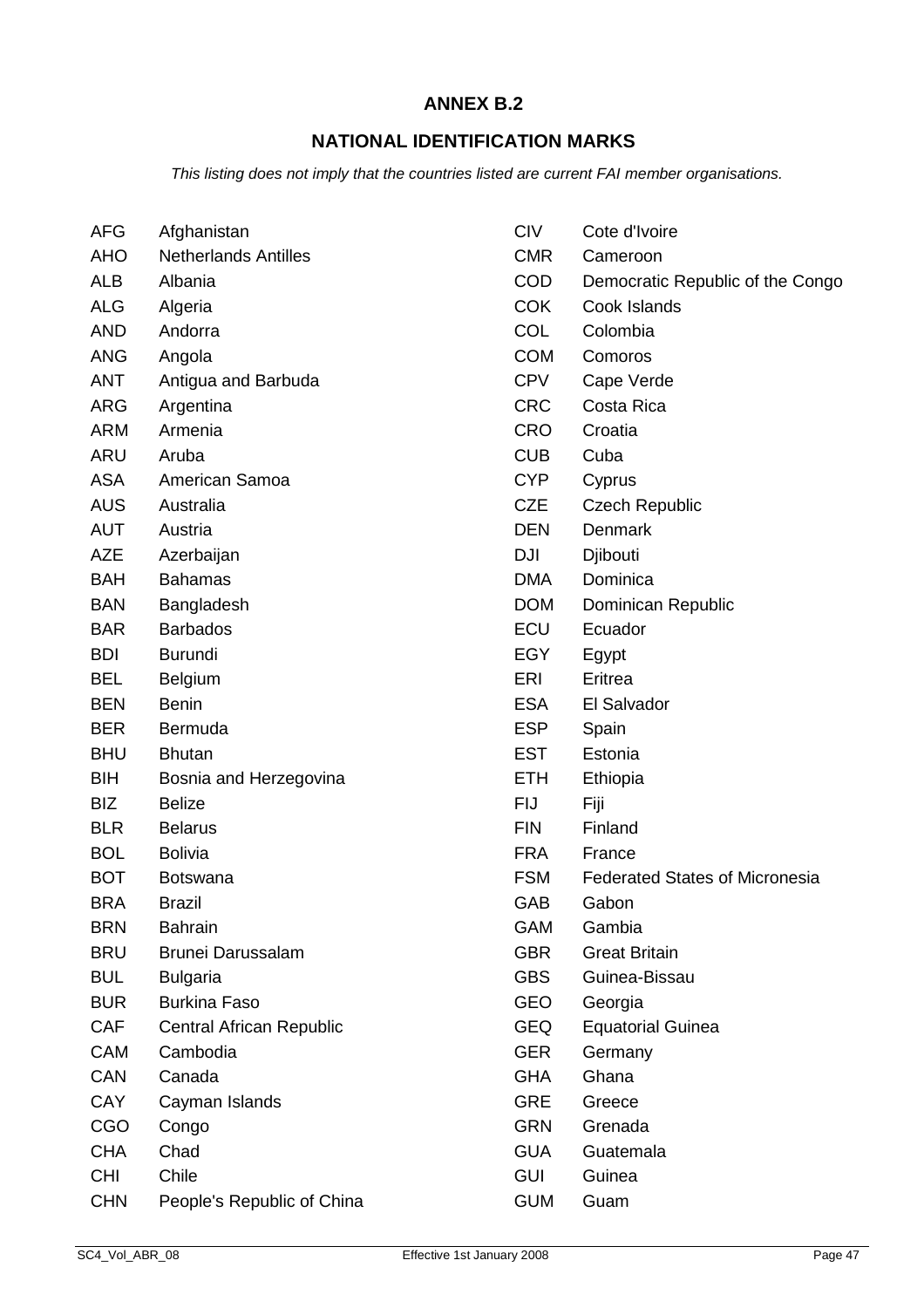## ANNEX B.2

## NATIONAL IDENTIFICATION MARKS

*This listing does not imply that the countries listed are current FAI member organisations.*

| | |
|---|---|
| AFG | Afghanistan |
| AHO | Netherlands Antilles |
| ALB | Albania |
| ALG | Algeria |
| AND | Andorra |
| ANG | Angola |
| ANT | Antigua and Barbuda |
| ARG | Argentina |
| ARM | Armenia |
| ARU | Aruba |
| ASA | American Samoa |
| AUS | Australia |
| AUT | Austria |
| AZE | Azerbaijan |
| BAH | Bahamas |
| BAN | Bangladesh |
| BAR | Barbados |
| BDI | Burundi |
| BEL | Belgium |
| BEN | Benin |
| BER | Bermuda |
| BHU | Bhutan |
| BIH | Bosnia and Herzegovina |
| BIZ | Belize |
| BLR | Belarus |
| BOL | Bolivia |
| BOT | Botswana |
| BRA | Brazil |
| BRN | Bahrain |
| BRU | Brunei Darussalam |
| BUL | Bulgaria |
| BUR | Burkina Faso |
| CAF | Central African Republic |
| CAM | Cambodia |
| CAN | Canada |
| CAY | Cayman Islands |
| CGO | Congo |
| CHA | Chad |
| CHI | Chile |
| CHN | People's Republic of China |
| CIV | Cote d'Ivoire |
| CMR | Cameroon |
| COD | Democratic Republic of the Congo |
| COK | Cook Islands |
| COL | Colombia |
| COM | Comoros |
| CPV | Cape Verde |
| CRC | Costa Rica |
| CRO | Croatia |
| CUB | Cuba |
| CYP | Cyprus |
| CZE | Czech Republic |
| DEN | Denmark |
| DJI | Djibouti |
| DMA | Dominica |
| DOM | Dominican Republic |
| ECU | Ecuador |
| EGY | Egypt |
| ERI | Eritrea |
| ESA | El Salvador |
| ESP | Spain |
| EST | Estonia |
| ETH | Ethiopia |
| FIJ | Fiji |
| FIN | Finland |
| FRA | France |
| FSM | Federated States of Micronesia |
| GAB | Gabon |
| GAM | Gambia |
| GBR | Great Britain |
| GBS | Guinea-Bissau |
| GEO | Georgia |
| GEQ | Equatorial Guinea |
| GER | Germany |
| GHA | Ghana |
| GRE | Greece |
| GRN | Grenada |
| GUA | Guatemala |
| GUI | Guinea |
| GUM | Guam |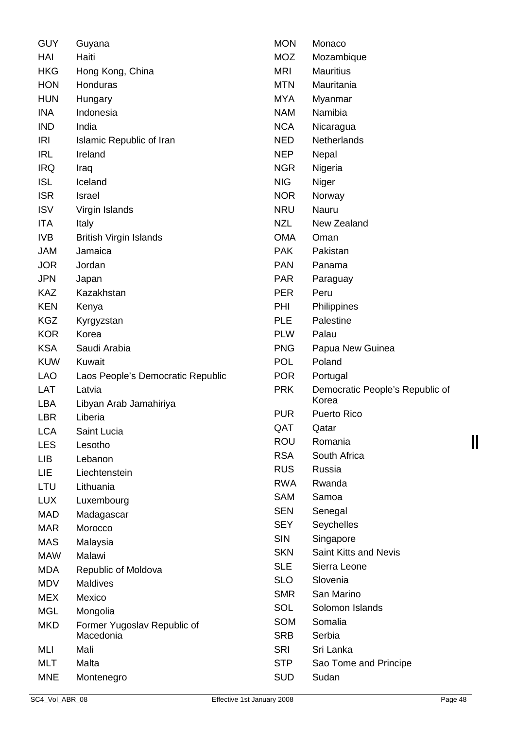| | |
|---|---|
| GUY | Guyana |
| HAI | Haiti |
| HKG | Hong Kong, China |
| HON | Honduras |
| HUN | Hungary |
| INA | Indonesia |
| IND | India |
| IRI | Islamic Republic of Iran |
| IRL | Ireland |
| IRQ | Iraq |
| ISL | Iceland |
| ISR | Israel |
| ISV | Virgin Islands |
| ITA | Italy |
| IVB | British Virgin Islands |
| JAM | Jamaica |
| JOR | Jordan |
| JPN | Japan |
| KAZ | Kazakhstan |
| KEN | Kenya |
| KGZ | Kyrgyzstan |
| KOR | Korea |
| KSA | Saudi Arabia |
| KUW | Kuwait |
| LAO | Laos People's Democratic Republic |
| LAT | Latvia |
| LBA | Libyan Arab Jamahiriya |
| LBR | Liberia |
| LCA | Saint Lucia |
| LES | Lesotho |
| LIB | Lebanon |
| LIE | Liechtenstein |
| LTU | Lithuania |
| LUX | Luxembourg |
| MAD | Madagascar |
| MAR | Morocco |
| MAS | Malaysia |
| MAW | Malawi |
| MDA | Republic of Moldova |
| MDV | Maldives |
| MEX | Mexico |
| MGL | Mongolia |
| MKD | Former Yugoslav Republic of Macedonia |
| MLI | Mali |
| MLT | Malta |
| MNE | Montenegro |
| MON | Monaco |
| MOZ | Mozambique |
| MRI | Mauritius |
| MTN | Mauritania |
| MYA | Myanmar |
| NAM | Namibia |
| NCA | Nicaragua |
| NED | Netherlands |
| NEP | Nepal |
| NGR | Nigeria |
| NIG | Niger |
| NOR | Norway |
| NRU | Nauru |
| NZL | New Zealand |
| OMA | Oman |
| PAK | Pakistan |
| PAN | Panama |
| PAR | Paraguay |
| PER | Peru |
| PHI | Philippines |
| PLE | Palestine |
| PLW | Palau |
| PNG | Papua New Guinea |
| POL | Poland |
| POR | Portugal |
| PRK | Democratic People's Republic of Korea |
| PUR | Puerto Rico |
| QAT | Qatar |
| ROU | Romania |
| RSA | South Africa |
| RUS | Russia |
| RWA | Rwanda |
| SAM | Samoa |
| SEN | Senegal |
| SEY | Seychelles |
| SIN | Singapore |
| SKN | Saint Kitts and Nevis |
| SLE | Sierra Leone |
| SLO | Slovenia |
| SMR | San Marino |
| SOL | Solomon Islands |
| SOM | Somalia |
| SRB | Serbia |
| SRI | Sri Lanka |
| STP | Sao Tome and Principe |
| SUD | Sudan |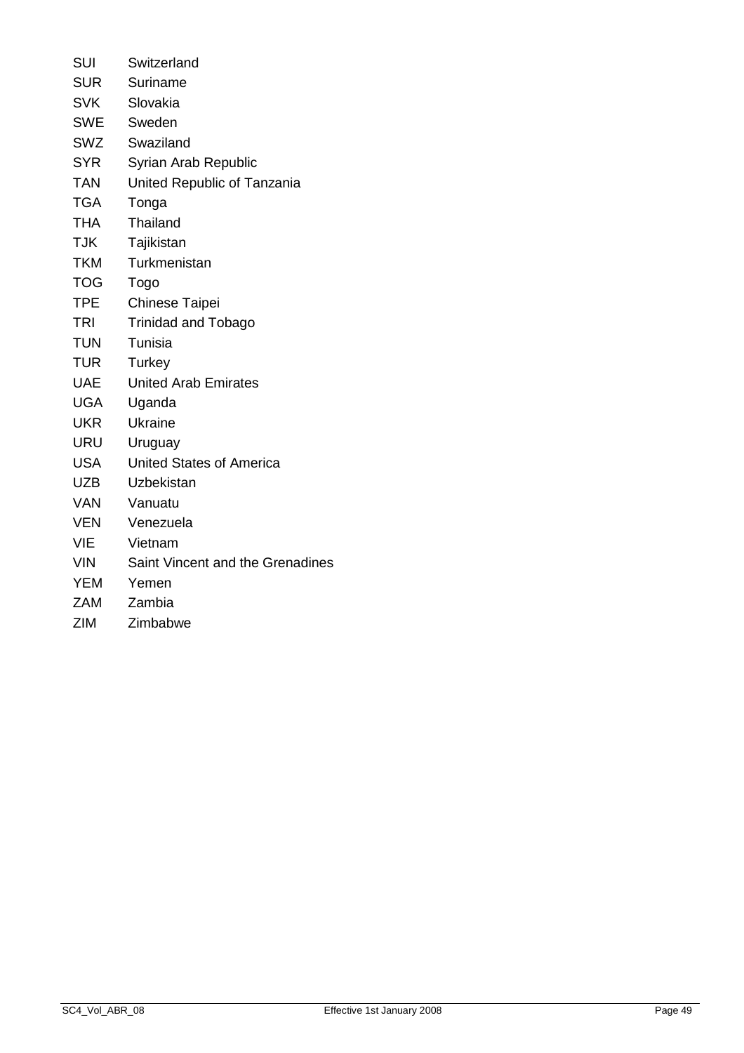| | |
|---|---|
| SUI | Switzerland |
| SUR | Suriname |
| SVK | Slovakia |
| SWE | Sweden |
| SWZ | Swaziland |
| SYR | Syrian Arab Republic |
| TAN | United Republic of Tanzania |
| TGA | Tonga |
| THA | Thailand |
| TJK | Tajikistan |
| TKM | Turkmenistan |
| TOG | Togo |
| TPE | Chinese Taipei |
| TRI | Trinidad and Tobago |
| TUN | Tunisia |
| TUR | Turkey |
| UAE | United Arab Emirates |
| UGA | Uganda |
| UKR | Ukraine |
| URU | Uruguay |
| USA | United States of America |
| UZB | Uzbekistan |
| VAN | Vanuatu |
| VEN | Venezuela |
| VIE | Vietnam |
| VIN | Saint Vincent and the Grenadines |
| YEM | Yemen |
| ZAM | Zambia |
| ZIM | Zimbabwe |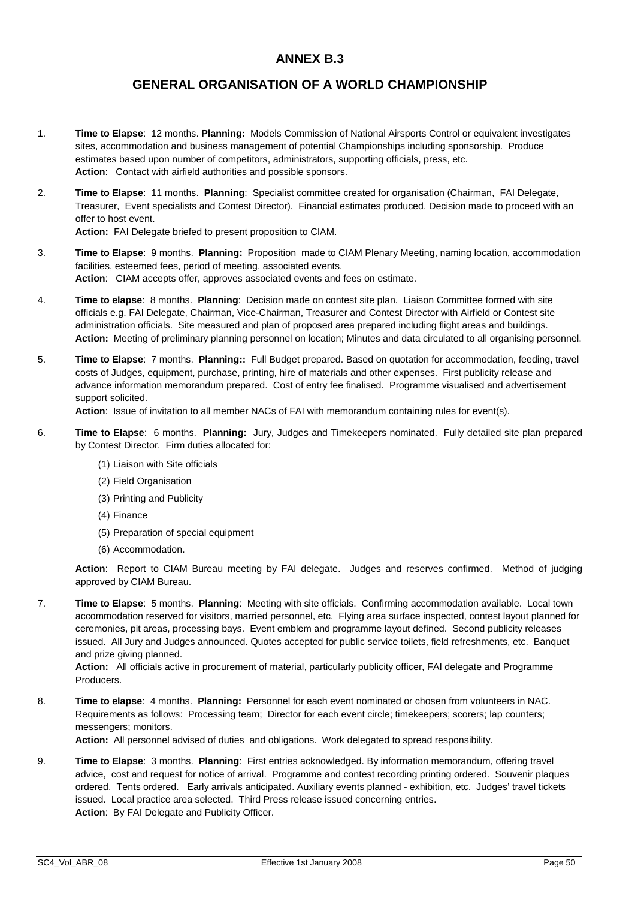# ANNEX B.3

## GENERAL ORGANISATION OF A WORLD CHAMPIONSHIP

1. **Time to Elapse**: 12 months. **Planning:** Models Commission of National Airsports Control or equivalent investigates sites, accommodation and business management of potential Championships including sponsorship. Produce estimates based upon number of competitors, administrators, supporting officials, press, etc.
   **Action**: Contact with airfield authorities and possible sponsors.

2. **Time to Elapse**: 11 months. **Planning**: Specialist committee created for organisation (Chairman, FAI Delegate, Treasurer, Event specialists and Contest Director). Financial estimates produced. Decision made to proceed with an offer to host event.
   **Action:** FAI Delegate briefed to present proposition to CIAM.

3. **Time to Elapse**: 9 months. **Planning:** Proposition made to CIAM Plenary Meeting, naming location, accommodation facilities, esteemed fees, period of meeting, associated events.
   **Action**: CIAM accepts offer, approves associated events and fees on estimate.

4. **Time to elapse**: 8 months. **Planning**: Decision made on contest site plan. Liaison Committee formed with site officials e.g. FAI Delegate, Chairman, Vice-Chairman, Treasurer and Contest Director with Airfield or Contest site administration officials. Site measured and plan of proposed area prepared including flight areas and buildings.
   **Action:** Meeting of preliminary planning personnel on location; Minutes and data circulated to all organising personnel.

5. **Time to Elapse**: 7 months. **Planning::** Full Budget prepared. Based on quotation for accommodation, feeding, travel costs of Judges, equipment, purchase, printing, hire of materials and other expenses. First publicity release and advance information memorandum prepared. Cost of entry fee finalised. Programme visualised and advertisement support solicited.
   **Action**: Issue of invitation to all member NACs of FAI with memorandum containing rules for event(s).

6. **Time to Elapse**: 6 months. **Planning:** Jury, Judges and Timekeepers nominated. Fully detailed site plan prepared by Contest Director. Firm duties allocated for:

   (1) Liaison with Site officials

   (2) Field Organisation

   (3) Printing and Publicity

   (4) Finance

   (5) Preparation of special equipment

   (6) Accommodation.

   **Action**: Report to CIAM Bureau meeting by FAI delegate. Judges and reserves confirmed. Method of judging approved by CIAM Bureau.

7. **Time to Elapse**: 5 months. **Planning**: Meeting with site officials. Confirming accommodation available. Local town accommodation reserved for visitors, married personnel, etc. Flying area surface inspected, contest layout planned for ceremonies, pit areas, processing bays. Event emblem and programme layout defined. Second publicity releases issued. All Jury and Judges announced. Quotes accepted for public service toilets, field refreshments, etc. Banquet and prize giving planned.
   **Action:** All officials active in procurement of material, particularly publicity officer, FAI delegate and Programme Producers.

8. **Time to elapse**: 4 months. **Planning:** Personnel for each event nominated or chosen from volunteers in NAC. Requirements as follows: Processing team; Director for each event circle; timekeepers; scorers; lap counters; messengers; monitors.
   **Action:** All personnel advised of duties and obligations. Work delegated to spread responsibility.

9. **Time to Elapse**: 3 months. **Planning**: First entries acknowledged. By information memorandum, offering travel advice, cost and request for notice of arrival. Programme and contest recording printing ordered. Souvenir plaques ordered. Tents ordered. Early arrivals anticipated. Auxiliary events planned - exhibition, etc. Judges' travel tickets issued. Local practice area selected. Third Press release issued concerning entries.
   **Action**: By FAI Delegate and Publicity Officer.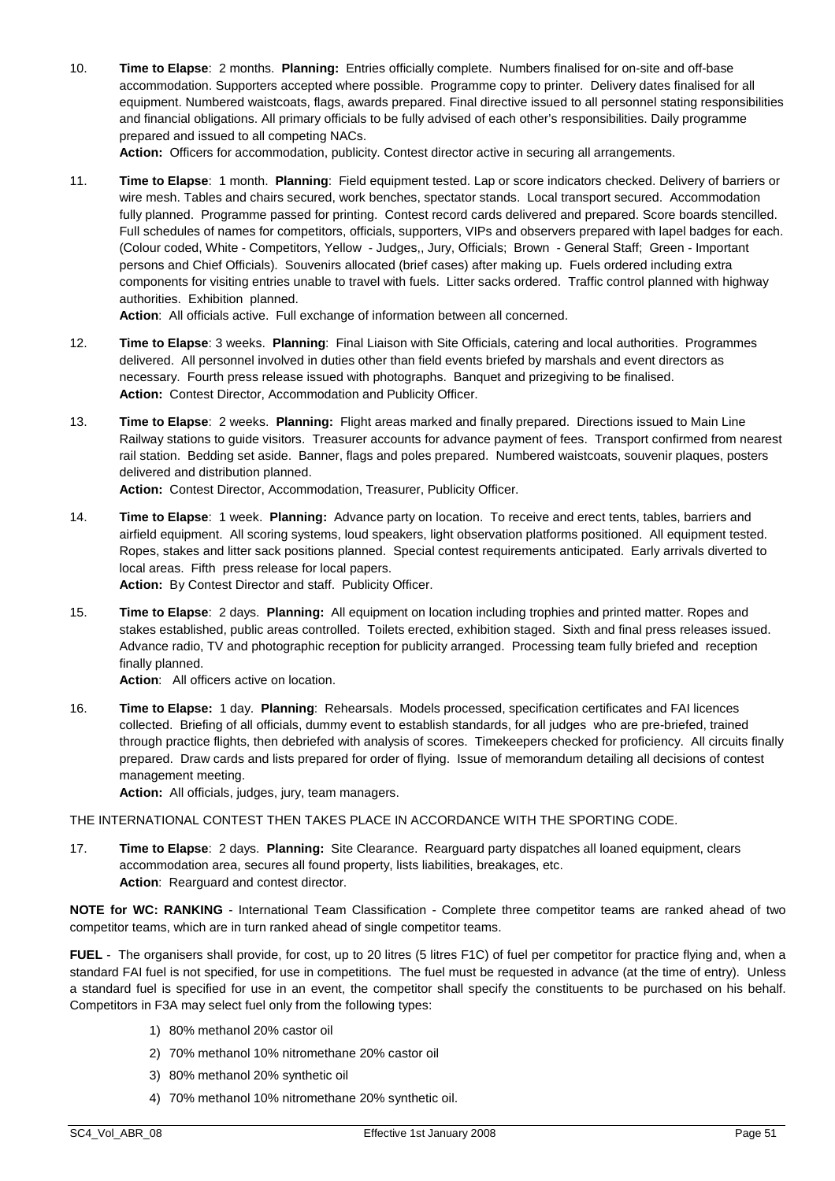10. **Time to Elapse**: 2 months. **Planning:** Entries officially complete. Numbers finalised for on-site and off-base accommodation. Supporters accepted where possible. Programme copy to printer. Delivery dates finalised for all equipment. Numbered waistcoats, flags, awards prepared. Final directive issued to all personnel stating responsibilities and financial obligations. All primary officials to be fully advised of each other's responsibilities. Daily programme prepared and issued to all competing NACs.
    **Action:** Officers for accommodation, publicity. Contest director active in securing all arrangements.

11. **Time to Elapse**: 1 month. **Planning**: Field equipment tested. Lap or score indicators checked. Delivery of barriers or wire mesh. Tables and chairs secured, work benches, spectator stands. Local transport secured. Accommodation fully planned. Programme passed for printing. Contest record cards delivered and prepared. Score boards stencilled. Full schedules of names for competitors, officials, supporters, VIPs and observers prepared with lapel badges for each. (Colour coded, White - Competitors, Yellow - Judges,, Jury, Officials; Brown - General Staff; Green - Important persons and Chief Officials). Souvenirs allocated (brief cases) after making up. Fuels ordered including extra components for visiting entries unable to travel with fuels. Litter sacks ordered. Traffic control planned with highway authorities. Exhibition planned.
    **Action**: All officials active. Full exchange of information between all concerned.

12. **Time to Elapse**: 3 weeks. **Planning**: Final Liaison with Site Officials, catering and local authorities. Programmes delivered. All personnel involved in duties other than field events briefed by marshals and event directors as necessary. Fourth press release issued with photographs. Banquet and prizegiving to be finalised.
    **Action:** Contest Director, Accommodation and Publicity Officer.

13. **Time to Elapse**: 2 weeks. **Planning:** Flight areas marked and finally prepared. Directions issued to Main Line Railway stations to guide visitors. Treasurer accounts for advance payment of fees. Transport confirmed from nearest rail station. Bedding set aside. Banner, flags and poles prepared. Numbered waistcoats, souvenir plaques, posters delivered and distribution planned.
    **Action:** Contest Director, Accommodation, Treasurer, Publicity Officer.

14. **Time to Elapse**: 1 week. **Planning:** Advance party on location. To receive and erect tents, tables, barriers and airfield equipment. All scoring systems, loud speakers, light observation platforms positioned. All equipment tested. Ropes, stakes and litter sack positions planned. Special contest requirements anticipated. Early arrivals diverted to local areas. Fifth press release for local papers.
    **Action:** By Contest Director and staff. Publicity Officer.

15. **Time to Elapse**: 2 days. **Planning:** All equipment on location including trophies and printed matter. Ropes and stakes established, public areas controlled. Toilets erected, exhibition staged. Sixth and final press releases issued. Advance radio, TV and photographic reception for publicity arranged. Processing team fully briefed and reception finally planned.
    **Action**: All officers active on location.

16. **Time to Elapse:** 1 day. **Planning**: Rehearsals. Models processed, specification certificates and FAI licences collected. Briefing of all officials, dummy event to establish standards, for all judges who are pre-briefed, trained through practice flights, then debriefed with analysis of scores. Timekeepers checked for proficiency. All circuits finally prepared. Draw cards and lists prepared for order of flying. Issue of memorandum detailing all decisions of contest management meeting.
    **Action:** All officials, judges, jury, team managers.

THE INTERNATIONAL CONTEST THEN TAKES PLACE IN ACCORDANCE WITH THE SPORTING CODE.

17. **Time to Elapse**: 2 days. **Planning:** Site Clearance. Rearguard party dispatches all loaned equipment, clears accommodation area, secures all found property, lists liabilities, breakages, etc.
    **Action**: Rearguard and contest director.

**NOTE for WC: RANKING** - International Team Classification - Complete three competitor teams are ranked ahead of two competitor teams, which are in turn ranked ahead of single competitor teams.

**FUEL** - The organisers shall provide, for cost, up to 20 litres (5 litres F1C) of fuel per competitor for practice flying and, when a standard FAI fuel is not specified, for use in competitions. The fuel must be requested in advance (at the time of entry). Unless a standard fuel is specified for use in an event, the competitor shall specify the constituents to be purchased on his behalf. Competitors in F3A may select fuel only from the following types:

1) 80% methanol 20% castor oil
2) 70% methanol 10% nitromethane 20% castor oil
3) 80% methanol 20% synthetic oil
4) 70% methanol 10% nitromethane 20% synthetic oil.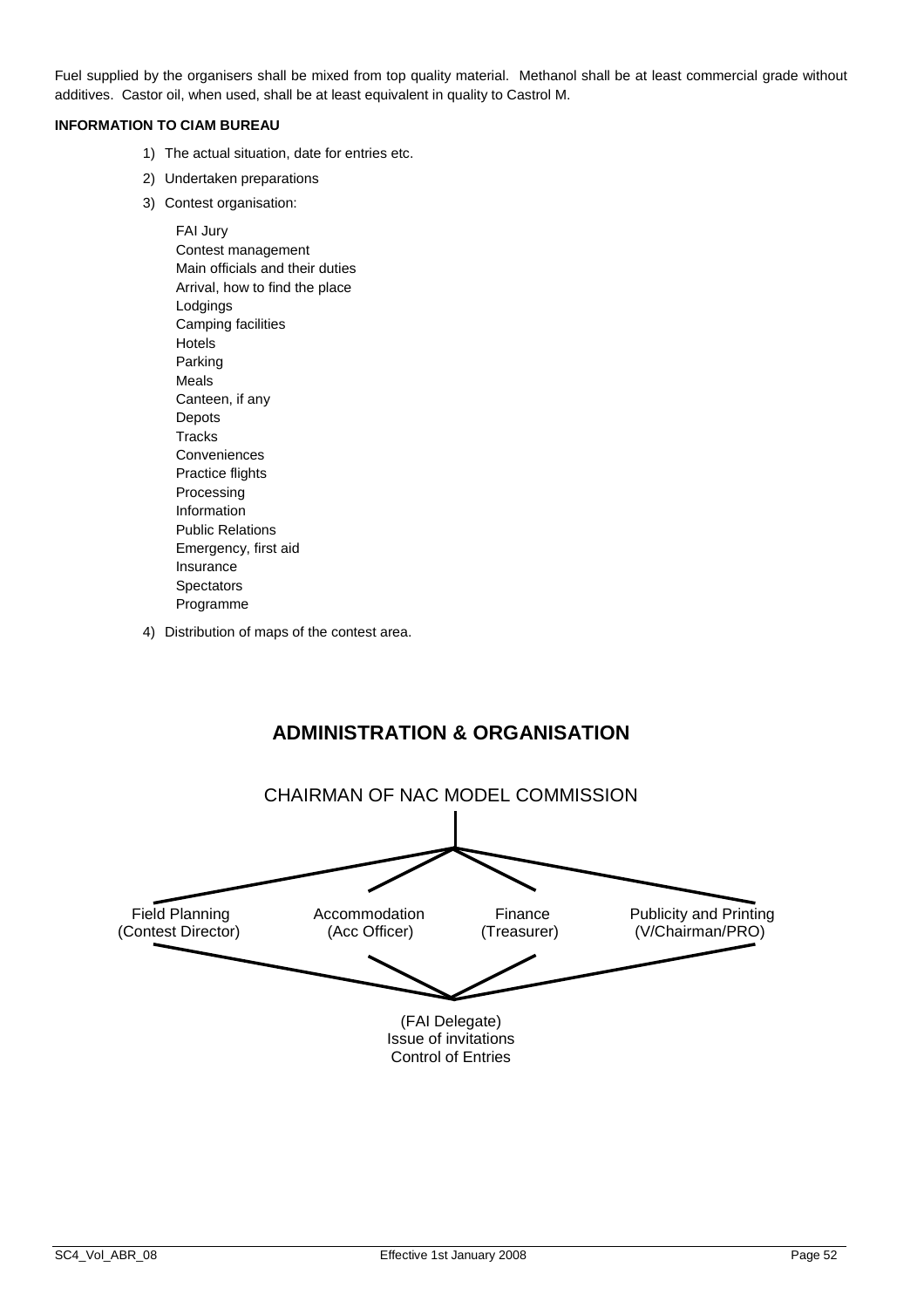Fuel supplied by the organisers shall be mixed from top quality material. Methanol shall be at least commercial grade without additives. Castor oil, when used, shall be at least equivalent in quality to Castrol M.

**INFORMATION TO CIAM BUREAU**

1) The actual situation, date for entries etc.
2) Undertaken preparations
3) Contest organisation:

   FAI Jury
   Contest management
   Main officials and their duties
   Arrival, how to find the place
   Lodgings
   Camping facilities
   Hotels
   Parking
   Meals
   Canteen, if any
   Depots
   Tracks
   Conveniences
   Practice flights
   Processing
   Information
   Public Relations
   Emergency, first aid
   Insurance
   Spectators
   Programme

4) Distribution of maps of the contest area.

## ADMINISTRATION & ORGANISATION

CHAIRMAN OF NAC MODEL COMMISSION

| Field Planning (Contest Director) | Accommodation (Acc Officer) | Finance (Treasurer) | Publicity and Printing (V/Chairman/PRO) |
|---|---|---|---|

(FAI Delegate)
Issue of invitations
Control of Entries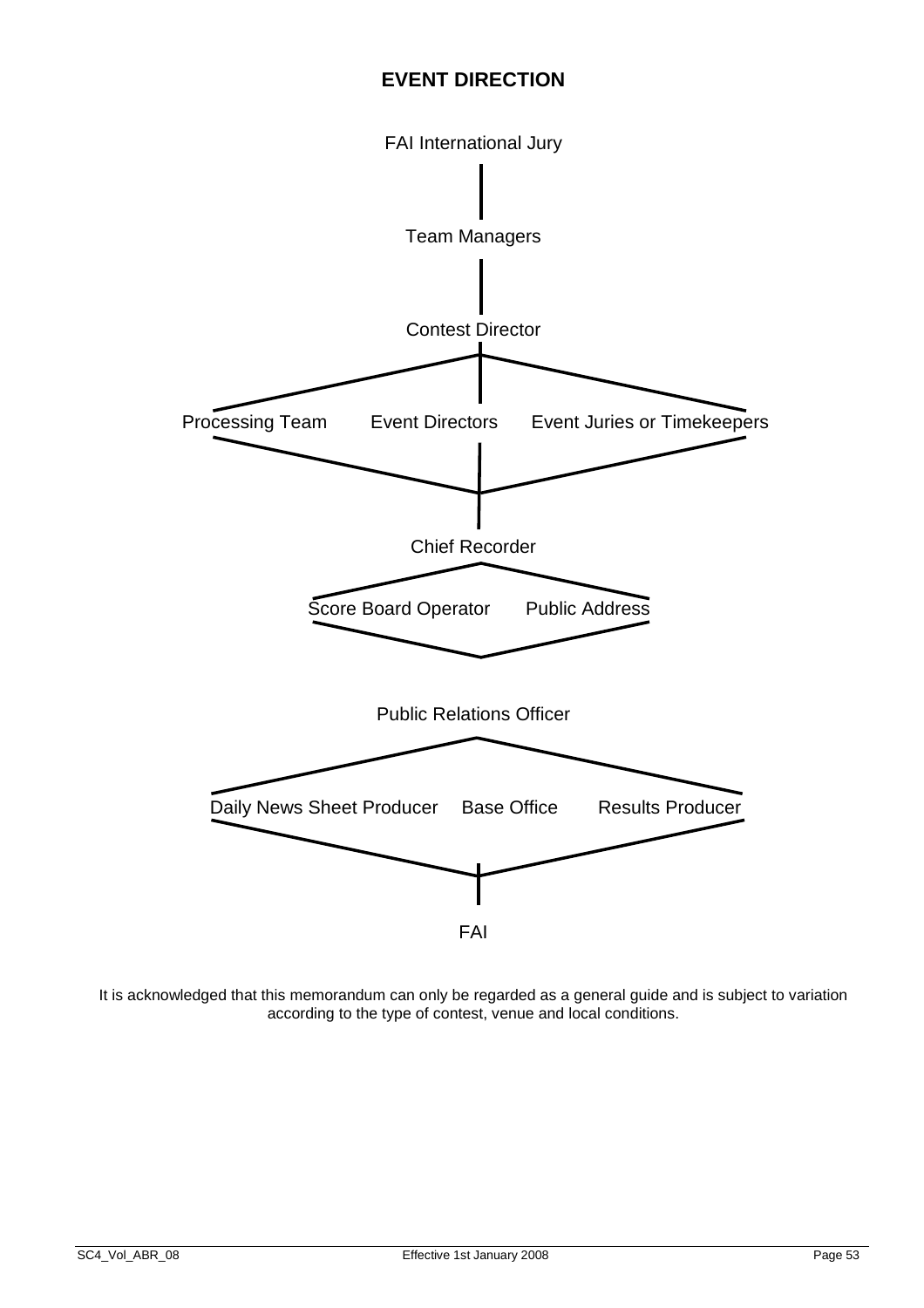## EVENT DIRECTION

FAI International Jury

Team Managers

Contest Director

Processing Team    Event Directors    Event Juries or Timekeepers

Chief Recorder

Score Board Operator    Public Address

Public Relations Officer

Daily News Sheet Producer    Base Office    Results Producer

FAI

It is acknowledged that this memorandum can only be regarded as a general guide and is subject to variation according to the type of contest, venue and local conditions.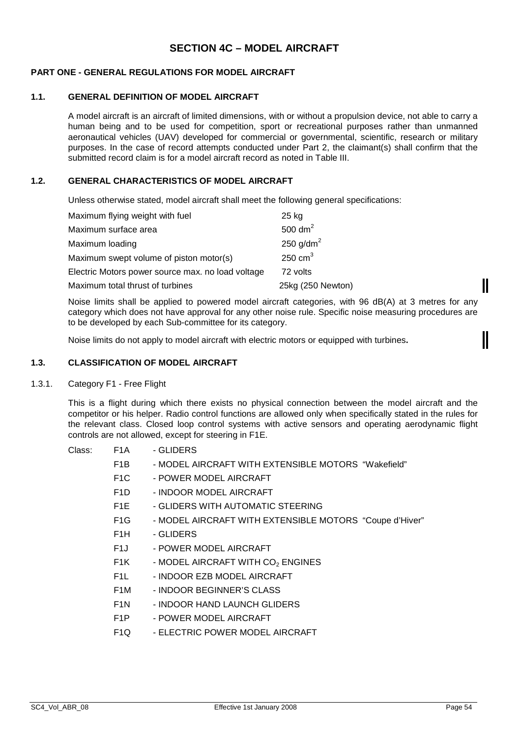# SECTION 4C – MODEL AIRCRAFT

## PART ONE - GENERAL REGULATIONS FOR MODEL AIRCRAFT

### 1.1. GENERAL DEFINITION OF MODEL AIRCRAFT

A model aircraft is an aircraft of limited dimensions, with or without a propulsion device, not able to carry a human being and to be used for competition, sport or recreational purposes rather than unmanned aeronautical vehicles (UAV) developed for commercial or governmental, scientific, research or military purposes. In the case of record attempts conducted under Part 2, the claimant(s) shall confirm that the submitted record claim is for a model aircraft record as noted in Table III.

### 1.2. GENERAL CHARACTERISTICS OF MODEL AIRCRAFT

Unless otherwise stated, model aircraft shall meet the following general specifications:

| | |
|---|---|
| Maximum flying weight with fuel | 25 kg |
| Maximum surface area | 500 $dm^2$ |
| Maximum loading | 250 $g/dm^2$ |
| Maximum swept volume of piston motor(s) | 250 $cm^3$ |
| Electric Motors power source max. no load voltage | 72 volts |
| Maximum total thrust of turbines | 25kg (250 Newton) |

Noise limits shall be applied to powered model aircraft categories, with 96 dB(A) at 3 metres for any category which does not have approval for any other noise rule. Specific noise measuring procedures are to be developed by each Sub-committee for its category.

Noise limits do not apply to model aircraft with electric motors or equipped with turbines**.**

### 1.3. CLASSIFICATION OF MODEL AIRCRAFT

1.3.1. Category F1 - Free Flight

This is a flight during which there exists no physical connection between the model aircraft and the competitor or his helper. Radio control functions are allowed only when specifically stated in the rules for the relevant class. Closed loop control systems with active sensors and operating aerodynamic flight controls are not allowed, except for steering in F1E.

Class:

- F1A - GLIDERS
- F1B - MODEL AIRCRAFT WITH EXTENSIBLE MOTORS "Wakefield"
- F1C - POWER MODEL AIRCRAFT
- F1D - INDOOR MODEL AIRCRAFT
- F1E - GLIDERS WITH AUTOMATIC STEERING
- F1G - MODEL AIRCRAFT WITH EXTENSIBLE MOTORS "Coupe d'Hiver"
- F1H - GLIDERS
- F1J - POWER MODEL AIRCRAFT
- F1K - MODEL AIRCRAFT WITH $CO_2$ ENGINES
- F1L - INDOOR EZB MODEL AIRCRAFT
- F1M - INDOOR BEGINNER'S CLASS
- F1N - INDOOR HAND LAUNCH GLIDERS
- F1P - POWER MODEL AIRCRAFT
- F1Q - ELECTRIC POWER MODEL AIRCRAFT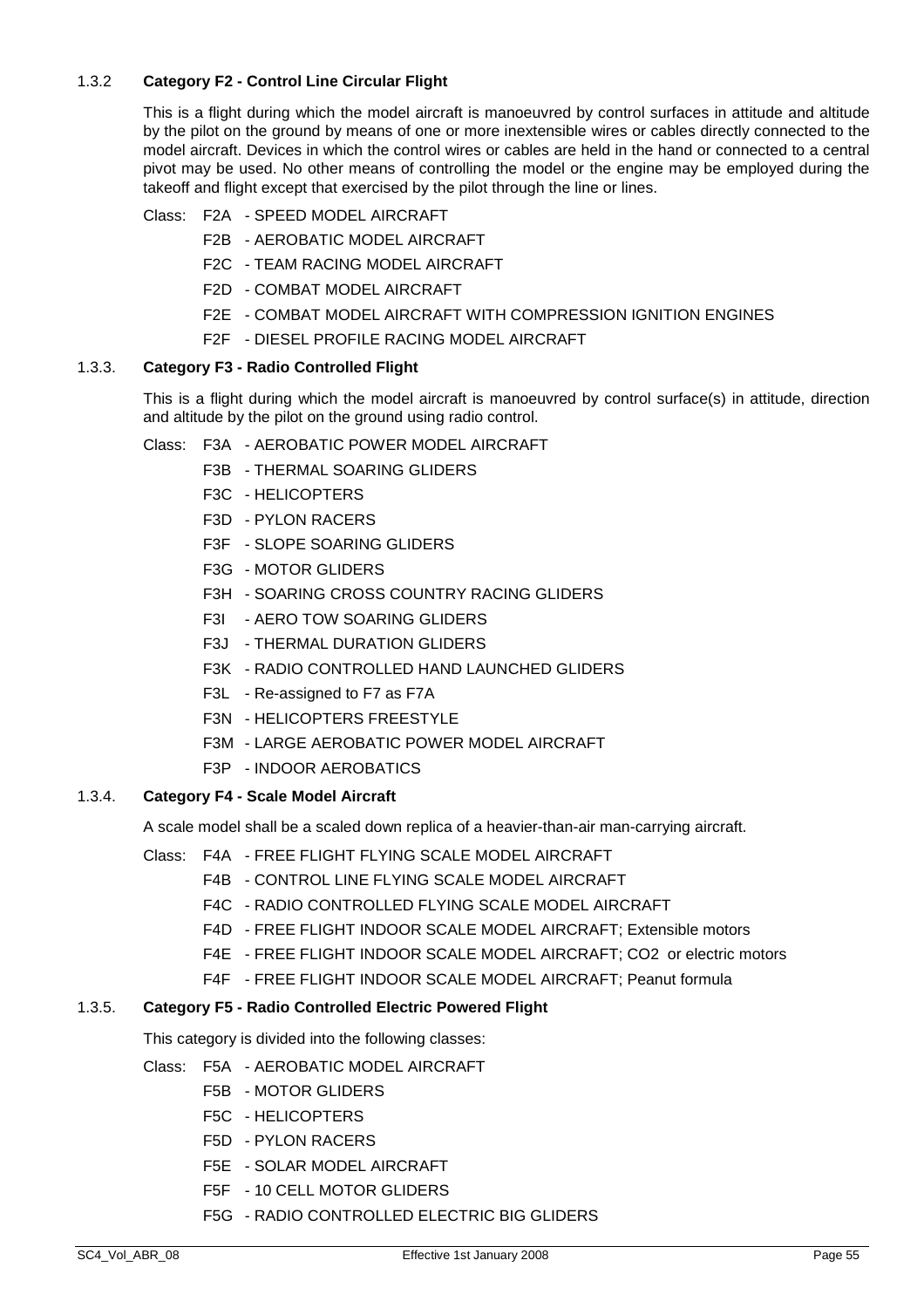### 1.3.2 Category F2 - Control Line Circular Flight

This is a flight during which the model aircraft is manoeuvred by control surfaces in attitude and altitude by the pilot on the ground by means of one or more inextensible wires or cables directly connected to the model aircraft. Devices in which the control wires or cables are held in the hand or connected to a central pivot may be used. No other means of controlling the model or the engine may be employed during the takeoff and flight except that exercised by the pilot through the line or lines.

Class:
- F2A - SPEED MODEL AIRCRAFT
- F2B - AEROBATIC MODEL AIRCRAFT
- F2C - TEAM RACING MODEL AIRCRAFT
- F2D - COMBAT MODEL AIRCRAFT
- F2E - COMBAT MODEL AIRCRAFT WITH COMPRESSION IGNITION ENGINES
- F2F - DIESEL PROFILE RACING MODEL AIRCRAFT

### 1.3.3. Category F3 - Radio Controlled Flight

This is a flight during which the model aircraft is manoeuvred by control surface(s) in attitude, direction and altitude by the pilot on the ground using radio control.

Class:
- F3A - AEROBATIC POWER MODEL AIRCRAFT
- F3B - THERMAL SOARING GLIDERS
- F3C - HELICOPTERS
- F3D - PYLON RACERS
- F3F - SLOPE SOARING GLIDERS
- F3G - MOTOR GLIDERS
- F3H - SOARING CROSS COUNTRY RACING GLIDERS
- F3I - AERO TOW SOARING GLIDERS
- F3J - THERMAL DURATION GLIDERS
- F3K - RADIO CONTROLLED HAND LAUNCHED GLIDERS
- F3L - Re-assigned to F7 as F7A
- F3N - HELICOPTERS FREESTYLE
- F3M - LARGE AEROBATIC POWER MODEL AIRCRAFT
- F3P - INDOOR AEROBATICS

### 1.3.4. Category F4 - Scale Model Aircraft

A scale model shall be a scaled down replica of a heavier-than-air man-carrying aircraft.

Class:
- F4A - FREE FLIGHT FLYING SCALE MODEL AIRCRAFT
- F4B - CONTROL LINE FLYING SCALE MODEL AIRCRAFT
- F4C - RADIO CONTROLLED FLYING SCALE MODEL AIRCRAFT
- F4D - FREE FLIGHT INDOOR SCALE MODEL AIRCRAFT; Extensible motors
- F4E - FREE FLIGHT INDOOR SCALE MODEL AIRCRAFT; $CO_2$ or electric motors
- F4F - FREE FLIGHT INDOOR SCALE MODEL AIRCRAFT; Peanut formula

### 1.3.5. Category F5 - Radio Controlled Electric Powered Flight

This category is divided into the following classes:

Class:
- F5A - AEROBATIC MODEL AIRCRAFT
- F5B - MOTOR GLIDERS
- F5C - HELICOPTERS
- F5D - PYLON RACERS
- F5E - SOLAR MODEL AIRCRAFT
- F5F - 10 CELL MOTOR GLIDERS
- F5G - RADIO CONTROLLED ELECTRIC BIG GLIDERS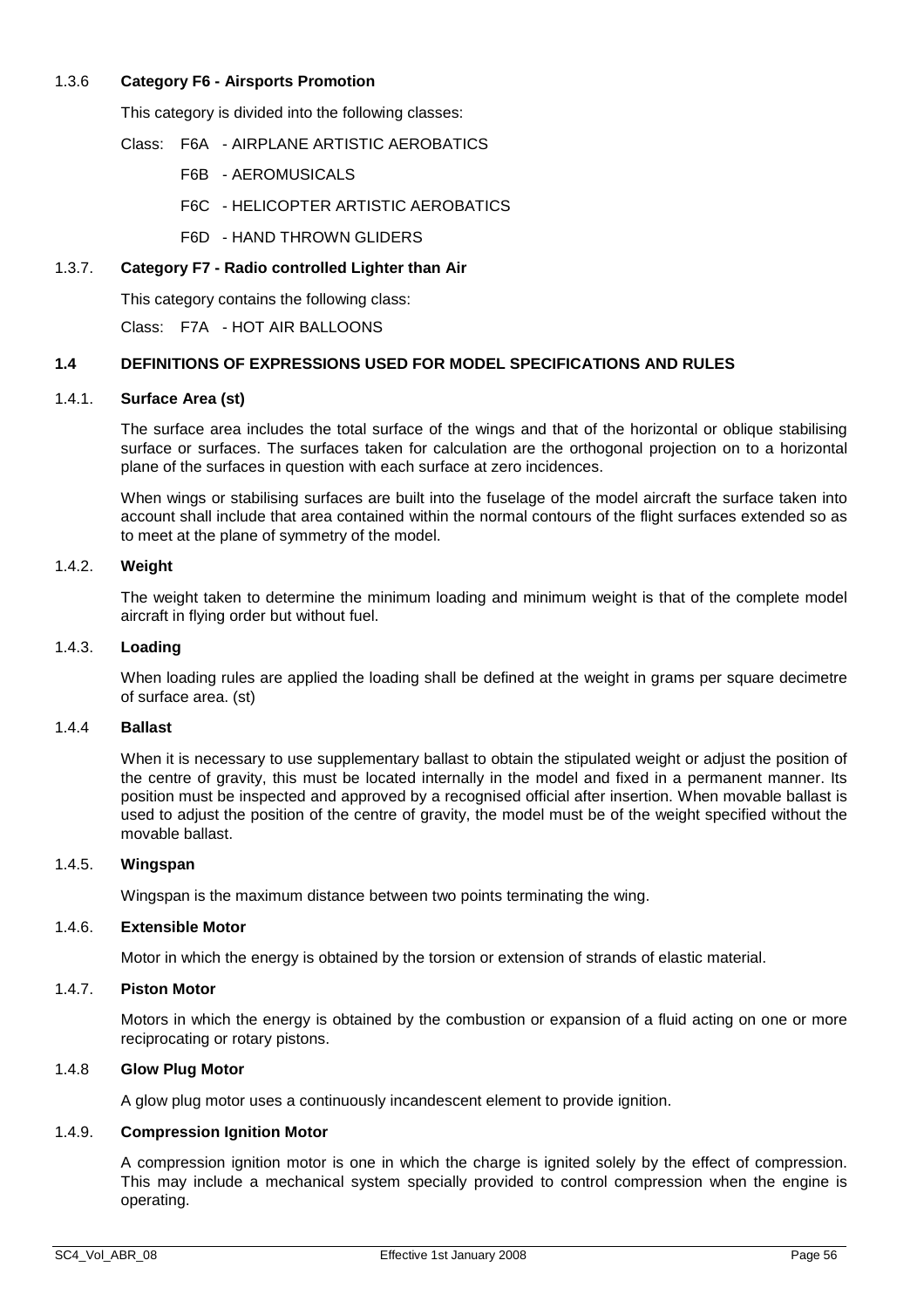### 1.3.6 Category F6 - Airsports Promotion

This category is divided into the following classes:

Class: F6A - AIRPLANE ARTISTIC AEROBATICS

F6B - AEROMUSICALS

F6C - HELICOPTER ARTISTIC AEROBATICS

F6D - HAND THROWN GLIDERS

### 1.3.7. Category F7 - Radio controlled Lighter than Air

This category contains the following class:

Class: F7A - HOT AIR BALLOONS

## 1.4 DEFINITIONS OF EXPRESSIONS USED FOR MODEL SPECIFICATIONS AND RULES

### 1.4.1. Surface Area (st)

The surface area includes the total surface of the wings and that of the horizontal or oblique stabilising surface or surfaces. The surfaces taken for calculation are the orthogonal projection on to a horizontal plane of the surfaces in question with each surface at zero incidences.

When wings or stabilising surfaces are built into the fuselage of the model aircraft the surface taken into account shall include that area contained within the normal contours of the flight surfaces extended so as to meet at the plane of symmetry of the model.

### 1.4.2. Weight

The weight taken to determine the minimum loading and minimum weight is that of the complete model aircraft in flying order but without fuel.

### 1.4.3. Loading

When loading rules are applied the loading shall be defined at the weight in grams per square decimetre of surface area. (st)

### 1.4.4 Ballast

When it is necessary to use supplementary ballast to obtain the stipulated weight or adjust the position of the centre of gravity, this must be located internally in the model and fixed in a permanent manner. Its position must be inspected and approved by a recognised official after insertion. When movable ballast is used to adjust the position of the centre of gravity, the model must be of the weight specified without the movable ballast.

### 1.4.5. Wingspan

Wingspan is the maximum distance between two points terminating the wing.

### 1.4.6. Extensible Motor

Motor in which the energy is obtained by the torsion or extension of strands of elastic material.

### 1.4.7. Piston Motor

Motors in which the energy is obtained by the combustion or expansion of a fluid acting on one or more reciprocating or rotary pistons.

### 1.4.8 Glow Plug Motor

A glow plug motor uses a continuously incandescent element to provide ignition.

### 1.4.9. Compression Ignition Motor

A compression ignition motor is one in which the charge is ignited solely by the effect of compression. This may include a mechanical system specially provided to control compression when the engine is operating.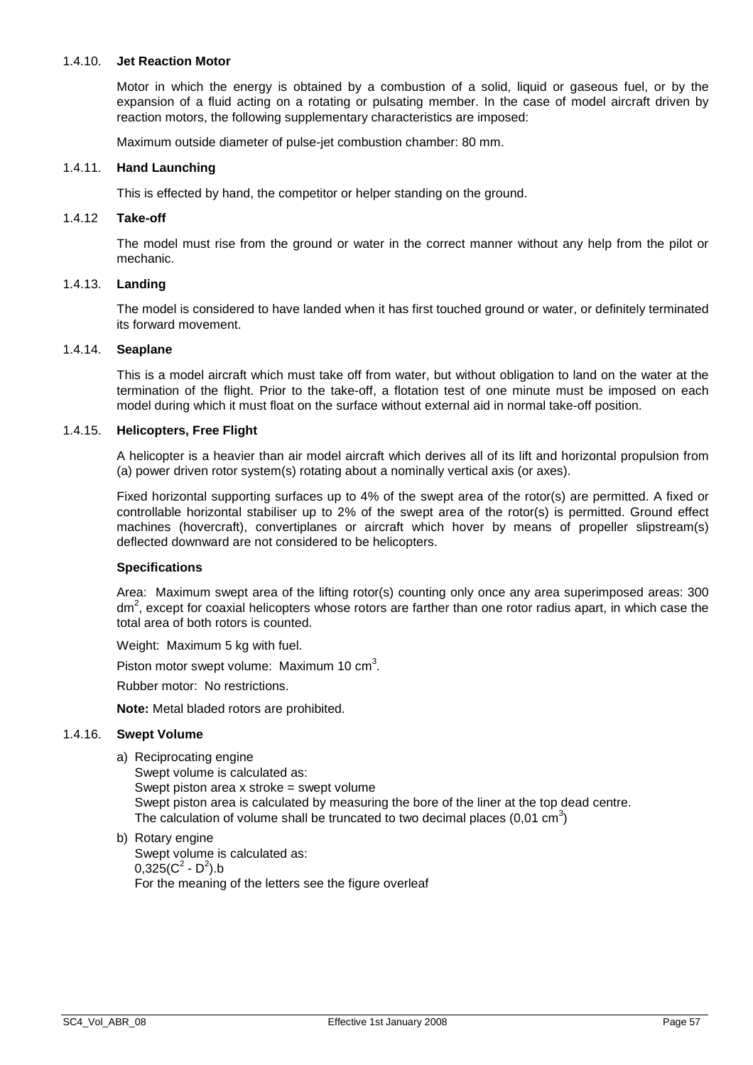#### 1.4.10. **Jet Reaction Motor**

Motor in which the energy is obtained by a combustion of a solid, liquid or gaseous fuel, or by the expansion of a fluid acting on a rotating or pulsating member. In the case of model aircraft driven by reaction motors, the following supplementary characteristics are imposed:

Maximum outside diameter of pulse-jet combustion chamber: 80 mm.

#### 1.4.11. **Hand Launching**

This is effected by hand, the competitor or helper standing on the ground.

#### 1.4.12 **Take-off**

The model must rise from the ground or water in the correct manner without any help from the pilot or mechanic.

#### 1.4.13. **Landing**

The model is considered to have landed when it has first touched ground or water, or definitely terminated its forward movement.

#### 1.4.14. **Seaplane**

This is a model aircraft which must take off from water, but without obligation to land on the water at the termination of the flight. Prior to the take-off, a flotation test of one minute must be imposed on each model during which it must float on the surface without external aid in normal take-off position.

#### 1.4.15. **Helicopters, Free Flight**

A helicopter is a heavier than air model aircraft which derives all of its lift and horizontal propulsion from (a) power driven rotor system(s) rotating about a nominally vertical axis (or axes).

Fixed horizontal supporting surfaces up to 4% of the swept area of the rotor(s) are permitted. A fixed or controllable horizontal stabiliser up to 2% of the swept area of the rotor(s) is permitted. Ground effect machines (hovercraft), convertiplanes or aircraft which hover by means of propeller slipstream(s) deflected downward are not considered to be helicopters.

**Specifications**

Area: Maximum swept area of the lifting rotor(s) counting only once any area superimposed areas: 300 $dm^2$, except for coaxial helicopters whose rotors are farther than one rotor radius apart, in which case the total area of both rotors is counted.

Weight: Maximum 5 kg with fuel.

Piston motor swept volume: Maximum 10 $cm^3$.

Rubber motor: No restrictions.

**Note:** Metal bladed rotors are prohibited.

#### 1.4.16. **Swept Volume**

a) Reciprocating engine
   Swept volume is calculated as:
   Swept piston area x stroke = swept volume
   Swept piston area is calculated by measuring the bore of the liner at the top dead centre.
   The calculation of volume shall be truncated to two decimal places (0,01 $cm^3$)

b) Rotary engine
   Swept volume is calculated as:
   $0{,}325(C^2 - D^2).b$
   For the meaning of the letters see the figure overleaf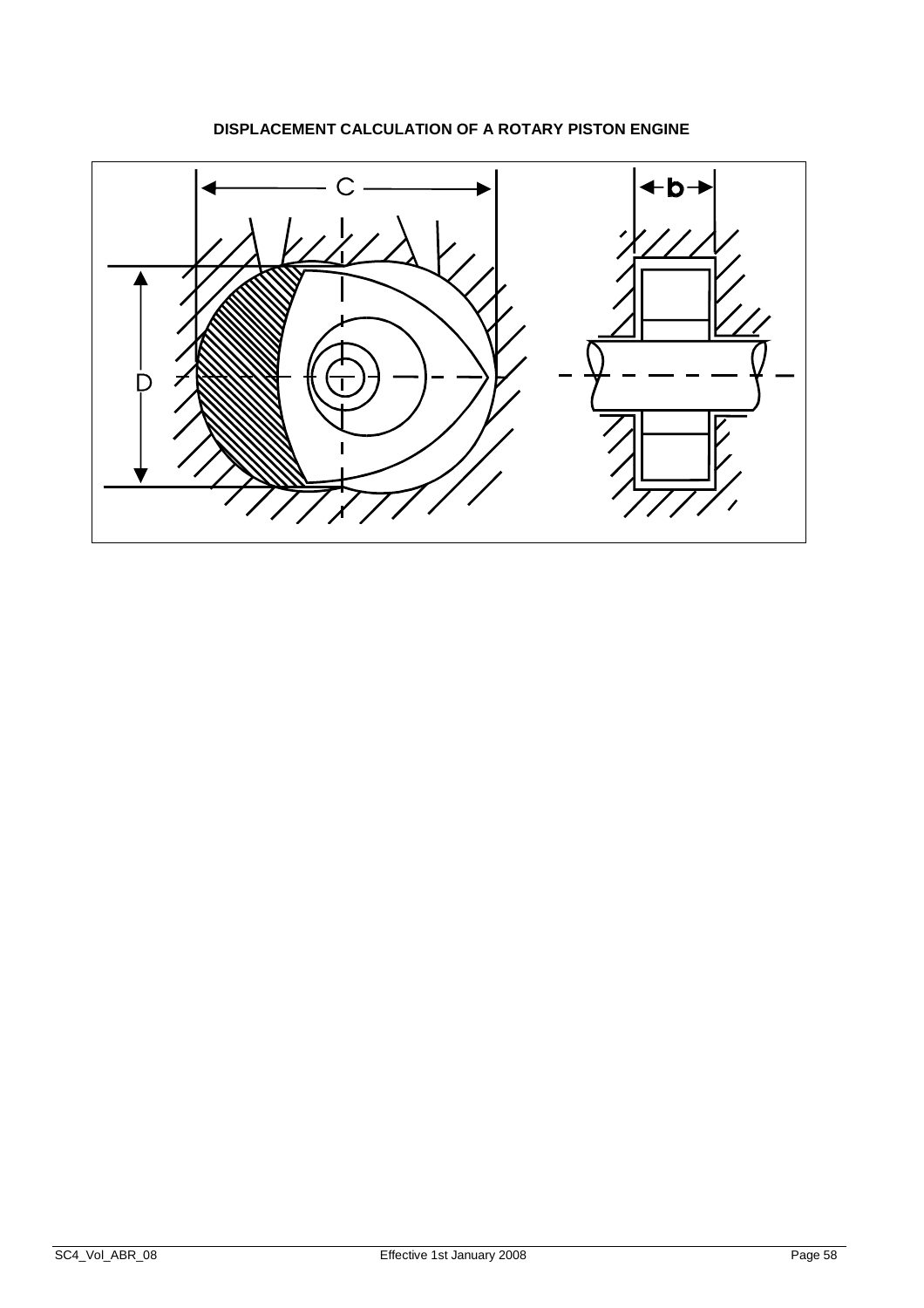**DISPLACEMENT CALCULATION OF A ROTARY PISTON ENGINE**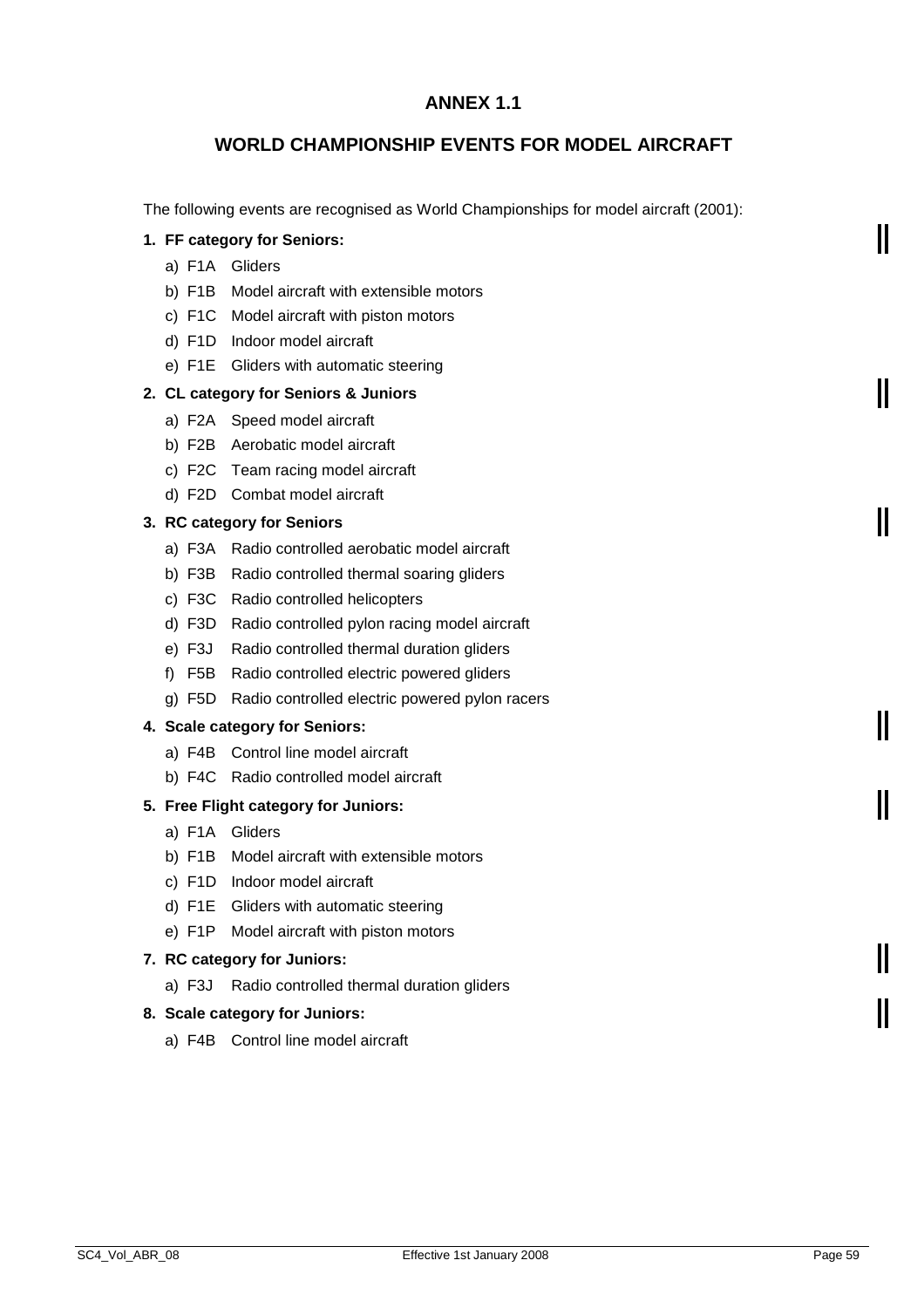# ANNEX 1.1

## WORLD CHAMPIONSHIP EVENTS FOR MODEL AIRCRAFT

The following events are recognised as World Championships for model aircraft (2001):

**1. FF category for Seniors:**

a) F1A Gliders
b) F1B Model aircraft with extensible motors
c) F1C Model aircraft with piston motors
d) F1D Indoor model aircraft
e) F1E Gliders with automatic steering

**2. CL category for Seniors & Juniors**

a) F2A Speed model aircraft
b) F2B Aerobatic model aircraft
c) F2C Team racing model aircraft
d) F2D Combat model aircraft

**3. RC category for Seniors**

a) F3A Radio controlled aerobatic model aircraft
b) F3B Radio controlled thermal soaring gliders
c) F3C Radio controlled helicopters
d) F3D Radio controlled pylon racing model aircraft
e) F3J Radio controlled thermal duration gliders
f) F5B Radio controlled electric powered gliders
g) F5D Radio controlled electric powered pylon racers

**4. Scale category for Seniors:**

a) F4B Control line model aircraft
b) F4C Radio controlled model aircraft

**5. Free Flight category for Juniors:**

a) F1A Gliders
b) F1B Model aircraft with extensible motors
c) F1D Indoor model aircraft
d) F1E Gliders with automatic steering
e) F1P Model aircraft with piston motors

**7. RC category for Juniors:**

a) F3J Radio controlled thermal duration gliders

**8. Scale category for Juniors:**

a) F4B Control line model aircraft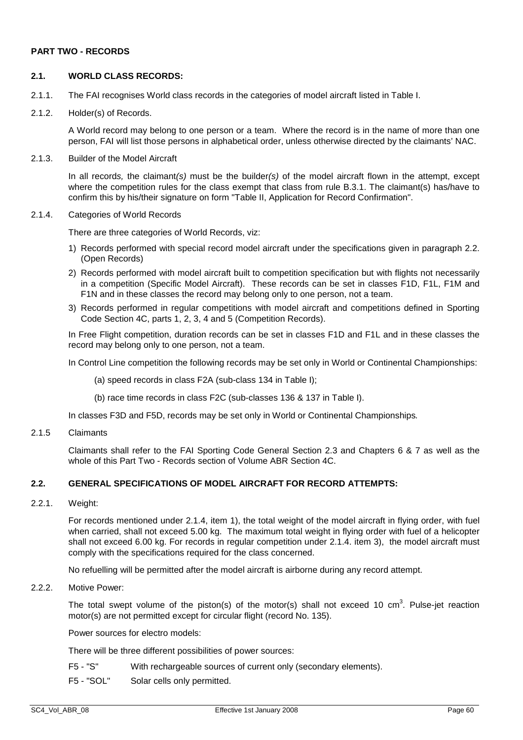# PART TWO - RECORDS

## 2.1. WORLD CLASS RECORDS:

2.1.1. The FAI recognises World class records in the categories of model aircraft listed in Table I.

2.1.2. Holder(s) of Records.

A World record may belong to one person or a team. Where the record is in the name of more than one person, FAI will list those persons in alphabetical order, unless otherwise directed by the claimants' NAC.

2.1.3. Builder of the Model Aircraft

In all records*,* the claimant*(s)* must be the builder*(s)* of the model aircraft flown in the attempt, except where the competition rules for the class exempt that class from rule B.3.1. The claimant(s) has/have to confirm this by his/their signature on form "Table II, Application for Record Confirmation".

2.1.4. Categories of World Records

There are three categories of World Records, viz:

1) Records performed with special record model aircraft under the specifications given in paragraph 2.2. (Open Records)
2) Records performed with model aircraft built to competition specification but with flights not necessarily in a competition (Specific Model Aircraft). These records can be set in classes F1D, F1L, F1M and F1N and in these classes the record may belong only to one person, not a team.
3) Records performed in regular competitions with model aircraft and competitions defined in Sporting Code Section 4C, parts 1, 2, 3, 4 and 5 (Competition Records).

In Free Flight competition, duration records can be set in classes F1D and F1L and in these classes the record may belong only to one person, not a team.

In Control Line competition the following records may be set only in World or Continental Championships:

(a) speed records in class F2A (sub-class 134 in Table I);

(b) race time records in class F2C (sub-classes 136 & 137 in Table I).

In classes F3D and F5D, records may be set only in World or Continental Championships*.*

2.1.5 Claimants

Claimants shall refer to the FAI Sporting Code General Section 2.3 and Chapters 6 & 7 as well as the whole of this Part Two - Records section of Volume ABR Section 4C.

## 2.2. GENERAL SPECIFICATIONS OF MODEL AIRCRAFT FOR RECORD ATTEMPTS:

2.2.1. Weight:

For records mentioned under 2.1.4, item 1), the total weight of the model aircraft in flying order, with fuel when carried, shall not exceed 5.00 kg. The maximum total weight in flying order with fuel of a helicopter shall not exceed 6.00 kg. For records in regular competition under 2.1.4. item 3), the model aircraft must comply with the specifications required for the class concerned.

No refuelling will be permitted after the model aircraft is airborne during any record attempt.

2.2.2. Motive Power:

The total swept volume of the piston(s) of the motor(s) shall not exceed 10 $cm^3$. Pulse-jet reaction motor(s) are not permitted except for circular flight (record No. 135).

Power sources for electro models:

There will be three different possibilities of power sources:

F5 - "S" With rechargeable sources of current only (secondary elements).

F5 - "SOL" Solar cells only permitted.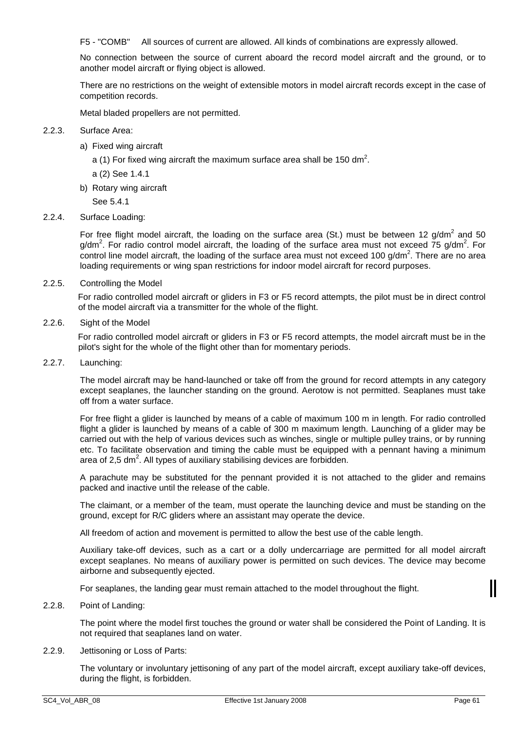F5 - "COMB" All sources of current are allowed. All kinds of combinations are expressly allowed.

No connection between the source of current aboard the record model aircraft and the ground, or to another model aircraft or flying object is allowed.

There are no restrictions on the weight of extensible motors in model aircraft records except in the case of competition records.

Metal bladed propellers are not permitted.

2.2.3. Surface Area:

a) Fixed wing aircraft

a (1) For fixed wing aircraft the maximum surface area shall be 150 $dm^2$.

a (2) See 1.4.1

b) Rotary wing aircraft

See 5.4.1

2.2.4. Surface Loading:

For free flight model aircraft, the loading on the surface area (St.) must be between 12 $g/dm^2$ and 50 $g/dm^2$. For radio control model aircraft, the loading of the surface area must not exceed 75 $g/dm^2$. For control line model aircraft, the loading of the surface area must not exceed 100 $g/dm^2$. There are no area loading requirements or wing span restrictions for indoor model aircraft for record purposes.

2.2.5. Controlling the Model

For radio controlled model aircraft or gliders in F3 or F5 record attempts, the pilot must be in direct control of the model aircraft via a transmitter for the whole of the flight.

2.2.6. Sight of the Model

For radio controlled model aircraft or gliders in F3 or F5 record attempts, the model aircraft must be in the pilot's sight for the whole of the flight other than for momentary periods.

2.2.7. Launching:

The model aircraft may be hand-launched or take off from the ground for record attempts in any category except seaplanes, the launcher standing on the ground. Aerotow is not permitted. Seaplanes must take off from a water surface.

For free flight a glider is launched by means of a cable of maximum 100 m in length. For radio controlled flight a glider is launched by means of a cable of 300 m maximum length. Launching of a glider may be carried out with the help of various devices such as winches, single or multiple pulley trains, or by running etc. To facilitate observation and timing the cable must be equipped with a pennant having a minimum area of 2,5 $dm^2$. All types of auxiliary stabilising devices are forbidden.

A parachute may be substituted for the pennant provided it is not attached to the glider and remains packed and inactive until the release of the cable.

The claimant, or a member of the team, must operate the launching device and must be standing on the ground, except for R/C gliders where an assistant may operate the device.

All freedom of action and movement is permitted to allow the best use of the cable length.

Auxiliary take-off devices, such as a cart or a dolly undercarriage are permitted for all model aircraft except seaplanes. No means of auxiliary power is permitted on such devices. The device may become airborne and subsequently ejected.

For seaplanes, the landing gear must remain attached to the model throughout the flight.

2.2.8. Point of Landing:

The point where the model first touches the ground or water shall be considered the Point of Landing. It is not required that seaplanes land on water.

2.2.9. Jettisoning or Loss of Parts:

The voluntary or involuntary jettisoning of any part of the model aircraft, except auxiliary take-off devices, during the flight, is forbidden.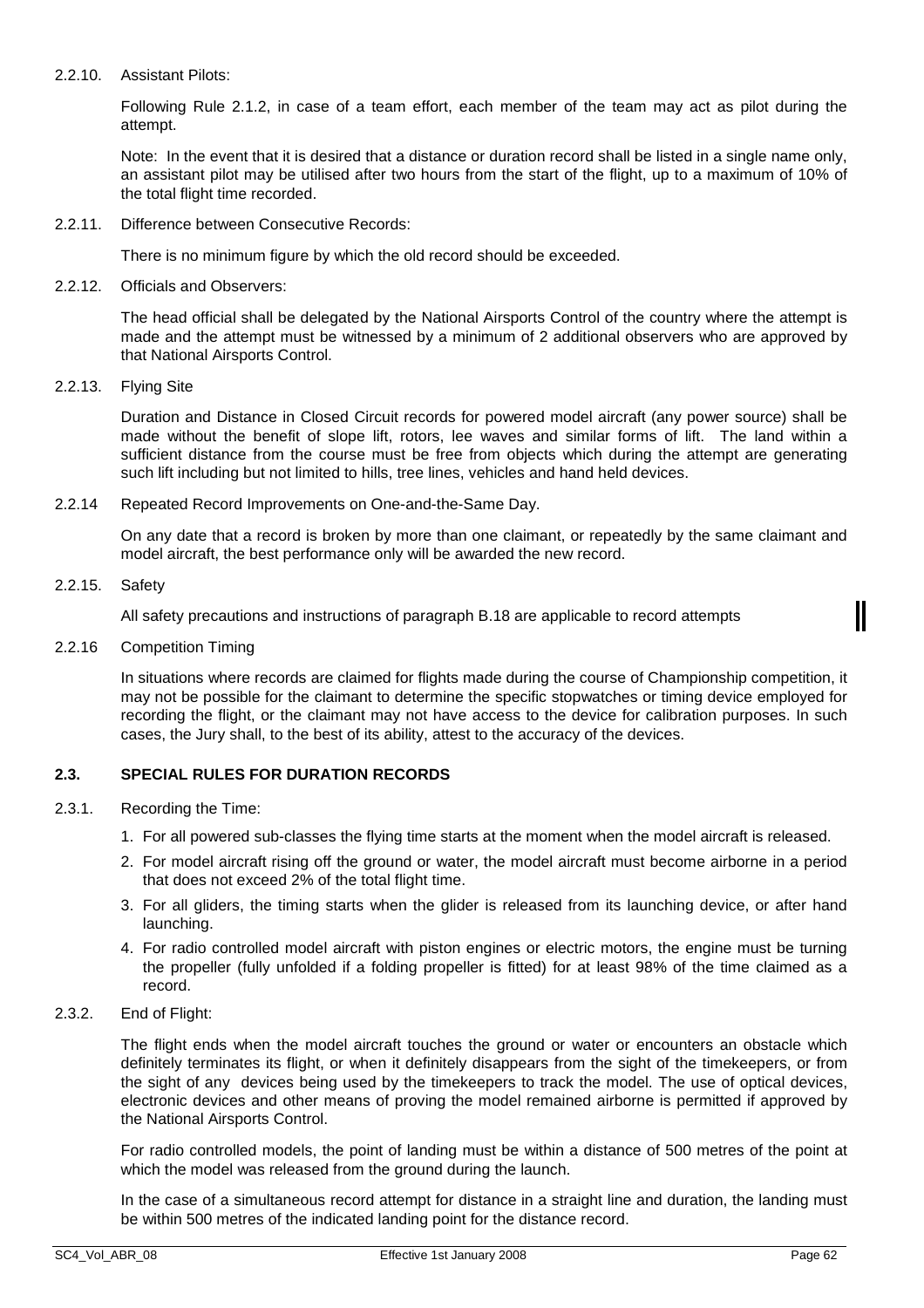2.2.10. Assistant Pilots:

Following Rule 2.1.2, in case of a team effort, each member of the team may act as pilot during the attempt.

Note: In the event that it is desired that a distance or duration record shall be listed in a single name only, an assistant pilot may be utilised after two hours from the start of the flight, up to a maximum of 10% of the total flight time recorded.

2.2.11. Difference between Consecutive Records:

There is no minimum figure by which the old record should be exceeded.

2.2.12. Officials and Observers:

The head official shall be delegated by the National Airsports Control of the country where the attempt is made and the attempt must be witnessed by a minimum of 2 additional observers who are approved by that National Airsports Control.

2.2.13. Flying Site

Duration and Distance in Closed Circuit records for powered model aircraft (any power source) shall be made without the benefit of slope lift, rotors, lee waves and similar forms of lift. The land within a sufficient distance from the course must be free from objects which during the attempt are generating such lift including but not limited to hills, tree lines, vehicles and hand held devices.

2.2.14 Repeated Record Improvements on One-and-the-Same Day.

On any date that a record is broken by more than one claimant, or repeatedly by the same claimant and model aircraft, the best performance only will be awarded the new record.

2.2.15. Safety

All safety precautions and instructions of paragraph B.18 are applicable to record attempts

2.2.16 Competition Timing

In situations where records are claimed for flights made during the course of Championship competition, it may not be possible for the claimant to determine the specific stopwatches or timing device employed for recording the flight, or the claimant may not have access to the device for calibration purposes. In such cases, the Jury shall, to the best of its ability, attest to the accuracy of the devices.

## 2.3. SPECIAL RULES FOR DURATION RECORDS

2.3.1. Recording the Time:

1. For all powered sub-classes the flying time starts at the moment when the model aircraft is released.
2. For model aircraft rising off the ground or water, the model aircraft must become airborne in a period that does not exceed 2% of the total flight time.
3. For all gliders, the timing starts when the glider is released from its launching device, or after hand launching.
4. For radio controlled model aircraft with piston engines or electric motors, the engine must be turning the propeller (fully unfolded if a folding propeller is fitted) for at least 98% of the time claimed as a record.

2.3.2. End of Flight:

The flight ends when the model aircraft touches the ground or water or encounters an obstacle which definitely terminates its flight, or when it definitely disappears from the sight of the timekeepers, or from the sight of any devices being used by the timekeepers to track the model. The use of optical devices, electronic devices and other means of proving the model remained airborne is permitted if approved by the National Airsports Control.

For radio controlled models, the point of landing must be within a distance of 500 metres of the point at which the model was released from the ground during the launch.

In the case of a simultaneous record attempt for distance in a straight line and duration, the landing must be within 500 metres of the indicated landing point for the distance record.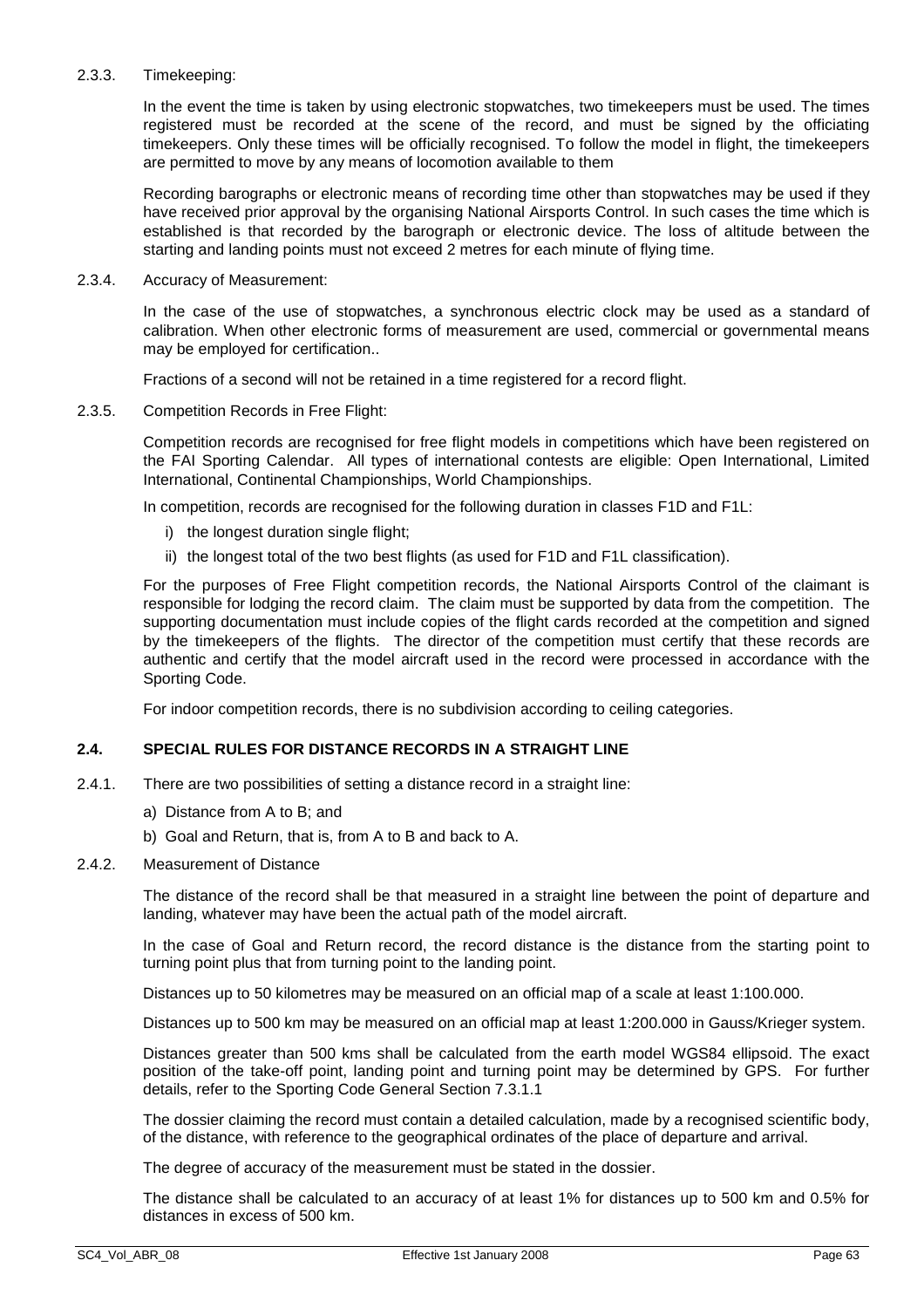2.3.3. Timekeeping:

In the event the time is taken by using electronic stopwatches, two timekeepers must be used. The times registered must be recorded at the scene of the record, and must be signed by the officiating timekeepers. Only these times will be officially recognised. To follow the model in flight, the timekeepers are permitted to move by any means of locomotion available to them

Recording barographs or electronic means of recording time other than stopwatches may be used if they have received prior approval by the organising National Airsports Control. In such cases the time which is established is that recorded by the barograph or electronic device. The loss of altitude between the starting and landing points must not exceed 2 metres for each minute of flying time.

2.3.4. Accuracy of Measurement:

In the case of the use of stopwatches, a synchronous electric clock may be used as a standard of calibration. When other electronic forms of measurement are used, commercial or governmental means may be employed for certification..

Fractions of a second will not be retained in a time registered for a record flight.

2.3.5. Competition Records in Free Flight:

Competition records are recognised for free flight models in competitions which have been registered on the FAI Sporting Calendar. All types of international contests are eligible: Open International, Limited International, Continental Championships, World Championships.

In competition, records are recognised for the following duration in classes F1D and F1L:

i) the longest duration single flight;
ii) the longest total of the two best flights (as used for F1D and F1L classification).

For the purposes of Free Flight competition records, the National Airsports Control of the claimant is responsible for lodging the record claim. The claim must be supported by data from the competition. The supporting documentation must include copies of the flight cards recorded at the competition and signed by the timekeepers of the flights. The director of the competition must certify that these records are authentic and certify that the model aircraft used in the record were processed in accordance with the Sporting Code.

For indoor competition records, there is no subdivision according to ceiling categories.

## 2.4. SPECIAL RULES FOR DISTANCE RECORDS IN A STRAIGHT LINE

2.4.1. There are two possibilities of setting a distance record in a straight line:

a) Distance from A to B; and
b) Goal and Return, that is, from A to B and back to A.

2.4.2. Measurement of Distance

The distance of the record shall be that measured in a straight line between the point of departure and landing, whatever may have been the actual path of the model aircraft.

In the case of Goal and Return record, the record distance is the distance from the starting point to turning point plus that from turning point to the landing point.

Distances up to 50 kilometres may be measured on an official map of a scale at least 1:100.000.

Distances up to 500 km may be measured on an official map at least 1:200.000 in Gauss/Krieger system.

Distances greater than 500 kms shall be calculated from the earth model WGS84 ellipsoid. The exact position of the take-off point, landing point and turning point may be determined by GPS. For further details, refer to the Sporting Code General Section 7.3.1.1

The dossier claiming the record must contain a detailed calculation, made by a recognised scientific body, of the distance, with reference to the geographical ordinates of the place of departure and arrival.

The degree of accuracy of the measurement must be stated in the dossier.

The distance shall be calculated to an accuracy of at least 1% for distances up to 500 km and 0.5% for distances in excess of 500 km.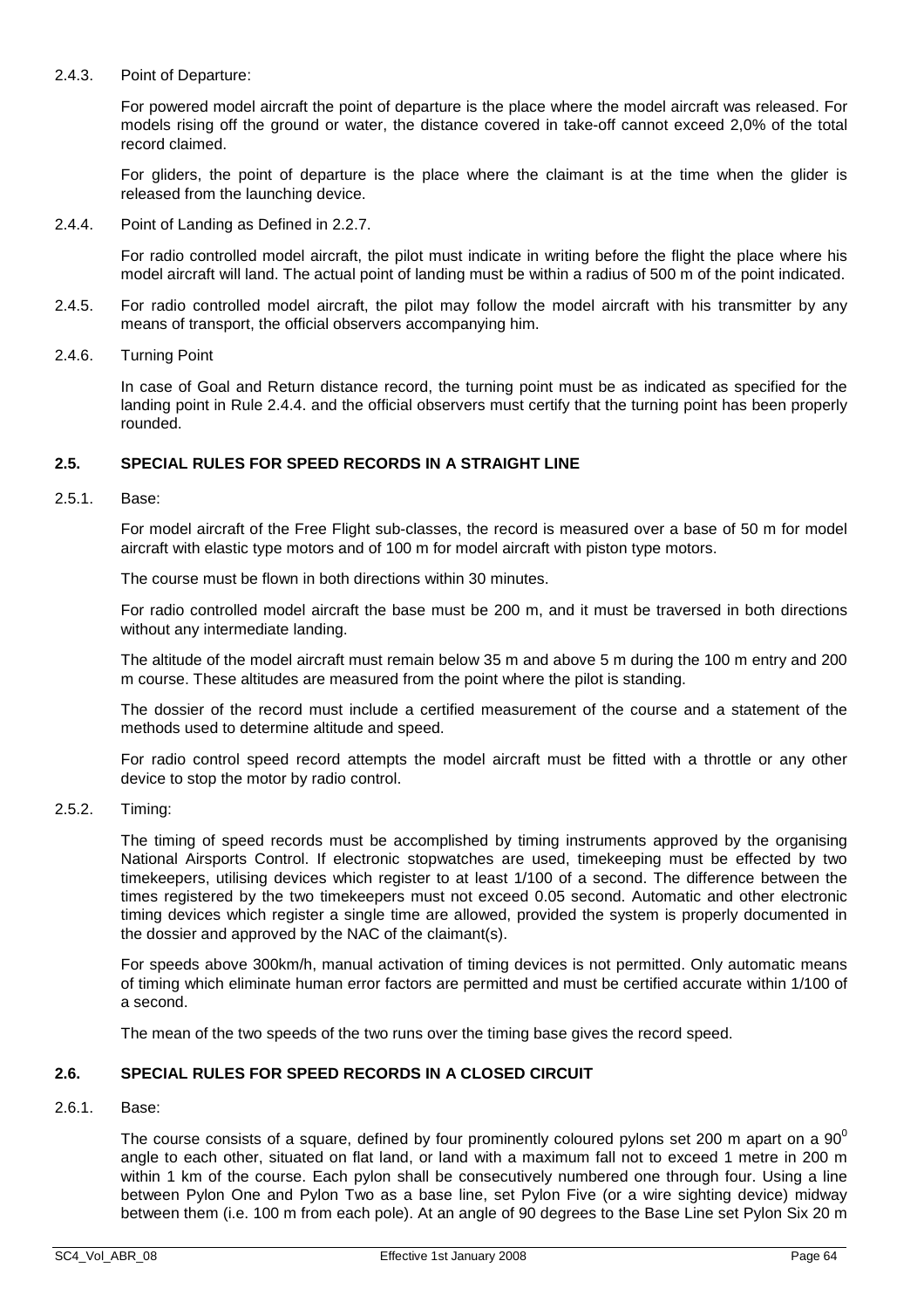2.4.3. Point of Departure:

For powered model aircraft the point of departure is the place where the model aircraft was released. For models rising off the ground or water, the distance covered in take-off cannot exceed 2,0% of the total record claimed.

For gliders, the point of departure is the place where the claimant is at the time when the glider is released from the launching device.

2.4.4. Point of Landing as Defined in 2.2.7.

For radio controlled model aircraft, the pilot must indicate in writing before the flight the place where his model aircraft will land. The actual point of landing must be within a radius of 500 m of the point indicated.

2.4.5. For radio controlled model aircraft, the pilot may follow the model aircraft with his transmitter by any means of transport, the official observers accompanying him.

2.4.6. Turning Point

In case of Goal and Return distance record, the turning point must be as indicated as specified for the landing point in Rule 2.4.4. and the official observers must certify that the turning point has been properly rounded.

### 2.5. SPECIAL RULES FOR SPEED RECORDS IN A STRAIGHT LINE

2.5.1. Base:

For model aircraft of the Free Flight sub-classes, the record is measured over a base of 50 m for model aircraft with elastic type motors and of 100 m for model aircraft with piston type motors.

The course must be flown in both directions within 30 minutes.

For radio controlled model aircraft the base must be 200 m, and it must be traversed in both directions without any intermediate landing.

The altitude of the model aircraft must remain below 35 m and above 5 m during the 100 m entry and 200 m course. These altitudes are measured from the point where the pilot is standing.

The dossier of the record must include a certified measurement of the course and a statement of the methods used to determine altitude and speed.

For radio control speed record attempts the model aircraft must be fitted with a throttle or any other device to stop the motor by radio control.

2.5.2. Timing:

The timing of speed records must be accomplished by timing instruments approved by the organising National Airsports Control. If electronic stopwatches are used, timekeeping must be effected by two timekeepers, utilising devices which register to at least 1/100 of a second. The difference between the times registered by the two timekeepers must not exceed 0.05 second. Automatic and other electronic timing devices which register a single time are allowed, provided the system is properly documented in the dossier and approved by the NAC of the claimant(s).

For speeds above 300km/h, manual activation of timing devices is not permitted. Only automatic means of timing which eliminate human error factors are permitted and must be certified accurate within 1/100 of a second.

The mean of the two speeds of the two runs over the timing base gives the record speed.

### 2.6. SPECIAL RULES FOR SPEED RECORDS IN A CLOSED CIRCUIT

2.6.1. Base:

The course consists of a square, defined by four prominently coloured pylons set 200 m apart on a $90^0$ angle to each other, situated on flat land, or land with a maximum fall not to exceed 1 metre in 200 m within 1 km of the course. Each pylon shall be consecutively numbered one through four. Using a line between Pylon One and Pylon Two as a base line, set Pylon Five (or a wire sighting device) midway between them (i.e. 100 m from each pole). At an angle of 90 degrees to the Base Line set Pylon Six 20 m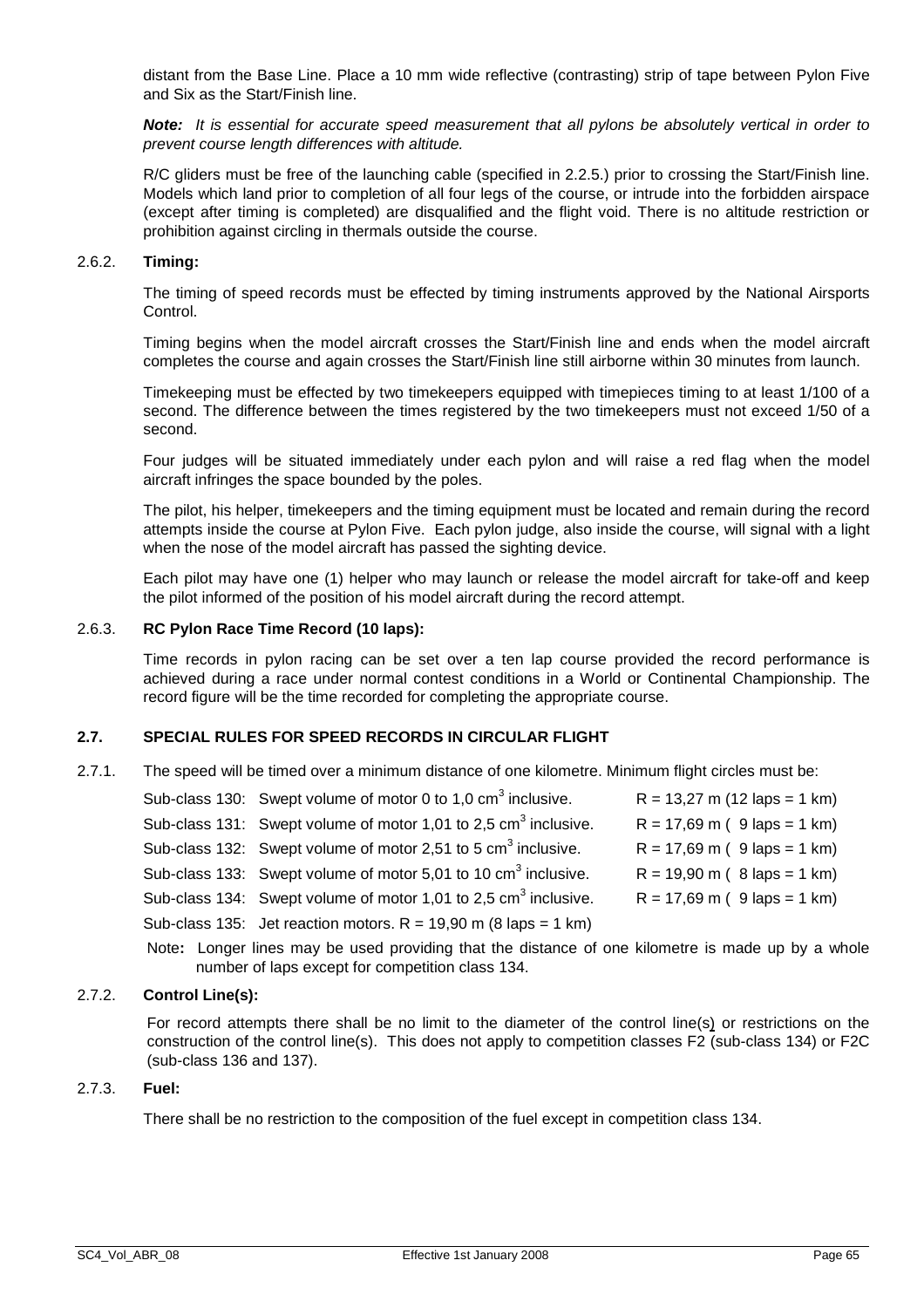distant from the Base Line. Place a 10 mm wide reflective (contrasting) strip of tape between Pylon Five and Six as the Start/Finish line.

***Note:*** *It is essential for accurate speed measurement that all pylons be absolutely vertical in order to prevent course length differences with altitude.*

R/C gliders must be free of the launching cable (specified in 2.2.5.) prior to crossing the Start/Finish line. Models which land prior to completion of all four legs of the course, or intrude into the forbidden airspace (except after timing is completed) are disqualified and the flight void. There is no altitude restriction or prohibition against circling in thermals outside the course.

#### 2.6.2. **Timing:**

The timing of speed records must be effected by timing instruments approved by the National Airsports Control.

Timing begins when the model aircraft crosses the Start/Finish line and ends when the model aircraft completes the course and again crosses the Start/Finish line still airborne within 30 minutes from launch.

Timekeeping must be effected by two timekeepers equipped with timepieces timing to at least 1/100 of a second. The difference between the times registered by the two timekeepers must not exceed 1/50 of a second.

Four judges will be situated immediately under each pylon and will raise a red flag when the model aircraft infringes the space bounded by the poles.

The pilot, his helper, timekeepers and the timing equipment must be located and remain during the record attempts inside the course at Pylon Five. Each pylon judge, also inside the course, will signal with a light when the nose of the model aircraft has passed the sighting device.

Each pilot may have one (1) helper who may launch or release the model aircraft for take-off and keep the pilot informed of the position of his model aircraft during the record attempt.

#### 2.6.3. **RC Pylon Race Time Record (10 laps):**

Time records in pylon racing can be set over a ten lap course provided the record performance is achieved during a race under normal contest conditions in a World or Continental Championship. The record figure will be the time recorded for completing the appropriate course.

### 2.7. SPECIAL RULES FOR SPEED RECORDS IN CIRCULAR FLIGHT

2.7.1. The speed will be timed over a minimum distance of one kilometre. Minimum flight circles must be:

| | |
|---|---|
| Sub-class 130: Swept volume of motor 0 to 1,0 $cm^3$ inclusive. | R = 13,27 m (12 laps = 1 km) |
| Sub-class 131: Swept volume of motor 1,01 to 2,5 $cm^3$ inclusive. | R = 17,69 m ( 9 laps = 1 km) |
| Sub-class 132: Swept volume of motor 2,51 to 5 $cm^3$ inclusive. | R = 17,69 m ( 9 laps = 1 km) |
| Sub-class 133: Swept volume of motor 5,01 to 10 $cm^3$ inclusive. | R = 19,90 m ( 8 laps = 1 km) |
| Sub-class 134: Swept volume of motor 1,01 to 2,5 $cm^3$ inclusive. | R = 17,69 m ( 9 laps = 1 km) |
| Sub-class 135: Jet reaction motors. R = 19,90 m (8 laps = 1 km) | |

Note**:** Longer lines may be used providing that the distance of one kilometre is made up by a whole number of laps except for competition class 134.

#### 2.7.2. **Control Line(s):**

For record attempts there shall be no limit to the diameter of the control line(s) or restrictions on the construction of the control line(s). This does not apply to competition classes F2 (sub-class 134) or F2C (sub-class 136 and 137).

#### 2.7.3. **Fuel:**

There shall be no restriction to the composition of the fuel except in competition class 134.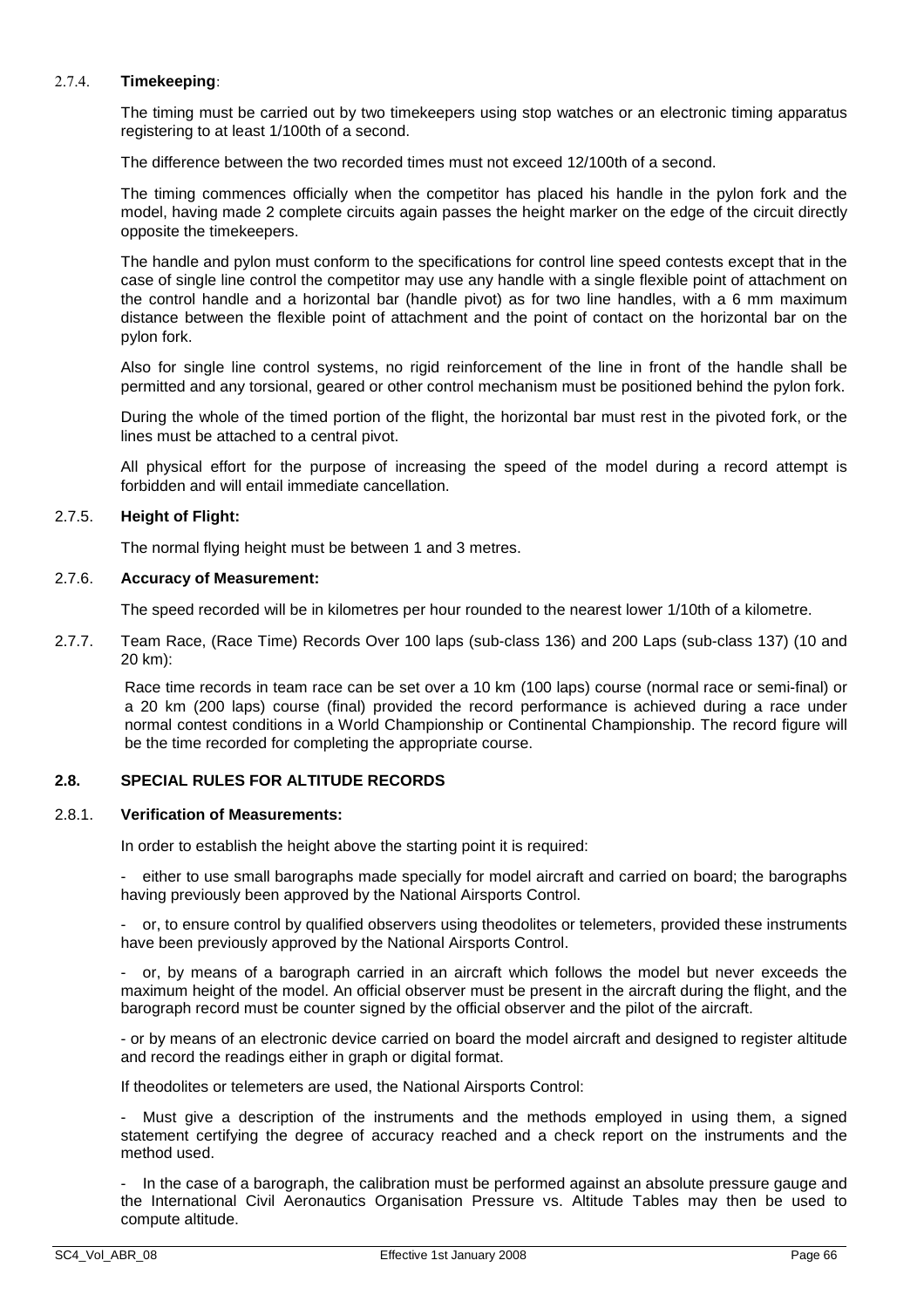#### 2.7.4. **Timekeeping**:

The timing must be carried out by two timekeepers using stop watches or an electronic timing apparatus registering to at least 1/100th of a second.

The difference between the two recorded times must not exceed 12/100th of a second.

The timing commences officially when the competitor has placed his handle in the pylon fork and the model, having made 2 complete circuits again passes the height marker on the edge of the circuit directly opposite the timekeepers.

The handle and pylon must conform to the specifications for control line speed contests except that in the case of single line control the competitor may use any handle with a single flexible point of attachment on the control handle and a horizontal bar (handle pivot) as for two line handles, with a 6 mm maximum distance between the flexible point of attachment and the point of contact on the horizontal bar on the pylon fork.

Also for single line control systems, no rigid reinforcement of the line in front of the handle shall be permitted and any torsional, geared or other control mechanism must be positioned behind the pylon fork.

During the whole of the timed portion of the flight, the horizontal bar must rest in the pivoted fork, or the lines must be attached to a central pivot.

All physical effort for the purpose of increasing the speed of the model during a record attempt is forbidden and will entail immediate cancellation.

#### 2.7.5. **Height of Flight:**

The normal flying height must be between 1 and 3 metres.

#### 2.7.6. **Accuracy of Measurement:**

The speed recorded will be in kilometres per hour rounded to the nearest lower 1/10th of a kilometre.

#### 2.7.7. Team Race, (Race Time) Records Over 100 laps (sub-class 136) and 200 Laps (sub-class 137) (10 and 20 km):

Race time records in team race can be set over a 10 km (100 laps) course (normal race or semi-final) or a 20 km (200 laps) course (final) provided the record performance is achieved during a race under normal contest conditions in a World Championship or Continental Championship. The record figure will be the time recorded for completing the appropriate course.

### 2.8. SPECIAL RULES FOR ALTITUDE RECORDS

#### 2.8.1. **Verification of Measurements:**

In order to establish the height above the starting point it is required:

- either to use small barographs made specially for model aircraft and carried on board; the barographs having previously been approved by the National Airsports Control.

- or, to ensure control by qualified observers using theodolites or telemeters, provided these instruments have been previously approved by the National Airsports Control.

- or, by means of a barograph carried in an aircraft which follows the model but never exceeds the maximum height of the model. An official observer must be present in the aircraft during the flight, and the barograph record must be counter signed by the official observer and the pilot of the aircraft.

- or by means of an electronic device carried on board the model aircraft and designed to register altitude and record the readings either in graph or digital format.

If theodolites or telemeters are used, the National Airsports Control:

- Must give a description of the instruments and the methods employed in using them, a signed statement certifying the degree of accuracy reached and a check report on the instruments and the method used.

- In the case of a barograph, the calibration must be performed against an absolute pressure gauge and the International Civil Aeronautics Organisation Pressure vs. Altitude Tables may then be used to compute altitude.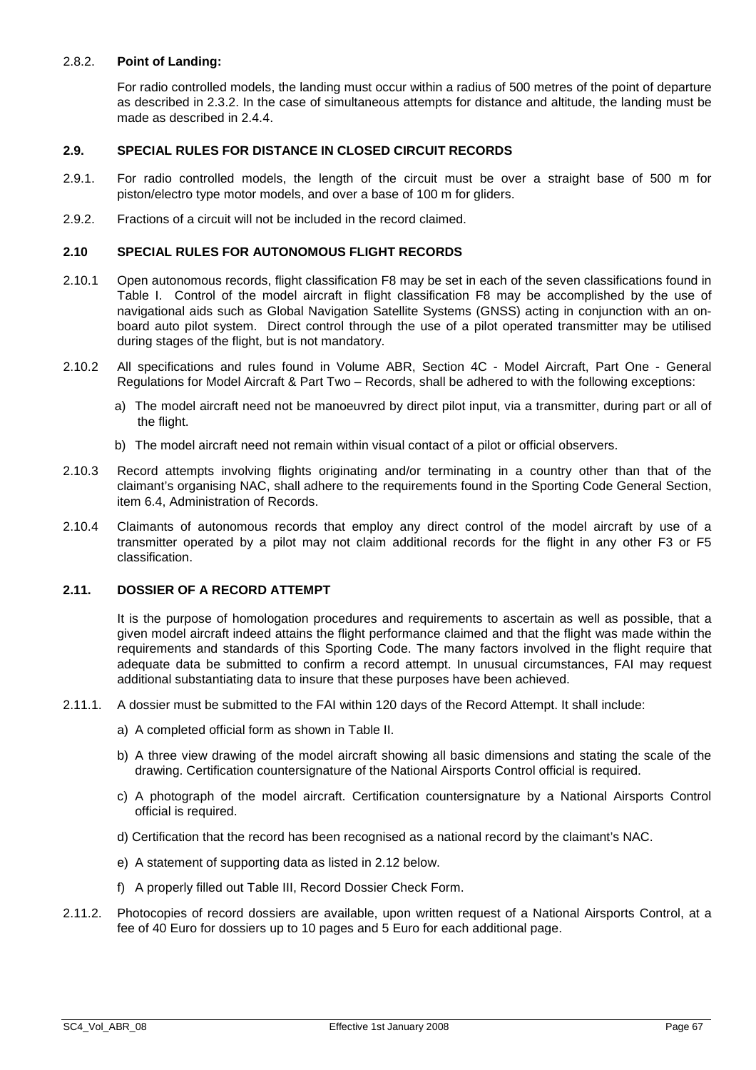2.8.2. **Point of Landing:**

For radio controlled models, the landing must occur within a radius of 500 metres of the point of departure as described in 2.3.2. In the case of simultaneous attempts for distance and altitude, the landing must be made as described in 2.4.4.

### 2.9. SPECIAL RULES FOR DISTANCE IN CLOSED CIRCUIT RECORDS

2.9.1. For radio controlled models, the length of the circuit must be over a straight base of 500 m for piston/electro type motor models, and over a base of 100 m for gliders.

2.9.2. Fractions of a circuit will not be included in the record claimed.

### 2.10 SPECIAL RULES FOR AUTONOMOUS FLIGHT RECORDS

2.10.1 Open autonomous records, flight classification F8 may be set in each of the seven classifications found in Table I. Control of the model aircraft in flight classification F8 may be accomplished by the use of navigational aids such as Global Navigation Satellite Systems (GNSS) acting in conjunction with an on-board auto pilot system. Direct control through the use of a pilot operated transmitter may be utilised during stages of the flight, but is not mandatory.

2.10.2 All specifications and rules found in Volume ABR, Section 4C - Model Aircraft, Part One - General Regulations for Model Aircraft & Part Two – Records, shall be adhered to with the following exceptions:

a) The model aircraft need not be manoeuvred by direct pilot input, via a transmitter, during part or all of the flight.

b) The model aircraft need not remain within visual contact of a pilot or official observers.

2.10.3 Record attempts involving flights originating and/or terminating in a country other than that of the claimant's organising NAC, shall adhere to the requirements found in the Sporting Code General Section, item 6.4, Administration of Records.

2.10.4 Claimants of autonomous records that employ any direct control of the model aircraft by use of a transmitter operated by a pilot may not claim additional records for the flight in any other F3 or F5 classification.

### 2.11. DOSSIER OF A RECORD ATTEMPT

It is the purpose of homologation procedures and requirements to ascertain as well as possible, that a given model aircraft indeed attains the flight performance claimed and that the flight was made within the requirements and standards of this Sporting Code. The many factors involved in the flight require that adequate data be submitted to confirm a record attempt. In unusual circumstances, FAI may request additional substantiating data to insure that these purposes have been achieved.

2.11.1. A dossier must be submitted to the FAI within 120 days of the Record Attempt. It shall include:

a) A completed official form as shown in Table II.

b) A three view drawing of the model aircraft showing all basic dimensions and stating the scale of the drawing. Certification countersignature of the National Airsports Control official is required.

c) A photograph of the model aircraft. Certification countersignature by a National Airsports Control official is required.

d) Certification that the record has been recognised as a national record by the claimant's NAC.

e) A statement of supporting data as listed in 2.12 below.

f) A properly filled out Table III, Record Dossier Check Form.

2.11.2. Photocopies of record dossiers are available, upon written request of a National Airsports Control, at a fee of 40 Euro for dossiers up to 10 pages and 5 Euro for each additional page.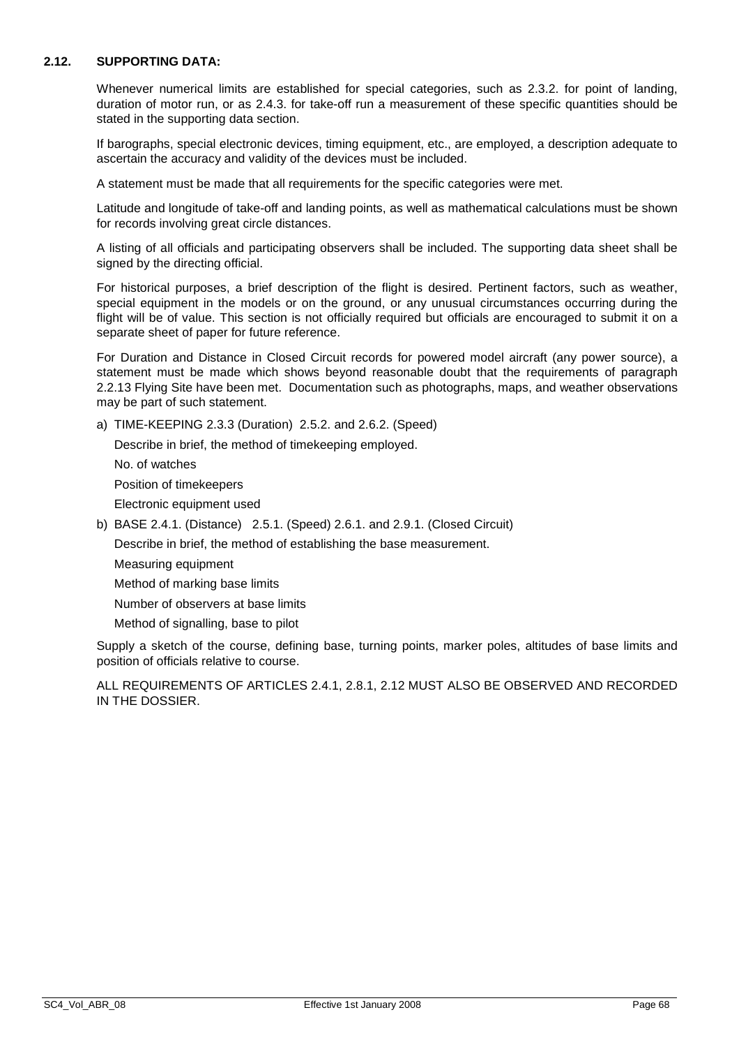### 2.12. SUPPORTING DATA:

Whenever numerical limits are established for special categories, such as 2.3.2. for point of landing, duration of motor run, or as 2.4.3. for take-off run a measurement of these specific quantities should be stated in the supporting data section.

If barographs, special electronic devices, timing equipment, etc., are employed, a description adequate to ascertain the accuracy and validity of the devices must be included.

A statement must be made that all requirements for the specific categories were met.

Latitude and longitude of take-off and landing points, as well as mathematical calculations must be shown for records involving great circle distances.

A listing of all officials and participating observers shall be included. The supporting data sheet shall be signed by the directing official.

For historical purposes, a brief description of the flight is desired. Pertinent factors, such as weather, special equipment in the models or on the ground, or any unusual circumstances occurring during the flight will be of value. This section is not officially required but officials are encouraged to submit it on a separate sheet of paper for future reference.

For Duration and Distance in Closed Circuit records for powered model aircraft (any power source), a statement must be made which shows beyond reasonable doubt that the requirements of paragraph 2.2.13 Flying Site have been met. Documentation such as photographs, maps, and weather observations may be part of such statement.

a) TIME-KEEPING 2.3.3 (Duration) 2.5.2. and 2.6.2. (Speed)

   Describe in brief, the method of timekeeping employed.

   No. of watches

   Position of timekeepers

   Electronic equipment used

b) BASE 2.4.1. (Distance) 2.5.1. (Speed) 2.6.1. and 2.9.1. (Closed Circuit)

   Describe in brief, the method of establishing the base measurement.

   Measuring equipment

   Method of marking base limits

   Number of observers at base limits

   Method of signalling, base to pilot

Supply a sketch of the course, defining base, turning points, marker poles, altitudes of base limits and position of officials relative to course.

ALL REQUIREMENTS OF ARTICLES 2.4.1, 2.8.1, 2.12 MUST ALSO BE OBSERVED AND RECORDED IN THE DOSSIER.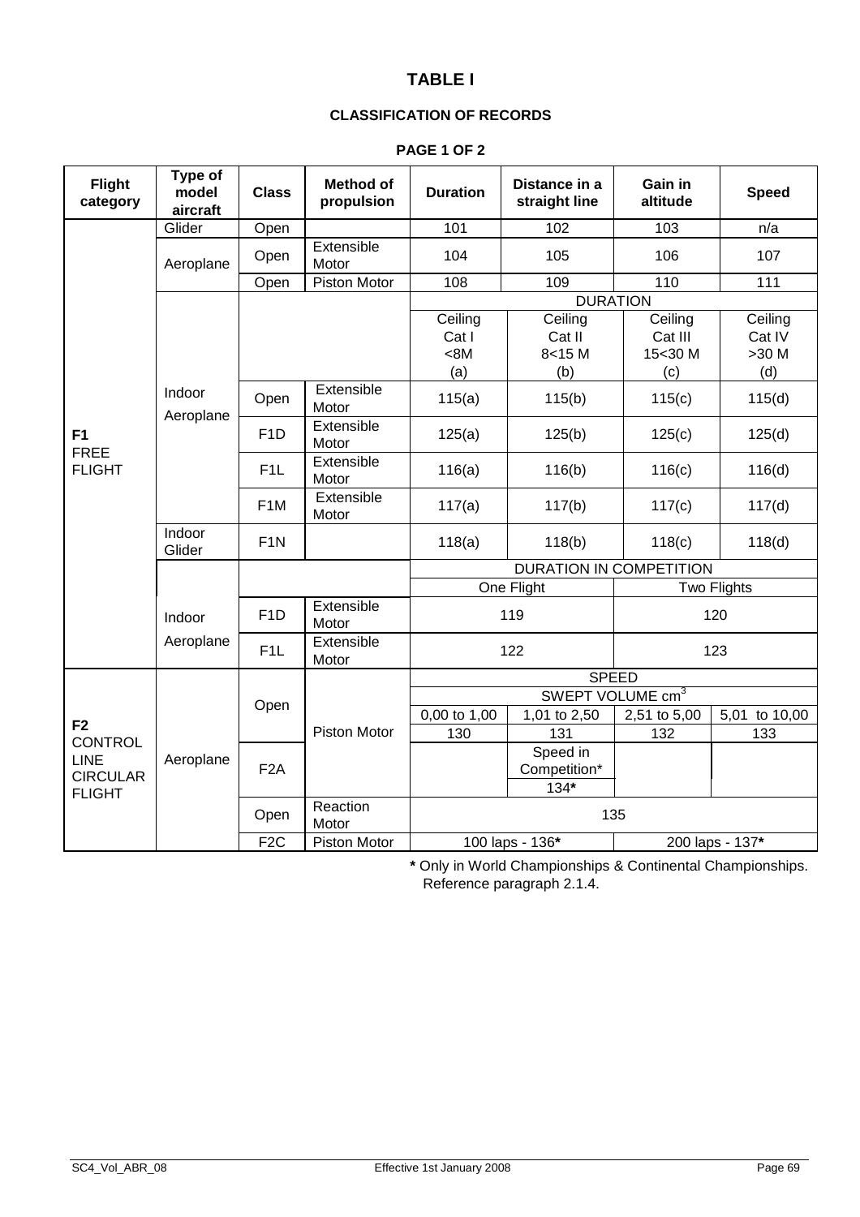# TABLE I

## CLASSIFICATION OF RECORDS

**PAGE 1 OF 2**

| Flight category | Type of model aircraft | Class | Method of propulsion | Duration | Distance in a straight line | Gain in altitude | Speed |
|---|---|---|---|---|---|---|---|
| **F1** FREE FLIGHT | Glider | Open | | 101 | 102 | 103 | n/a |
| | Aeroplane | Open | Extensible Motor | 104 | 105 | 106 | 107 |
| | | Open | Piston Motor | 108 | 109 | 110 | 111 |
| | Indoor Aeroplane | | | DURATION | | | |
| | | | | Ceiling Cat I <8M (a) | Ceiling Cat II 8<15 M (b) | Ceiling Cat III 15<30 M (c) | Ceiling Cat IV >30 M (d) |
| | | Open | Extensible Motor | 115(a) | 115(b) | 115(c) | 115(d) |
| | | F1D | Extensible Motor | 125(a) | 125(b) | 125(c) | 125(d) |
| | | F1L | Extensible Motor | 116(a) | 116(b) | 116(c) | 116(d) |
| | | F1M | Extensible Motor | 117(a) | 117(b) | 117(c) | 117(d) |
| | Indoor Glider | F1N | | 118(a) | 118(b) | 118(c) | 118(d) |
| | Indoor Aeroplane | | | DURATION IN COMPETITION | | | |
| | | | | One Flight | | Two Flights | |
| | | F1D | Extensible Motor | 119 | | 120 | |
| | | F1L | Extensible Motor | 122 | | 123 | |
| **F2** CONTROL LINE CIRCULAR FLIGHT | Aeroplane | Open | Piston Motor | SPEED | | | |
| | | | | SWEPT VOLUME $cm^3$ | | | |
| | | | | 0,00 to 1,00 | 1,01 to 2,50 | 2,51 to 5,00 | 5,01 to 10,00 |
| | | | | 130 | 131 | 132 | 133 |
| | | F2A | | | Speed in Competition* 134* | | |
| | | Open | Reaction Motor | 135 | | | |
| | | F2C | Piston Motor | 100 laps - 136* | | 200 laps - 137* | |

**\*** Only in World Championships & Continental Championships. Reference paragraph 2.1.4.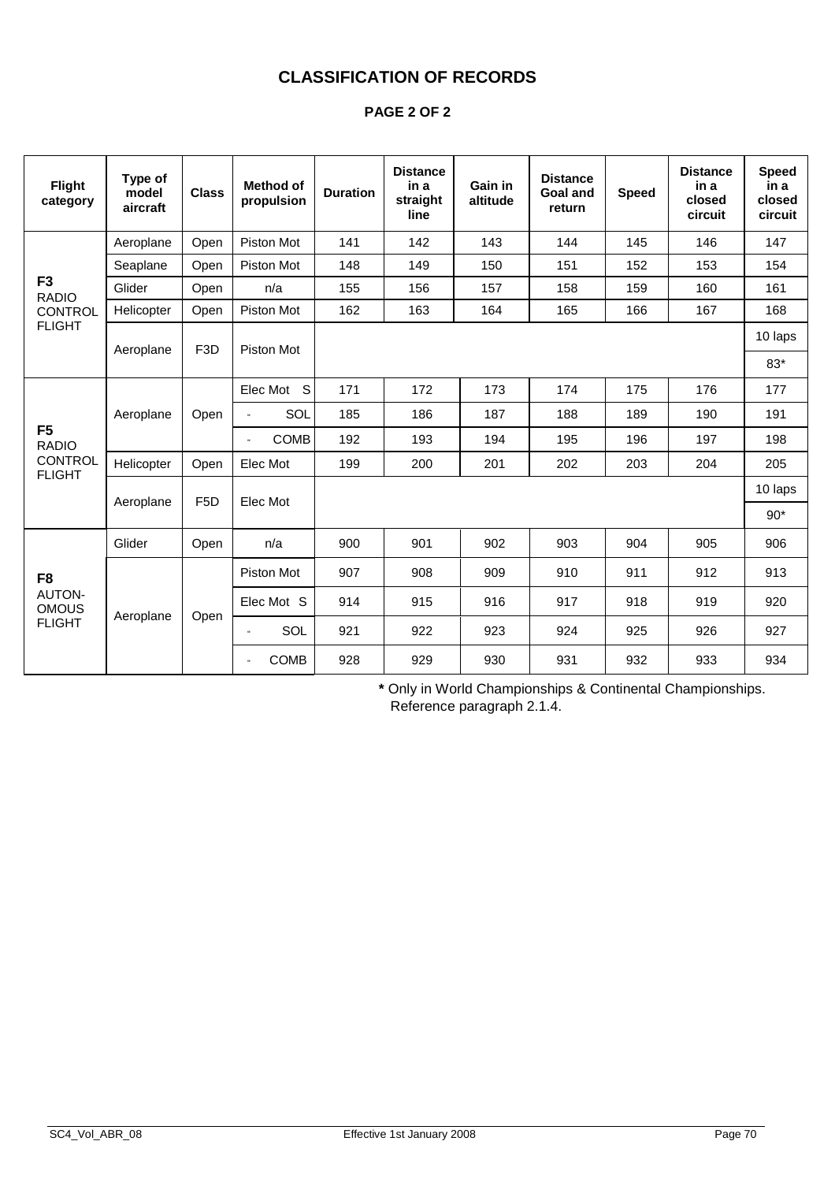# CLASSIFICATION OF RECORDS

## PAGE 2 OF 2

| Flight category | Type of model aircraft | Class | Method of propulsion | Duration | Distance in a straight line | Gain in altitude | Distance Goal and return | Speed | Distance in a closed circuit | Speed in a closed circuit |
|---|---|---|---|---|---|---|---|---|---|---|
| **F3** RADIO CONTROL FLIGHT | Aeroplane | Open | Piston Mot | 141 | 142 | 143 | 144 | 145 | 146 | 147 |
| | Seaplane | Open | Piston Mot | 148 | 149 | 150 | 151 | 152 | 153 | 154 |
| | Glider | Open | n/a | 155 | 156 | 157 | 158 | 159 | 160 | 161 |
| | Helicopter | Open | Piston Mot | 162 | 163 | 164 | 165 | 166 | 167 | 168 |
| | Aeroplane | F3D | Piston Mot | | | | | | | 10 laps |
| | | | | | | | | | | 83* |
| **F5** RADIO CONTROL FLIGHT | Aeroplane | Open | Elec Mot S | 171 | 172 | 173 | 174 | 175 | 176 | 177 |
| | | | - SOL | 185 | 186 | 187 | 188 | 189 | 190 | 191 |
| | | | - COMB | 192 | 193 | 194 | 195 | 196 | 197 | 198 |
| | Helicopter | Open | Elec Mot | 199 | 200 | 201 | 202 | 203 | 204 | 205 |
| | Aeroplane | F5D | Elec Mot | | | | | | | 10 laps |
| | | | | | | | | | | 90* |
| **F8** AUTON-OMOUS FLIGHT | Glider | Open | n/a | 900 | 901 | 902 | 903 | 904 | 905 | 906 |
| | Aeroplane | Open | Piston Mot | 907 | 908 | 909 | 910 | 911 | 912 | 913 |
| | | | Elec Mot S | 914 | 915 | 916 | 917 | 918 | 919 | 920 |
| | | | - SOL | 921 | 922 | 923 | 924 | 925 | 926 | 927 |
| | | | - COMB | 928 | 929 | 930 | 931 | 932 | 933 | 934 |

**\*** Only in World Championships & Continental Championships. Reference paragraph 2.1.4.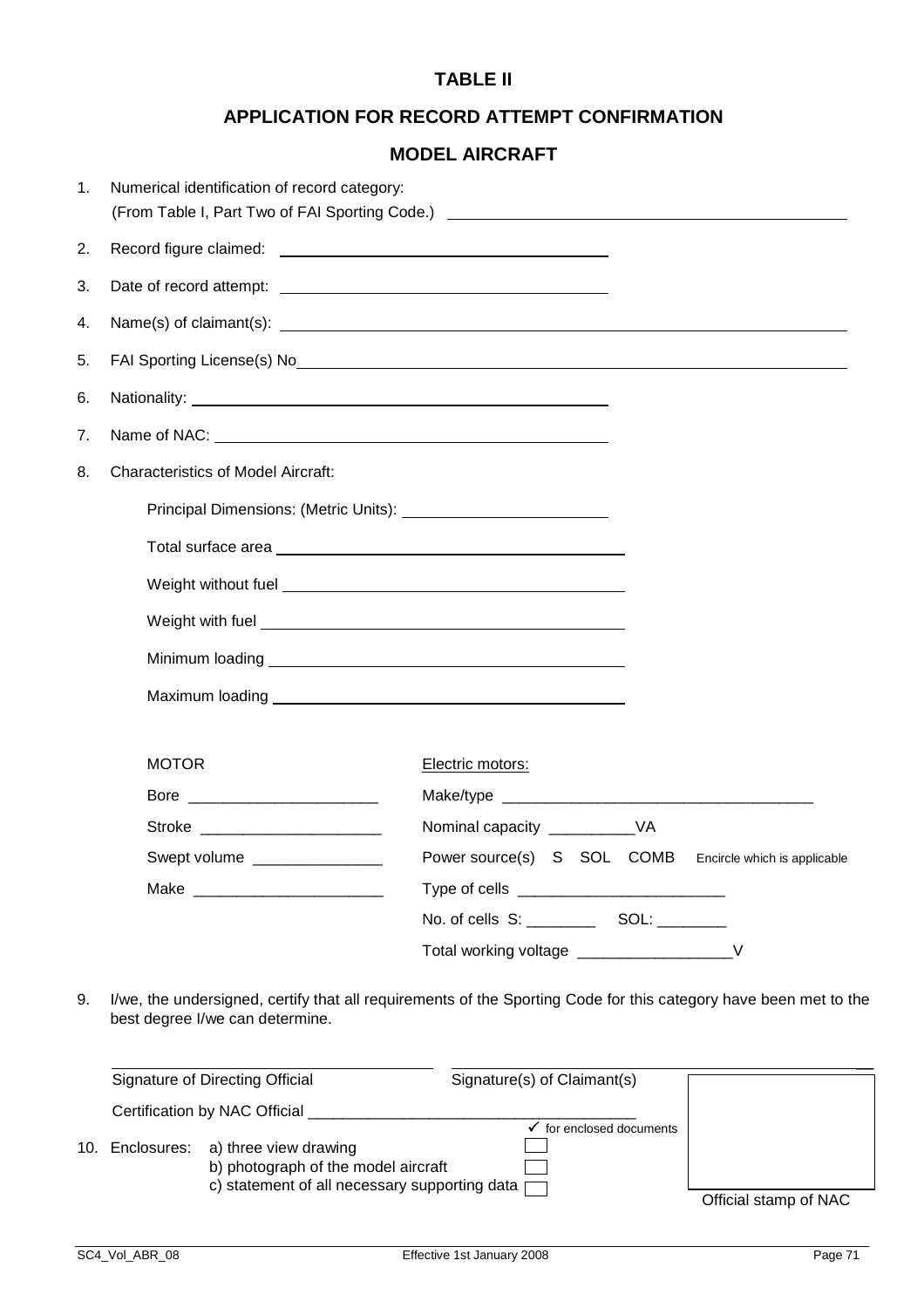# TABLE II

## APPLICATION FOR RECORD ATTEMPT CONFIRMATION

## MODEL AIRCRAFT

1. Numerical identification of record category:
   (From Table I, Part Two of FAI Sporting Code.) ______________________________

2. Record figure claimed: ______________________________

3. Date of record attempt: ______________________________

4. Name(s) of claimant(s): ______________________________

5. FAI Sporting License(s) No ______________________________

6. Nationality: ______________________________

7. Name of NAC: ______________________________

8. Characteristics of Model Aircraft:

   Principal Dimensions: (Metric Units): ______________________________

   Total surface area ______________________________

   Weight without fuel ______________________________

   Weight with fuel ______________________________

   Minimum loading ______________________________

   Maximum loading ______________________________

| MOTOR | Electric motors: |
|---|---|
| Bore ______________________ | Make/type ____________________________________ |
| Stroke _____________________ | Nominal capacity __________VA |
| Swept volume _______________ | Power source(s) S SOL COMB Encircle which is applicable |
| Make ______________________ | Type of cells ________________________ |
| | No. of cells S: ________ SOL: ________ |
| | Total working voltage __________________V |

9. I/we, the undersigned, certify that all requirements of the Sporting Code for this category have been met to the best degree I/we can determine.

______________________________ ______________________________

Signature of Directing Official Signature(s) of Claimant(s)

Certification by NAC Official ______________________________________

10. Enclosures:

| | ✓ for enclosed documents |
|---|---|
| a) three view drawing | ☐ |
| b) photograph of the model aircraft | ☐ |
| c) statement of all necessary supporting data | ☐ |

Official stamp of NAC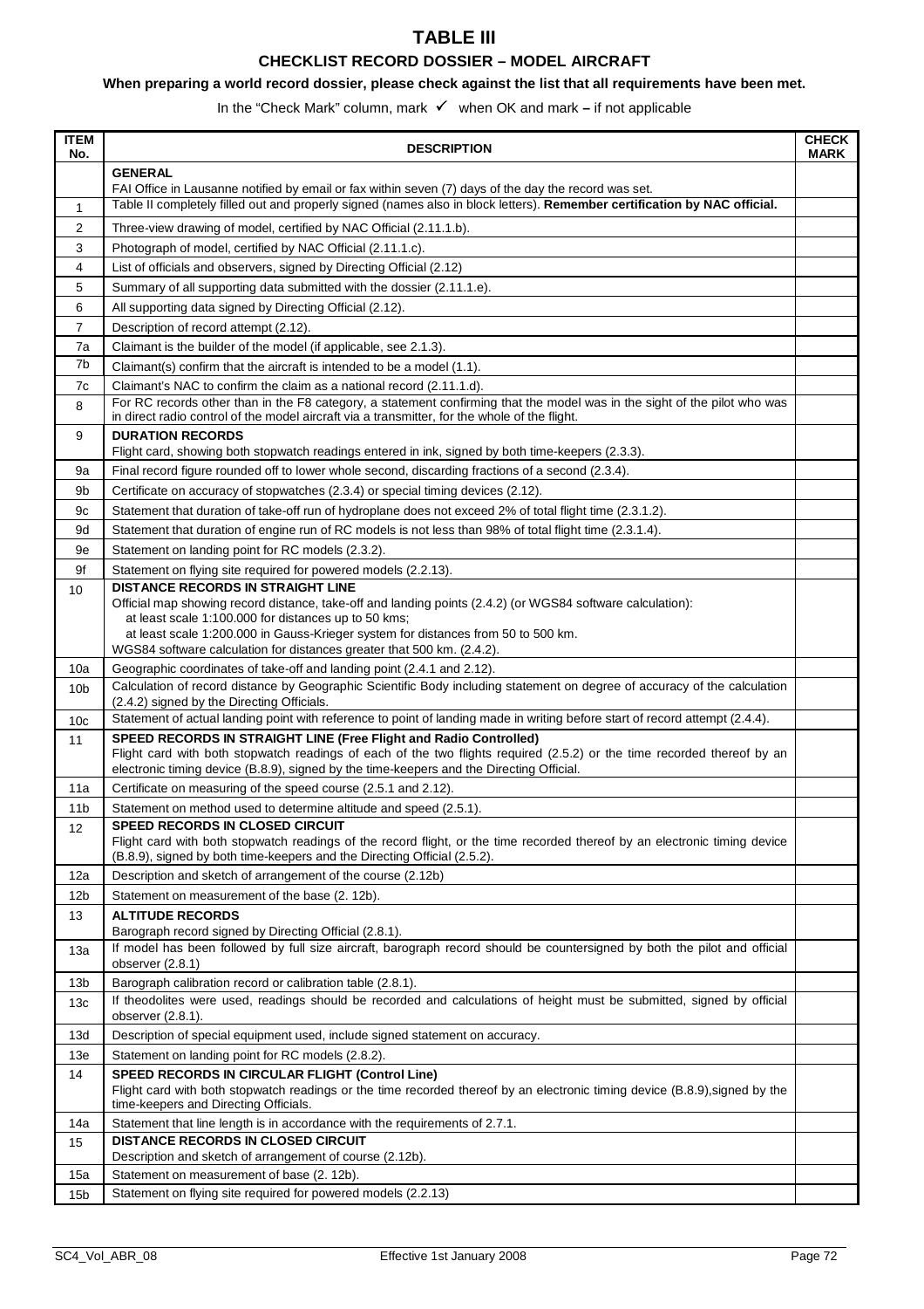# TABLE III

## CHECKLIST RECORD DOSSIER – MODEL AIRCRAFT

**When preparing a world record dossier, please check against the list that all requirements have been met.**

In the "Check Mark" column, mark ✓ when OK and mark **–** if not applicable

| ITEM No. | DESCRIPTION | CHECK MARK |
|---|---|---|
| | **GENERAL**<br>FAI Office in Lausanne notified by email or fax within seven (7) days of the day the record was set. | |
| 1 | Table II completely filled out and properly signed (names also in block letters). **Remember certification by NAC official.** | |
| 2 | Three-view drawing of model, certified by NAC Official (2.11.1.b). | |
| 3 | Photograph of model, certified by NAC Official (2.11.1.c). | |
| 4 | List of officials and observers, signed by Directing Official (2.12) | |
| 5 | Summary of all supporting data submitted with the dossier (2.11.1.e). | |
| 6 | All supporting data signed by Directing Official (2.12). | |
| 7 | Description of record attempt (2.12). | |
| 7a | Claimant is the builder of the model (if applicable, see 2.1.3). | |
| 7b | Claimant(s) confirm that the aircraft is intended to be a model (1.1). | |
| 7c | Claimant's NAC to confirm the claim as a national record (2.11.1.d). | |
| 8 | For RC records other than in the F8 category, a statement confirming that the model was in the sight of the pilot who was in direct radio control of the model aircraft via a transmitter, for the whole of the flight. | |
| 9 | **DURATION RECORDS**<br>Flight card, showing both stopwatch readings entered in ink, signed by both time-keepers (2.3.3). | |
| 9a | Final record figure rounded off to lower whole second, discarding fractions of a second (2.3.4). | |
| 9b | Certificate on accuracy of stopwatches (2.3.4) or special timing devices (2.12). | |
| 9c | Statement that duration of take-off run of hydroplane does not exceed 2% of total flight time (2.3.1.2). | |
| 9d | Statement that duration of engine run of RC models is not less than 98% of total flight time (2.3.1.4). | |
| 9e | Statement on landing point for RC models (2.3.2). | |
| 9f | Statement on flying site required for powered models (2.2.13). | |
| 10 | **DISTANCE RECORDS IN STRAIGHT LINE**<br>Official map showing record distance, take-off and landing points (2.4.2) (or WGS84 software calculation):<br>at least scale 1:100.000 for distances up to 50 kms;<br>at least scale 1:200.000 in Gauss-Krieger system for distances from 50 to 500 km.<br>WGS84 software calculation for distances greater that 500 km. (2.4.2). | |
| 10a | Geographic coordinates of take-off and landing point (2.4.1 and 2.12). | |
| 10b | Calculation of record distance by Geographic Scientific Body including statement on degree of accuracy of the calculation (2.4.2) signed by the Directing Officials. | |
| 10c | Statement of actual landing point with reference to point of landing made in writing before start of record attempt (2.4.4). | |
| 11 | **SPEED RECORDS IN STRAIGHT LINE (Free Flight and Radio Controlled)**<br>Flight card with both stopwatch readings of each of the two flights required (2.5.2) or the time recorded thereof by an electronic timing device (B.8.9), signed by the time-keepers and the Directing Official. | |
| 11a | Certificate on measuring of the speed course (2.5.1 and 2.12). | |
| 11b | Statement on method used to determine altitude and speed (2.5.1). | |
| 12 | **SPEED RECORDS IN CLOSED CIRCUIT**<br>Flight card with both stopwatch readings of the record flight, or the time recorded thereof by an electronic timing device (B.8.9), signed by both time-keepers and the Directing Official (2.5.2). | |
| 12a | Description and sketch of arrangement of the course (2.12b) | |
| 12b | Statement on measurement of the base (2. 12b). | |
| 13 | **ALTITUDE RECORDS**<br>Barograph record signed by Directing Official (2.8.1). | |
| 13a | If model has been followed by full size aircraft, barograph record should be countersigned by both the pilot and official observer (2.8.1) | |
| 13b | Barograph calibration record or calibration table (2.8.1). | |
| 13c | If theodolites were used, readings should be recorded and calculations of height must be submitted, signed by official observer (2.8.1). | |
| 13d | Description of special equipment used, include signed statement on accuracy. | |
| 13e | Statement on landing point for RC models (2.8.2). | |
| 14 | **SPEED RECORDS IN CIRCULAR FLIGHT (Control Line)**<br>Flight card with both stopwatch readings or the time recorded thereof by an electronic timing device (B.8.9),signed by the time-keepers and Directing Officials. | |
| 14a | Statement that line length is in accordance with the requirements of 2.7.1. | |
| 15 | **DISTANCE RECORDS IN CLOSED CIRCUIT**<br>Description and sketch of arrangement of course (2.12b). | |
| 15a | Statement on measurement of base (2. 12b). | |
| 15b | Statement on flying site required for powered models (2.2.13) | |